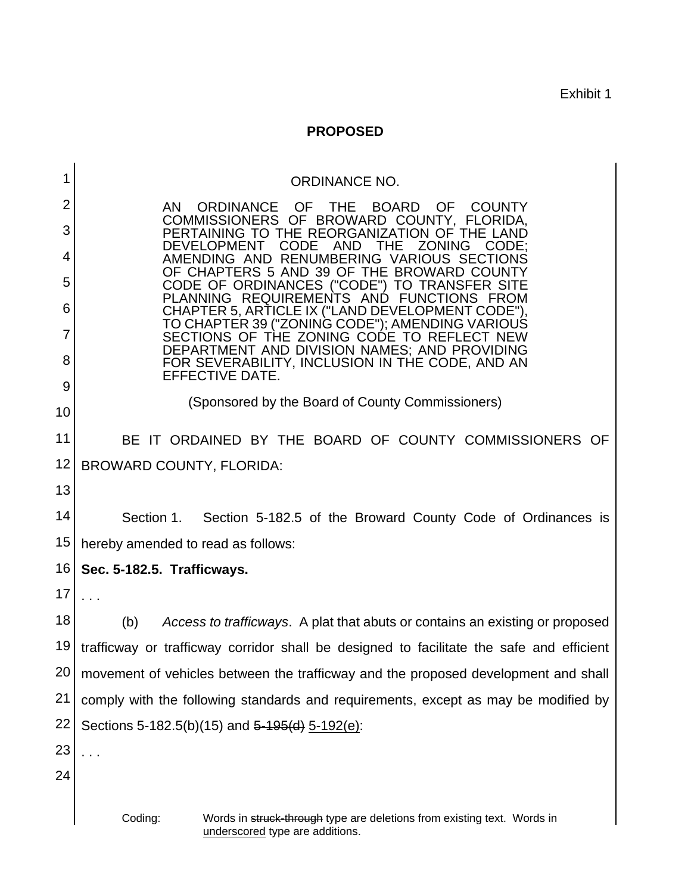Exhibit 1

**PROPOSED**

ORDINANCE NO.

AN ORDINANCE OF THE BOARD OF COUNTY COMMISSIONERS OF BROWARD COUNTY, FLORIDA, PERTAINING TO THE REORGANIZATION OF THE LAND DEVELOPMENT CODE AND THE ZONING CODE; AMENDING AND RENUMBERING VARIOUS SECTIONS OF CHAPTERS 5 AND 39 OF THE BROWARD COUNTY CODE OF ORDINANCES ("CODE") TO TRANSFER SITE PLANNING REQUIREMENTS AND FUNCTIONS FROM CHAPTER 5, ARTICLE IX ("LAND DEVELOPMENT CODE"), TO CHAPTER 39 ("ZONING CODE"); AMENDING VARIOUS SECTIONS OF THE ZONING CODE TO REFLECT NEW DEPARTMENT AND DIVISION NAMES; AND PROVIDING FOR SEVERABILITY, INCLUSION IN THE CODE, AND AN EFFECTIVE DATE.

(Sponsored by the Board of County Commissioners)

BE IT ORDAINED BY THE BOARD OF COUNTY COMMISSIONERS OF BROWARD COUNTY, FLORIDA:

Section 1. Section 5-182.5 of the Broward County Code of Ordinances is hereby amended to read as follows:

**Sec. 5-182.5. Trafficways.**

. . .

(b) *Access to trafficways*. A plat that abuts or contains an existing or proposed trafficway or trafficway corridor shall be designed to facilitate the safe and efficient movement of vehicles between the trafficway and the proposed development and shall comply with the following standards and requirements, except as may be modified by Sections 5-182.5(b)(15) and ~~5-195(d)~~ <u>5-192(e)</u>:

. . .

Coding: Words in ~~struck-through~~ type are deletions from existing text. Words in <u>underscored</u> type are additions.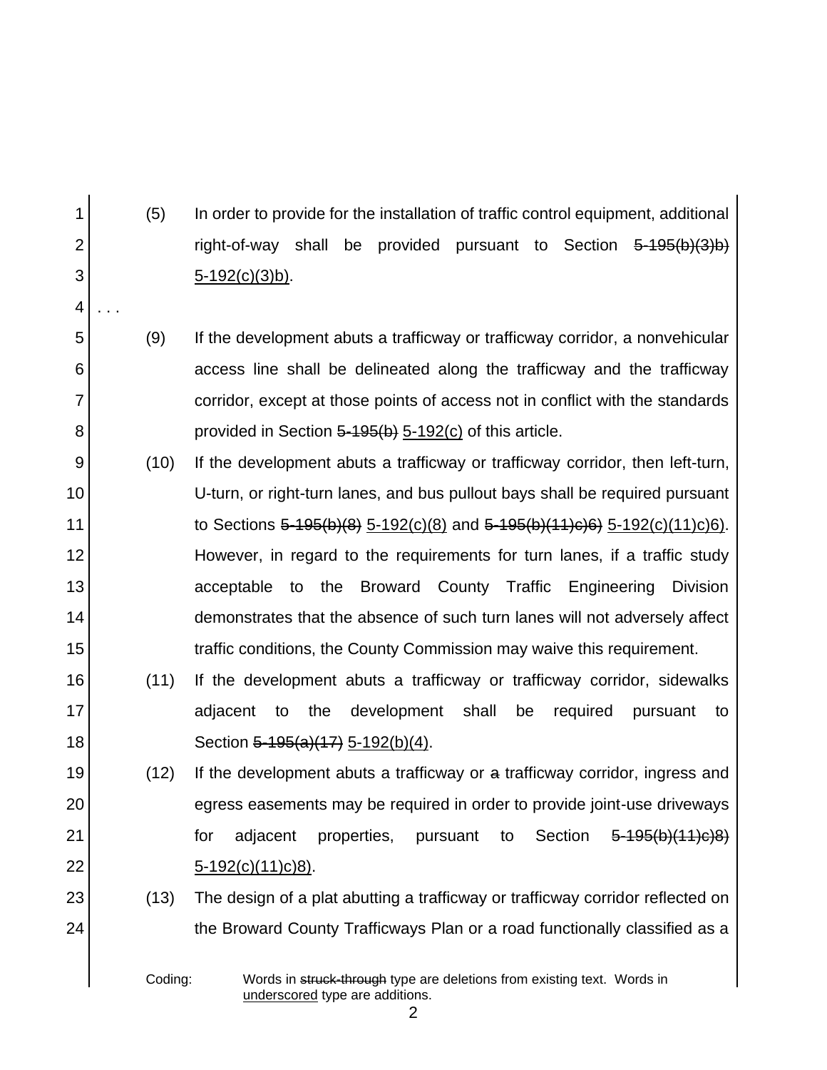(5) In order to provide for the installation of traffic control equipment, additional right-of-way shall be provided pursuant to Section ~~5-195(b)(3)b)~~ <u>5-192(c)(3)b)</u>.

. . .

(9) If the development abuts a trafficway or trafficway corridor, a nonvehicular access line shall be delineated along the trafficway and the trafficway corridor, except at those points of access not in conflict with the standards provided in Section ~~5-195(b)~~ <u>5-192(c)</u> of this article.

(10) If the development abuts a trafficway or trafficway corridor, then left-turn, U-turn, or right-turn lanes, and bus pullout bays shall be required pursuant to Sections ~~5-195(b)(8)~~ <u>5-192(c)(8)</u> and ~~5-195(b)(11)c)6)~~ <u>5-192(c)(11)c)6)</u>. However, in regard to the requirements for turn lanes, if a traffic study acceptable to the Broward County Traffic Engineering Division demonstrates that the absence of such turn lanes will not adversely affect traffic conditions, the County Commission may waive this requirement.

(11) If the development abuts a trafficway or trafficway corridor, sidewalks adjacent to the development shall be required pursuant to Section ~~5-195(a)(17)~~ <u>5-192(b)(4)</u>.

(12) If the development abuts a trafficway or ~~a~~ trafficway corridor, ingress and egress easements may be required in order to provide joint-use driveways for adjacent properties, pursuant to Section ~~5-195(b)(11)c)8)~~ <u>5-192(c)(11)c)8)</u>.

(13) The design of a plat abutting a trafficway or trafficway corridor reflected on the Broward County Trafficways Plan or a road functionally classified as a

Coding: Words in ~~struck-through~~ type are deletions from existing text. Words in <u>underscored</u> type are additions.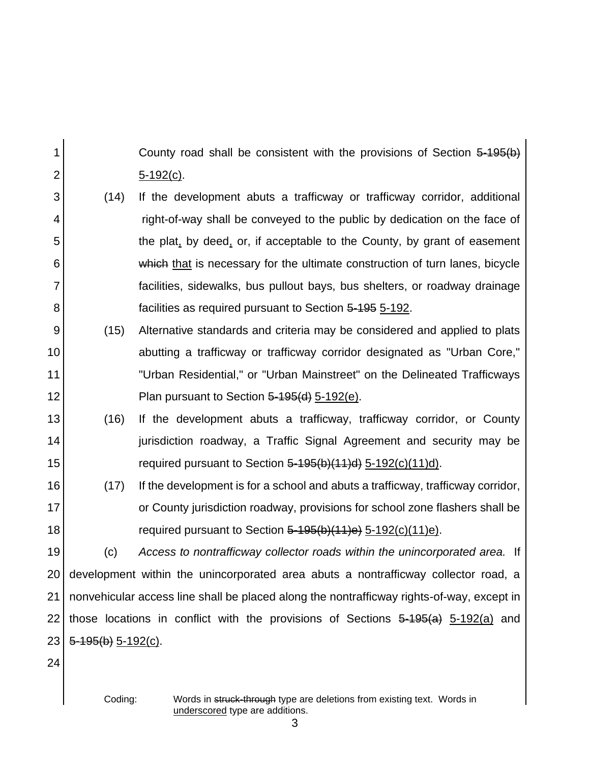County road shall be consistent with the provisions of Section ~~5-195(b)~~ <u>5-192(c)</u>.

(14) If the development abuts a trafficway or trafficway corridor, additional right-of-way shall be conveyed to the public by dedication on the face of the plat<u>,</u> by deed<u>,</u> or, if acceptable to the County, by grant of easement ~~which~~ <u>that</u> is necessary for the ultimate construction of turn lanes, bicycle facilities, sidewalks, bus pullout bays, bus shelters, or roadway drainage facilities as required pursuant to Section ~~5-195~~ <u>5-192</u>.

(15) Alternative standards and criteria may be considered and applied to plats abutting a trafficway or trafficway corridor designated as "Urban Core," "Urban Residential," or "Urban Mainstreet" on the Delineated Trafficways Plan pursuant to Section ~~5-195(d)~~ <u>5-192(e)</u>.

(16) If the development abuts a trafficway, trafficway corridor, or County jurisdiction roadway, a Traffic Signal Agreement and security may be required pursuant to Section ~~5-195(b)(11)d)~~ <u>5-192(c)(11)d)</u>.

(17) If the development is for a school and abuts a trafficway, trafficway corridor, or County jurisdiction roadway, provisions for school zone flashers shall be required pursuant to Section ~~5-195(b)(11)e)~~ <u>5-192(c)(11)e)</u>.

(c) *Access to nontrafficway collector roads within the unincorporated area.* If development within the unincorporated area abuts a nontrafficway collector road, a nonvehicular access line shall be placed along the nontrafficway rights-of-way, except in those locations in conflict with the provisions of Sections ~~5-195(a)~~ <u>5-192(a)</u> and ~~5-195(b)~~ <u>5-192(c)</u>.

Coding: Words in ~~struck-through~~ type are deletions from existing text. Words in <u>underscored</u> type are additions.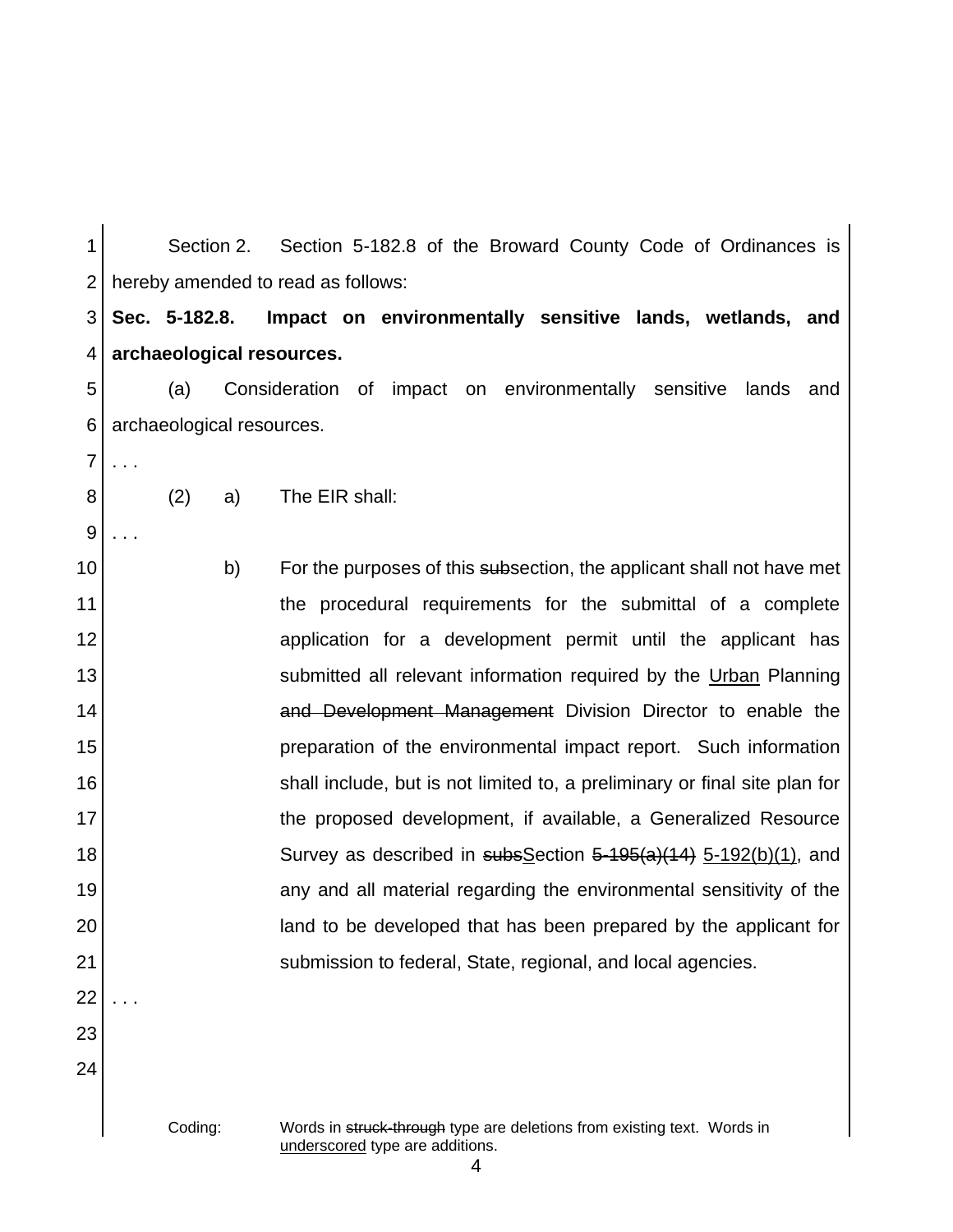Section 2. Section 5-182.8 of the Broward County Code of Ordinances is hereby amended to read as follows:

**Sec. 5-182.8. Impact on environmentally sensitive lands, wetlands, and archaeological resources.**

(a) Consideration of impact on environmentally sensitive lands and archaeological resources.

. . .

(2) a) The EIR shall:

. . .

b) For the purposes of this ~~sub~~section, the applicant shall not have met the procedural requirements for the submittal of a complete application for a development permit until the applicant has submitted all relevant information required by the <u>Urban</u> Planning ~~and Development Management~~ Division Director to enable the preparation of the environmental impact report. Such information shall include, but is not limited to, a preliminary or final site plan for the proposed development, if available, a Generalized Resource Survey as described in ~~subs~~<u>S</u>ection ~~5-195(a)(14)~~ <u>5-192(b)(1)</u>, and any and all material regarding the environmental sensitivity of the land to be developed that has been prepared by the applicant for submission to federal, State, regional, and local agencies.

. . .

Coding: Words in ~~struck-through~~ type are deletions from existing text. Words in <u>underscored</u> type are additions.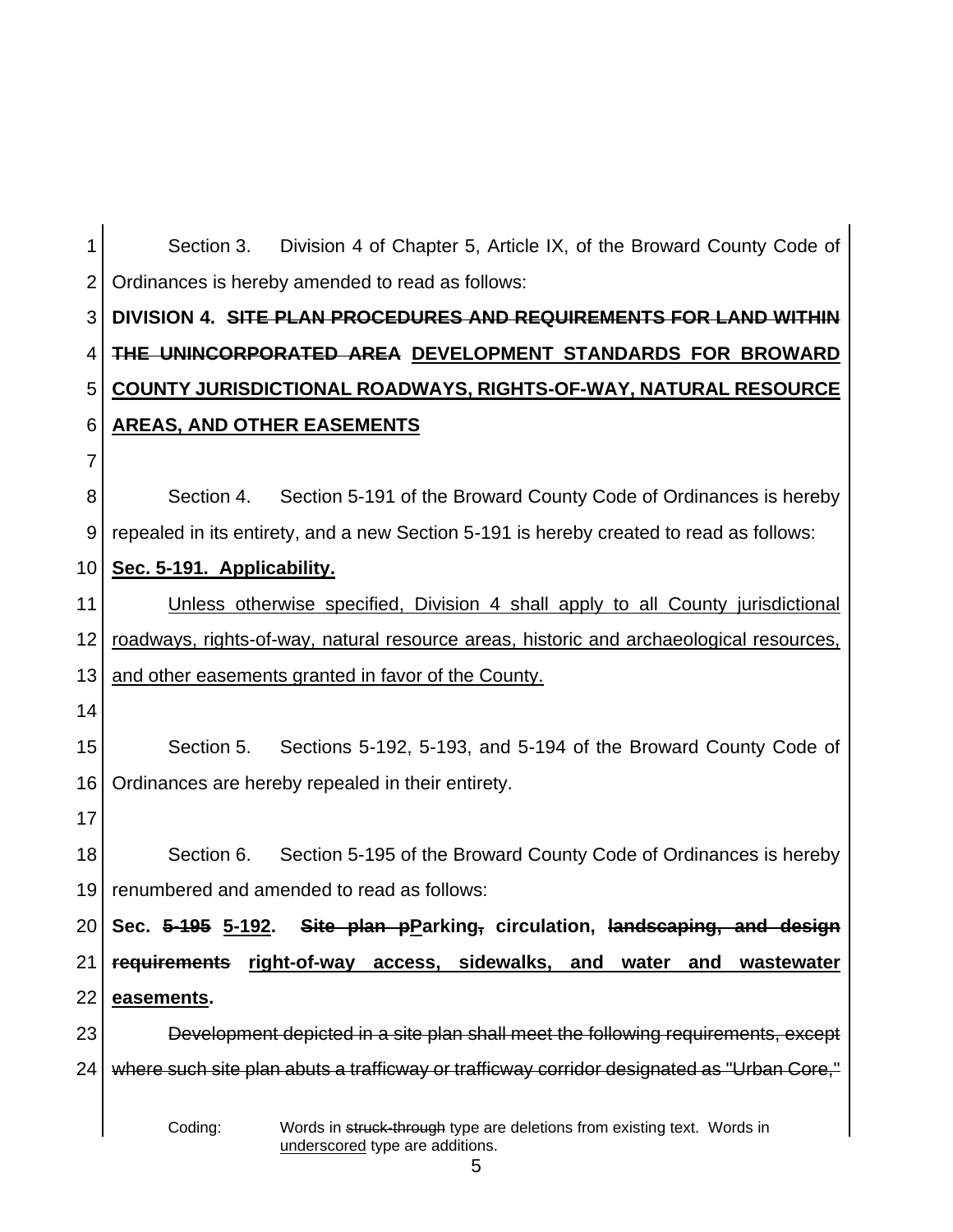Section 3. Division 4 of Chapter 5, Article IX, of the Broward County Code of Ordinances is hereby amended to read as follows:

**DIVISION 4. ~~SITE PLAN PROCEDURES AND REQUIREMENTS FOR LAND WITHIN THE UNINCORPORATED AREA~~ <u>DEVELOPMENT STANDARDS FOR BROWARD COUNTY JURISDICTIONAL ROADWAYS, RIGHTS-OF-WAY, NATURAL RESOURCE AREAS, AND OTHER EASEMENTS</u>**

Section 4. Section 5-191 of the Broward County Code of Ordinances is hereby repealed in its entirety, and a new Section 5-191 is hereby created to read as follows:

**<u>Sec. 5-191. Applicability.</u>**

<u>Unless otherwise specified, Division 4 shall apply to all County jurisdictional roadways, rights-of-way, natural resource areas, historic and archaeological resources, and other easements granted in favor of the County.</u>

Section 5. Sections 5-192, 5-193, and 5-194 of the Broward County Code of Ordinances are hereby repealed in their entirety.

Section 6. Section 5-195 of the Broward County Code of Ordinances is hereby renumbered and amended to read as follows:

**Sec. ~~5-195~~ <u>5-192</u>. ~~Site plan p~~<u>P</u>arking~~,~~ circulation, ~~landscaping, and design requirements~~ <u>right-of-way access, sidewalks, and water and wastewater easements</u>.**

~~Development depicted in a site plan shall meet the following requirements, except where such site plan abuts a trafficway or trafficway corridor designated as "Urban Core,"~~

Coding: Words in ~~struck-through~~ type are deletions from existing text. Words in <u>underscored</u> type are additions.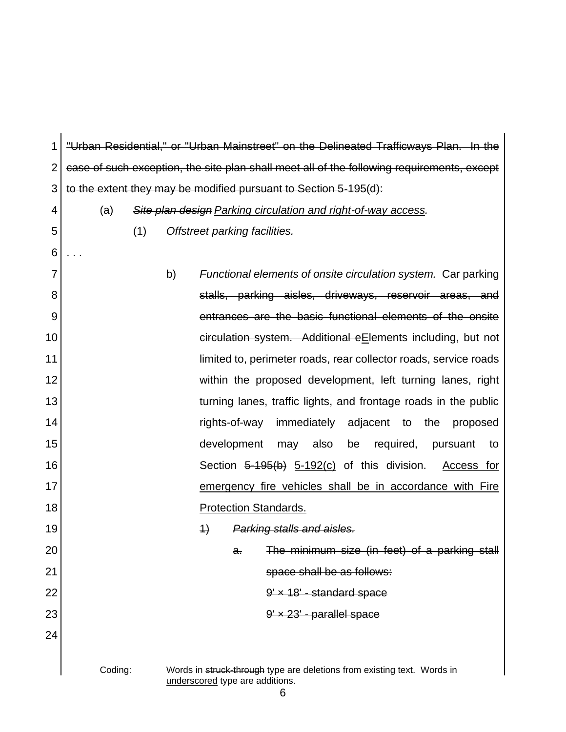~~"Urban Residential," or "Urban Mainstreet" on the Delineated Trafficways Plan. In the case of such exception, the site plan shall meet all of the following requirements, except to the extent they may be modified pursuant to Section 5-195(d):~~

(a) ~~*Site plan design*~~ <u>*Parking circulation and right-of-way access*</u>.

(1) *Offstreet parking facilities.*

. . .

b) *Functional elements of onsite circulation system.* ~~Car parking stalls, parking aisles, driveways, reservoir areas, and entrances are the basic functional elements of the onsite circulation system. Additional e~~<u>E</u>lements including, but not limited to, perimeter roads, rear collector roads, service roads within the proposed development, left turning lanes, right turning lanes, traffic lights, and frontage roads in the public rights-of-way immediately adjacent to the proposed development may also be required, pursuant to Section ~~5-195(b)~~ <u>5-192(c)</u> of this division. <u>Access for emergency fire vehicles shall be in accordance with Fire Protection Standards.</u>

~~1)~~ ~~*Parking stalls and aisles.*~~

~~a.~~ ~~The minimum size (in feet) of a parking stall space shall be as follows:~~

~~9' × 18' - standard space~~

~~9' × 23' - parallel space~~

Coding: Words in ~~struck-through~~ type are deletions from existing text. Words in <u>underscored</u> type are additions.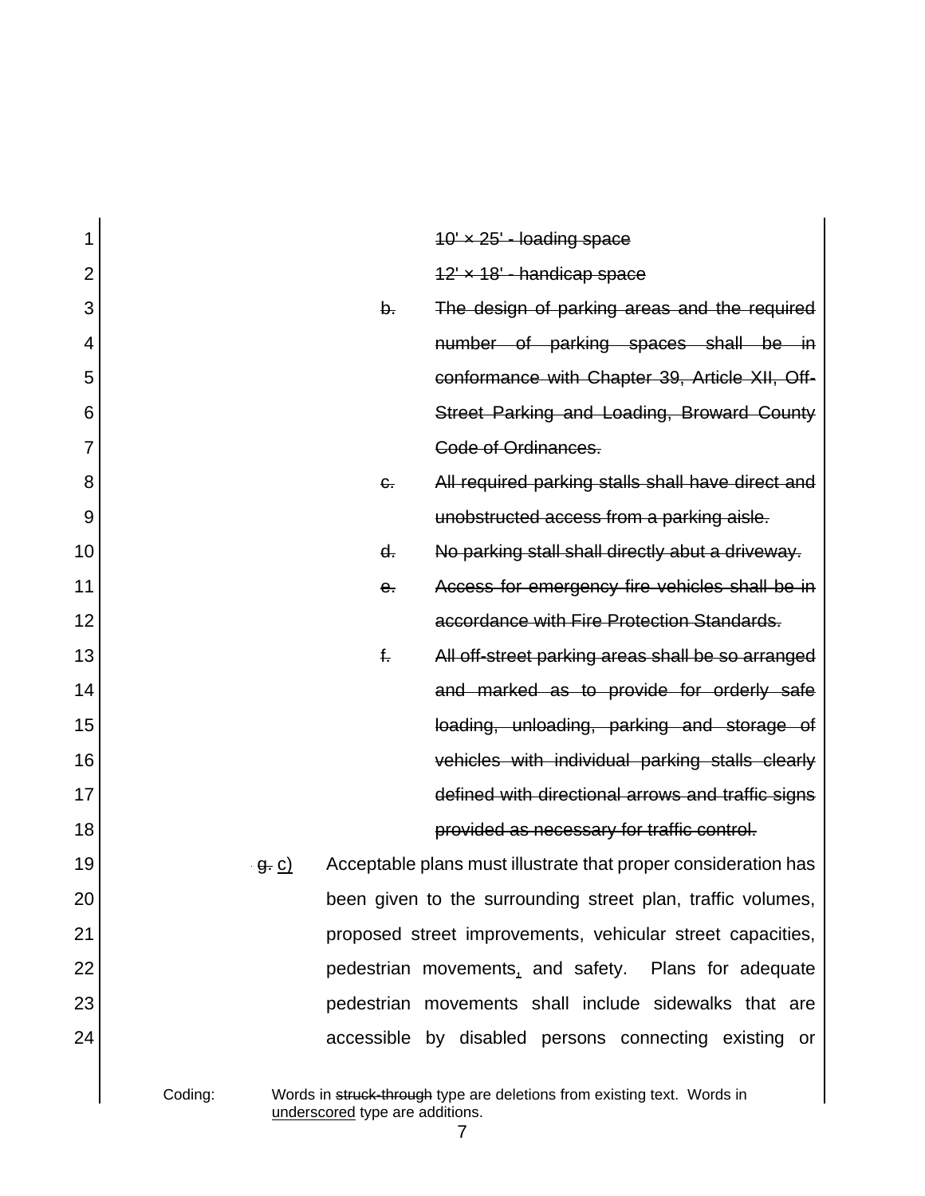~~10' × 25' - loading space~~

~~12' × 18' - handicap space~~

~~b. The design of parking areas and the required number of parking spaces shall be in conformance with Chapter 39, Article XII, Off-Street Parking and Loading, Broward County Code of Ordinances.~~

~~c. All required parking stalls shall have direct and unobstructed access from a parking aisle.~~

~~d. No parking stall shall directly abut a driveway.~~

~~e. Access for emergency fire vehicles shall be in accordance with Fire Protection Standards.~~

~~f. All off-street parking areas shall be so arranged and marked as to provide for orderly safe loading, unloading, parking and storage of vehicles with individual parking stalls clearly defined with directional arrows and traffic signs provided as necessary for traffic control.~~

~~g.~~ <u>c)</u> Acceptable plans must illustrate that proper consideration has been given to the surrounding street plan, traffic volumes, proposed street improvements, vehicular street capacities, pedestrian movements<u>,</u> and safety. Plans for adequate pedestrian movements shall include sidewalks that are accessible by disabled persons connecting existing or

Coding: Words in ~~struck-through~~ type are deletions from existing text. Words in <u>underscored</u> type are additions.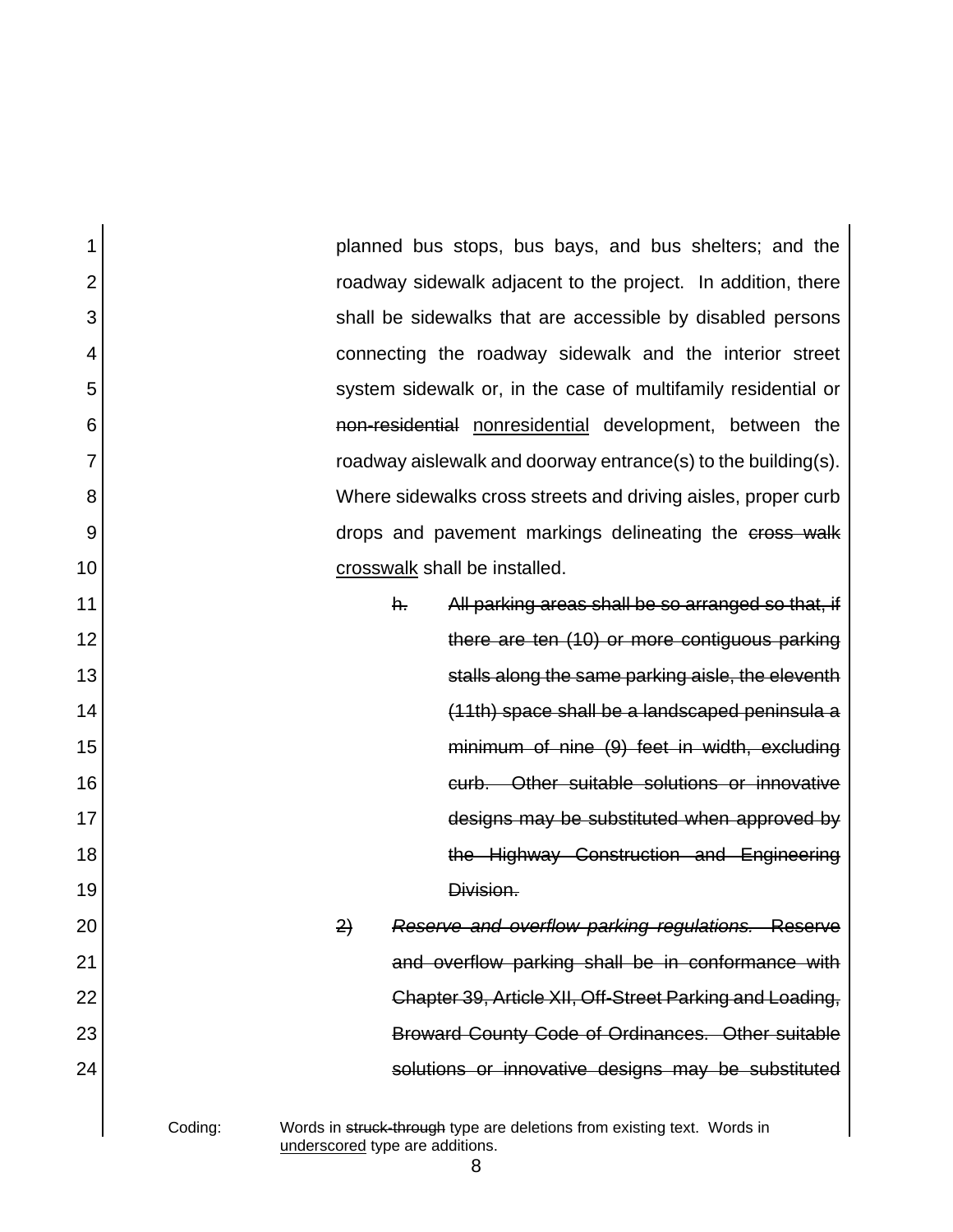planned bus stops, bus bays, and bus shelters; and the roadway sidewalk adjacent to the project. In addition, there shall be sidewalks that are accessible by disabled persons connecting the roadway sidewalk and the interior street system sidewalk or, in the case of multifamily residential or ~~non-residential~~ <u>nonresidential</u> development, between the roadway aislewalk and doorway entrance(s) to the building(s). Where sidewalks cross streets and driving aisles, proper curb drops and pavement markings delineating the ~~cross walk~~ <u>crosswalk</u> shall be installed.

~~h. All parking areas shall be so arranged so that, if there are ten (10) or more contiguous parking stalls along the same parking aisle, the eleventh (11th) space shall be a landscaped peninsula a minimum of nine (9) feet in width, excluding curb. Other suitable solutions or innovative designs may be substituted when approved by the Highway Construction and Engineering Division.~~

~~2) *Reserve and overflow parking regulations.* Reserve and overflow parking shall be in conformance with Chapter 39, Article XII, Off-Street Parking and Loading, Broward County Code of Ordinances. Other suitable solutions or innovative designs may be substituted~~

Coding: Words in ~~struck-through~~ type are deletions from existing text. Words in <u>underscored</u> type are additions.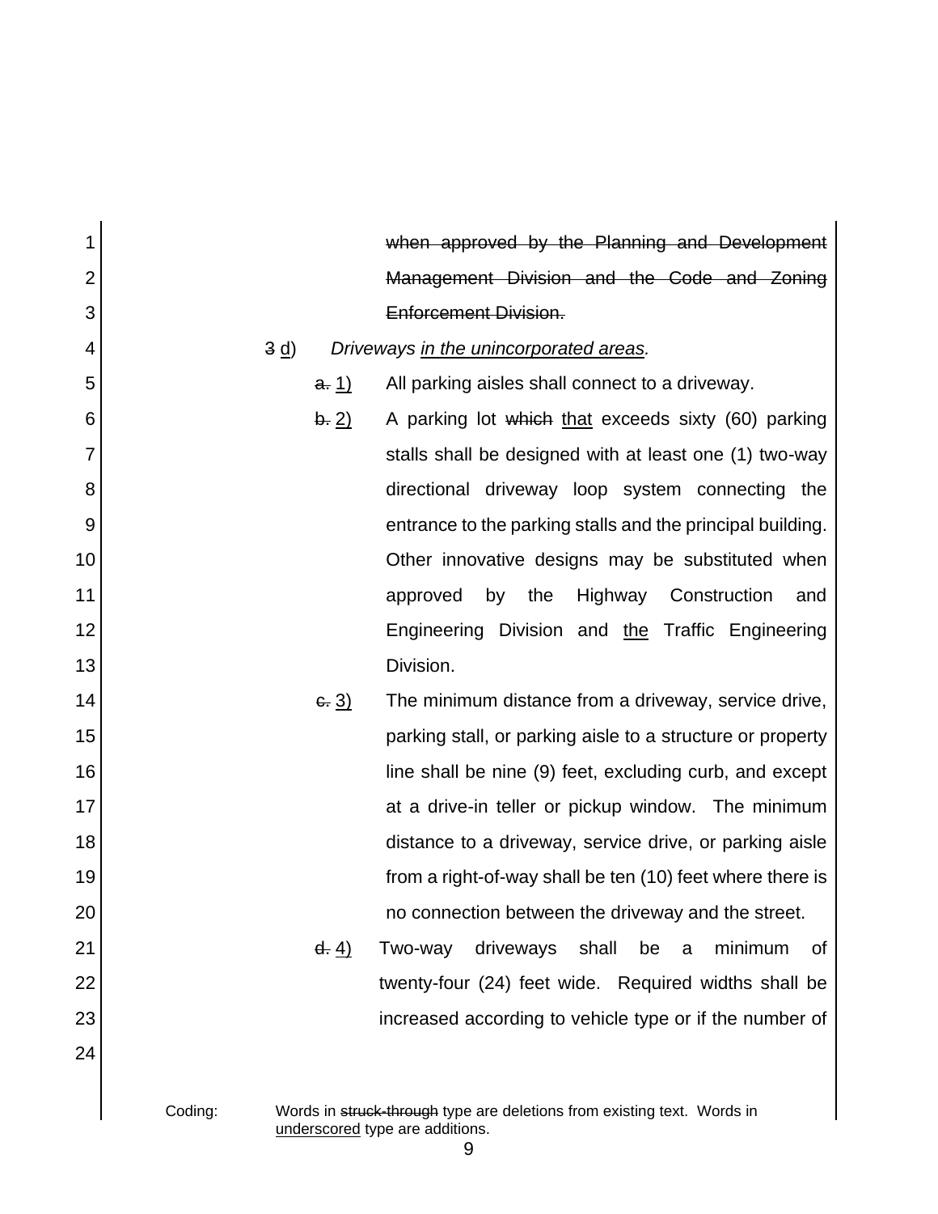~~when approved by the Planning and Development Management Division and the Code and Zoning Enforcement Division.~~

~~3~~ <u>d</u>) *Driveways <u>in the unincorporated areas</u>.*

~~a.~~ <u>1)</u> All parking aisles shall connect to a driveway.

~~b.~~ <u>2)</u> A parking lot ~~which~~ <u>that</u> exceeds sixty (60) parking stalls shall be designed with at least one (1) two-way directional driveway loop system connecting the entrance to the parking stalls and the principal building. Other innovative designs may be substituted when approved by the Highway Construction and Engineering Division and <u>the</u> Traffic Engineering Division.

~~c.~~ <u>3)</u> The minimum distance from a driveway, service drive, parking stall, or parking aisle to a structure or property line shall be nine (9) feet, excluding curb, and except at a drive-in teller or pickup window. The minimum distance to a driveway, service drive, or parking aisle from a right-of-way shall be ten (10) feet where there is no connection between the driveway and the street.

~~d.~~ <u>4)</u> Two-way driveways shall be a minimum of twenty-four (24) feet wide. Required widths shall be increased according to vehicle type or if the number of

Coding: Words in ~~struck-through~~ type are deletions from existing text. Words in <u>underscored</u> type are additions.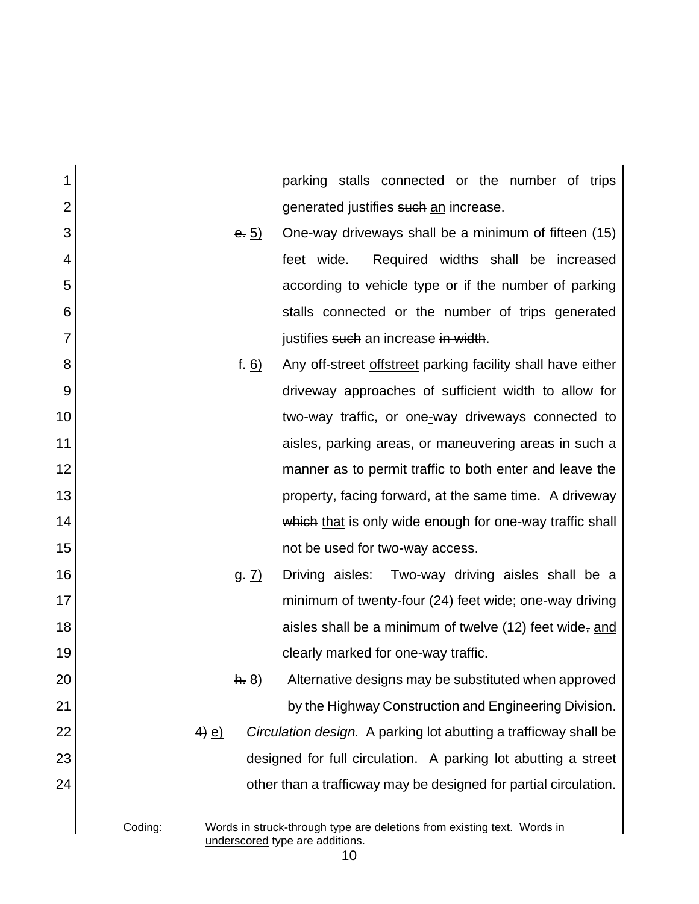parking stalls connected or the number of trips generated justifies ~~such~~ <u>an</u> increase.

~~e.~~ <u>5)</u> One-way driveways shall be a minimum of fifteen (15) feet wide. Required widths shall be increased according to vehicle type or if the number of parking stalls connected or the number of trips generated justifies ~~such~~ an increase ~~in width~~.

~~f.~~ <u>6)</u> Any ~~off-street~~ <u>offstreet</u> parking facility shall have either driveway approaches of sufficient width to allow for two-way traffic, or one<u>-</u>way driveways connected to aisles, parking areas<u>,</u> or maneuvering areas in such a manner as to permit traffic to both enter and leave the property, facing forward, at the same time. A driveway ~~which~~ <u>that</u> is only wide enough for one-way traffic shall not be used for two-way access.

~~g.~~ <u>7)</u> Driving aisles: Two-way driving aisles shall be a minimum of twenty-four (24) feet wide; one-way driving aisles shall be a minimum of twelve (12) feet wide~~,~~ <u>and</u> clearly marked for one-way traffic.

~~h.~~ <u>8)</u> Alternative designs may be substituted when approved by the Highway Construction and Engineering Division.

4~~)~~ <u>e)</u> *Circulation design.* A parking lot abutting a trafficway shall be designed for full circulation. A parking lot abutting a street other than a trafficway may be designed for partial circulation.

Coding: Words in ~~struck-through~~ type are deletions from existing text. Words in <u>underscored</u> type are additions.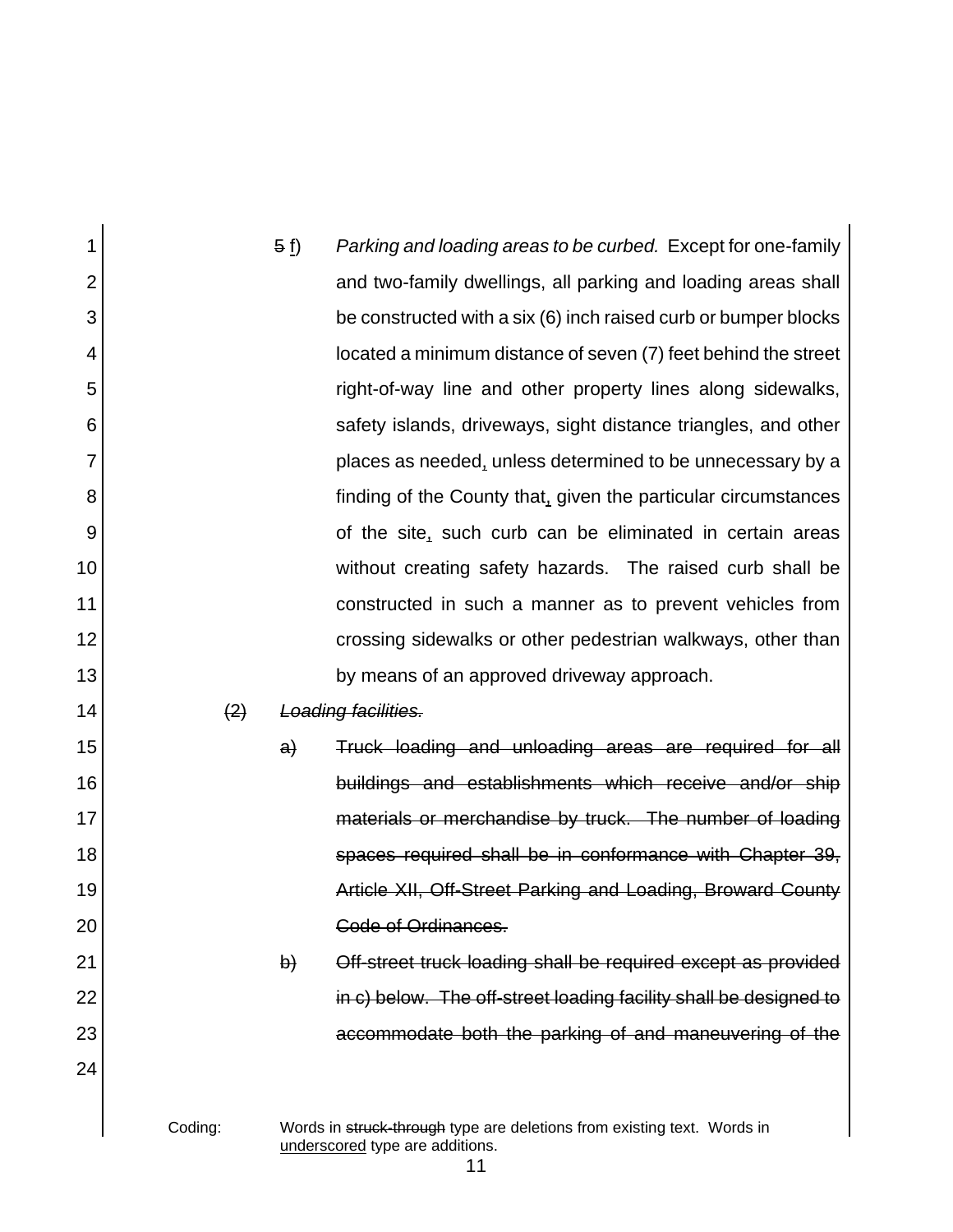~~5~~ <u>f</u>) *Parking and loading areas to be curbed.* Except for one-family and two-family dwellings, all parking and loading areas shall be constructed with a six (6) inch raised curb or bumper blocks located a minimum distance of seven (7) feet behind the street right-of-way line and other property lines along sidewalks, safety islands, driveways, sight distance triangles, and other places as needed<u>,</u> unless determined to be unnecessary by a finding of the County that<u>,</u> given the particular circumstances of the site<u>,</u> such curb can be eliminated in certain areas without creating safety hazards. The raised curb shall be constructed in such a manner as to prevent vehicles from crossing sidewalks or other pedestrian walkways, other than by means of an approved driveway approach.

~~(2) *Loading facilities.*~~

~~a) Truck loading and unloading areas are required for all buildings and establishments which receive and/or ship materials or merchandise by truck. The number of loading spaces required shall be in conformance with Chapter 39, Article XII, Off-Street Parking and Loading, Broward County Code of Ordinances.~~

~~b) Off-street truck loading shall be required except as provided in c) below. The off-street loading facility shall be designed to accommodate both the parking of and maneuvering of the~~

Coding: Words in ~~struck-through~~ type are deletions from existing text. Words in <u>underscored</u> type are additions.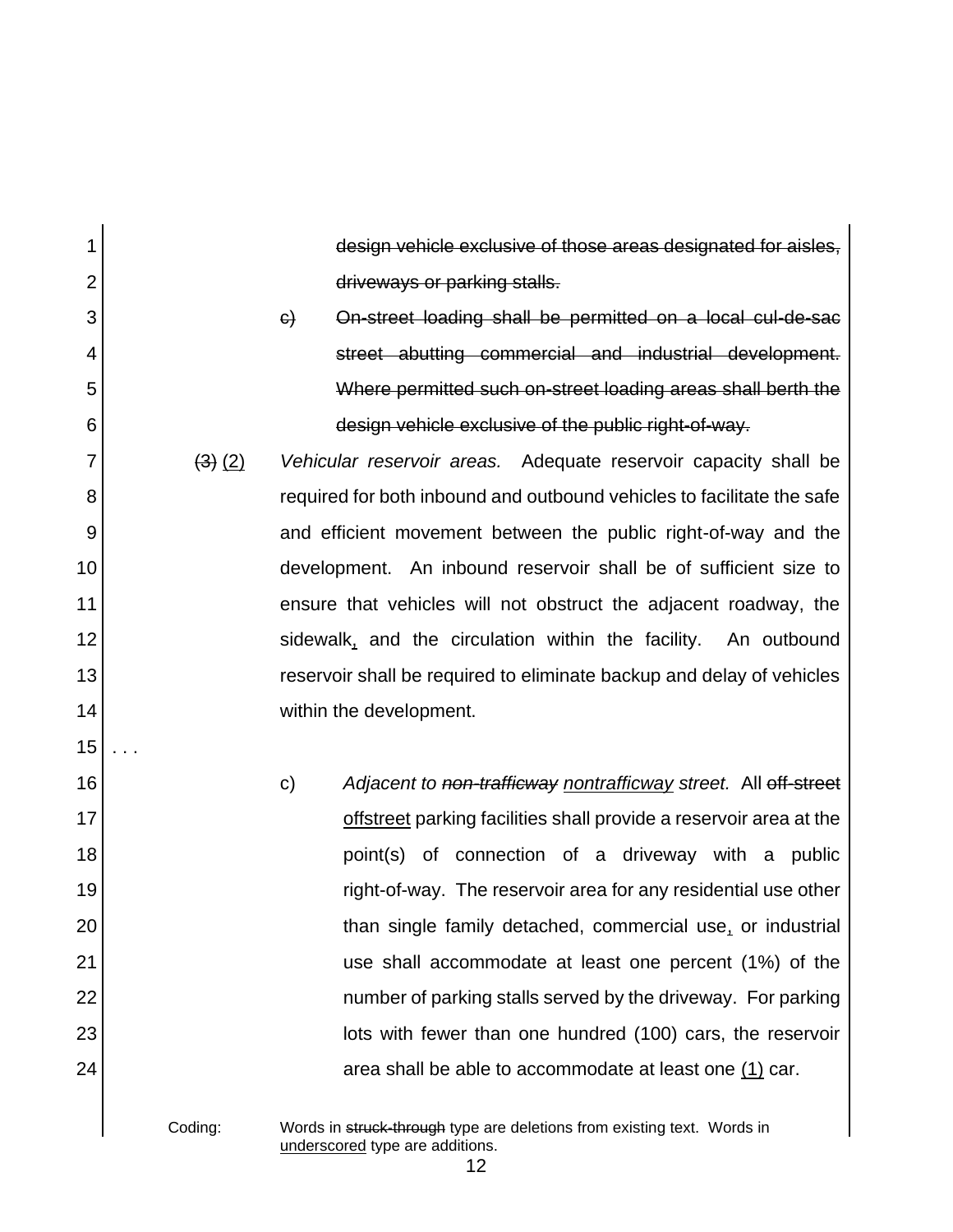~~design vehicle exclusive of those areas designated for aisles, driveways or parking stalls.~~

~~c)~~ ~~On-street loading shall be permitted on a local cul-de-sac street abutting commercial and industrial development. Where permitted such on-street loading areas shall berth the design vehicle exclusive of the public right-of-way.~~

~~(3)~~ <u>(2)</u> *Vehicular reservoir areas.* Adequate reservoir capacity shall be required for both inbound and outbound vehicles to facilitate the safe and efficient movement between the public right-of-way and the development. An inbound reservoir shall be of sufficient size to ensure that vehicles will not obstruct the adjacent roadway, the sidewalk<u>,</u> and the circulation within the facility. An outbound reservoir shall be required to eliminate backup and delay of vehicles within the development.

. . .

c) *Adjacent to ~~non-trafficway~~ <u>nontrafficway</u> street.* All ~~off-street~~ <u>offstreet</u> parking facilities shall provide a reservoir area at the point(s) of connection of a driveway with a public right-of-way. The reservoir area for any residential use other than single family detached, commercial use<u>,</u> or industrial use shall accommodate at least one percent (1%) of the number of parking stalls served by the driveway. For parking lots with fewer than one hundred (100) cars, the reservoir area shall be able to accommodate at least one <u>(1)</u> car.

Coding: Words in ~~struck-through~~ type are deletions from existing text. Words in <u>underscored</u> type are additions.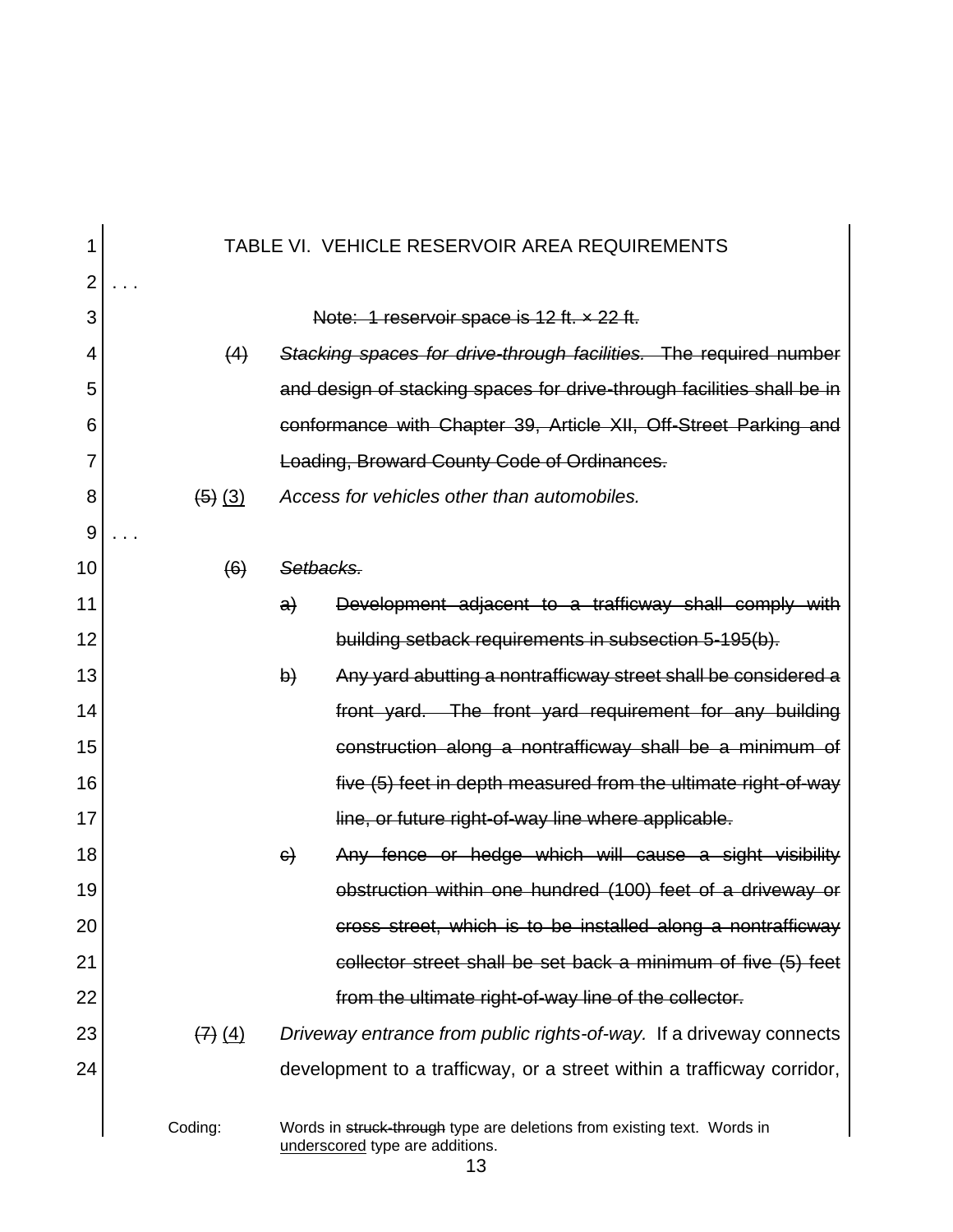TABLE VI. VEHICLE RESERVOIR AREA REQUIREMENTS

. . .

~~Note: 1 reservoir space is 12 ft. × 22 ft.~~

~~(4)~~ ~~*Stacking spaces for drive-through facilities.* The required number and design of stacking spaces for drive-through facilities shall be in conformance with Chapter 39, Article XII, Off-Street Parking and Loading, Broward County Code of Ordinances.~~

~~(5)~~ <u>(3)</u> *Access for vehicles other than automobiles.*

. . .

~~(6)~~ ~~*Setbacks.*~~

~~a) Development adjacent to a trafficway shall comply with building setback requirements in subsection 5-195(b).~~

~~b) Any yard abutting a nontrafficway street shall be considered a front yard. The front yard requirement for any building construction along a nontrafficway shall be a minimum of five (5) feet in depth measured from the ultimate right-of-way line, or future right-of-way line where applicable.~~

~~c) Any fence or hedge which will cause a sight visibility obstruction within one hundred (100) feet of a driveway or cross street, which is to be installed along a nontrafficway collector street shall be set back a minimum of five (5) feet from the ultimate right-of-way line of the collector.~~

~~(7)~~ <u>(4)</u> *Driveway entrance from public rights-of-way.* If a driveway connects development to a trafficway, or a street within a trafficway corridor,

Coding: Words in ~~struck-through~~ type are deletions from existing text. Words in <u>underscored</u> type are additions.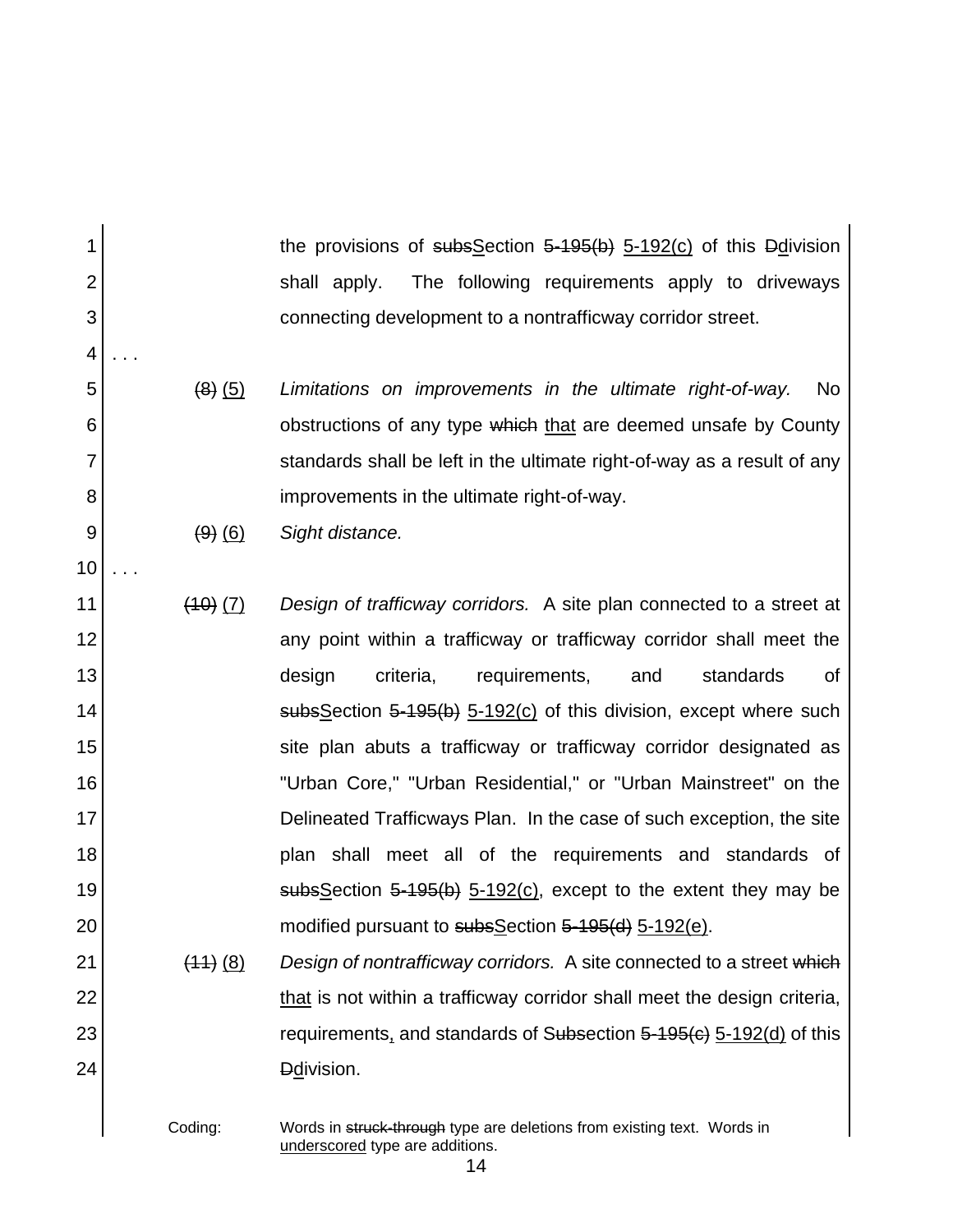the provisions of ~~subs~~<u>S</u>ection ~~5-195(b)~~ <u>5-192(c)</u> of this ~~D~~<u>d</u>ivision shall apply. The following requirements apply to driveways connecting development to a nontrafficway corridor street.

. . .

~~(8)~~ <u>(5)</u> *Limitations on improvements in the ultimate right-of-way.* No obstructions of any type ~~which~~ <u>that</u> are deemed unsafe by County standards shall be left in the ultimate right-of-way as a result of any improvements in the ultimate right-of-way.

~~(9)~~ <u>(6)</u> *Sight distance.*

. . .

~~(10)~~ <u>(7)</u> *Design of trafficway corridors.* A site plan connected to a street at any point within a trafficway or trafficway corridor shall meet the design criteria, requirements, and standards of ~~subs~~<u>S</u>ection ~~5-195(b)~~ <u>5-192(c)</u> of this division, except where such site plan abuts a trafficway or trafficway corridor designated as "Urban Core," "Urban Residential," or "Urban Mainstreet" on the Delineated Trafficways Plan. In the case of such exception, the site plan shall meet all of the requirements and standards of ~~subs~~<u>S</u>ection ~~5-195(b)~~ <u>5-192(c)</u>, except to the extent they may be modified pursuant to ~~subs~~<u>S</u>ection ~~5-195(d)~~ <u>5-192(e)</u>.

~~(11)~~ <u>(8)</u> *Design of nontrafficway corridors.* A site connected to a street ~~which~~ <u>that</u> is not within a trafficway corridor shall meet the design criteria, requirements<u>,</u> and standards of S~~ubs~~ection ~~5-195(c)~~ <u>5-192(d)</u> of this ~~D~~<u>d</u>ivision.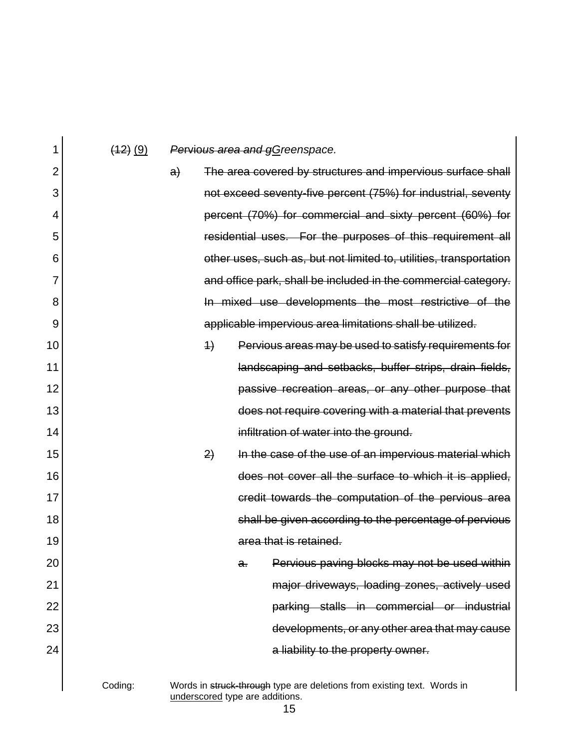~~(12)~~ <u>(9)</u> *~~Pervious area and g~~<u>G</u>reenspace.*

~~a) The area covered by structures and impervious surface shall not exceed seventy-five percent (75%) for industrial, seventy percent (70%) for commercial and sixty percent (60%) for residential uses. For the purposes of this requirement all other uses, such as, but not limited to, utilities, transportation and office park, shall be included in the commercial category. In mixed use developments the most restrictive of the applicable impervious area limitations shall be utilized.~~

~~1) Pervious areas may be used to satisfy requirements for landscaping and setbacks, buffer strips, drain fields, passive recreation areas, or any other purpose that does not require covering with a material that prevents infiltration of water into the ground.~~

~~2) In the case of the use of an impervious material which does not cover all the surface to which it is applied, credit towards the computation of the pervious area shall be given according to the percentage of pervious area that is retained.~~

~~a. Pervious paving blocks may not be used within major driveways, loading zones, actively used parking stalls in commercial or industrial developments, or any other area that may cause a liability to the property owner.~~

Coding: Words in ~~struck-through~~ type are deletions from existing text. Words in <u>underscored</u> type are additions.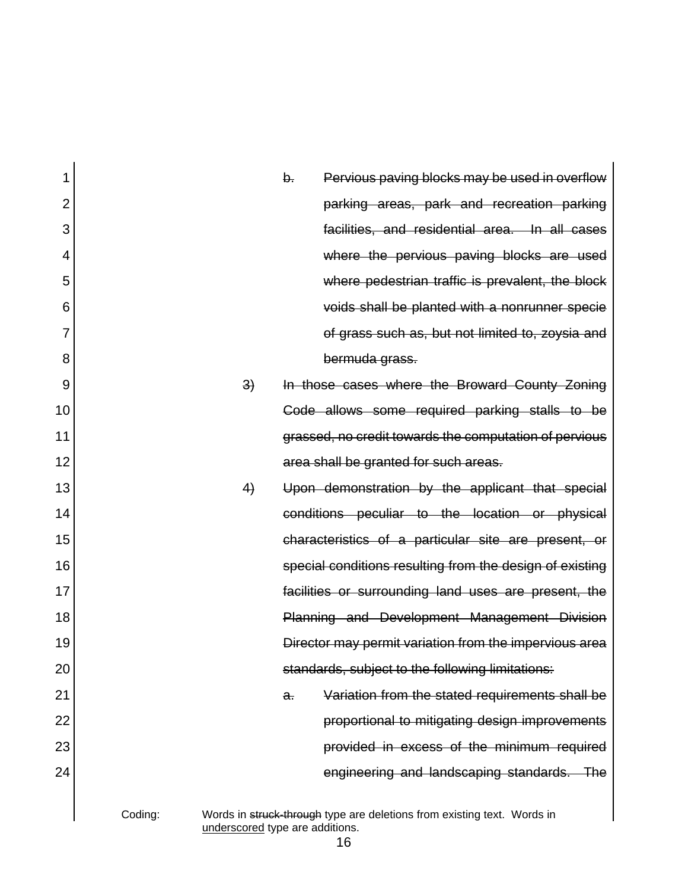b. ~~Pervious paving blocks may be used in overflow parking areas, park and recreation parking facilities, and residential area. In all cases where the pervious paving blocks are used where pedestrian traffic is prevalent, the block voids shall be planted with a nonrunner specie of grass such as, but not limited to, zoysia and bermuda grass.~~

3) ~~In those cases where the Broward County Zoning Code allows some required parking stalls to be grassed, no credit towards the computation of pervious area shall be granted for such areas.~~

4) ~~Upon demonstration by the applicant that special conditions peculiar to the location or physical characteristics of a particular site are present, or special conditions resulting from the design of existing facilities or surrounding land uses are present, the Planning and Development Management Division Director may permit variation from the impervious area standards, subject to the following limitations:~~

a. ~~Variation from the stated requirements shall be proportional to mitigating design improvements provided in excess of the minimum required engineering and landscaping standards. The~~

Coding: Words in ~~struck-through~~ type are deletions from existing text. Words in underscored type are additions.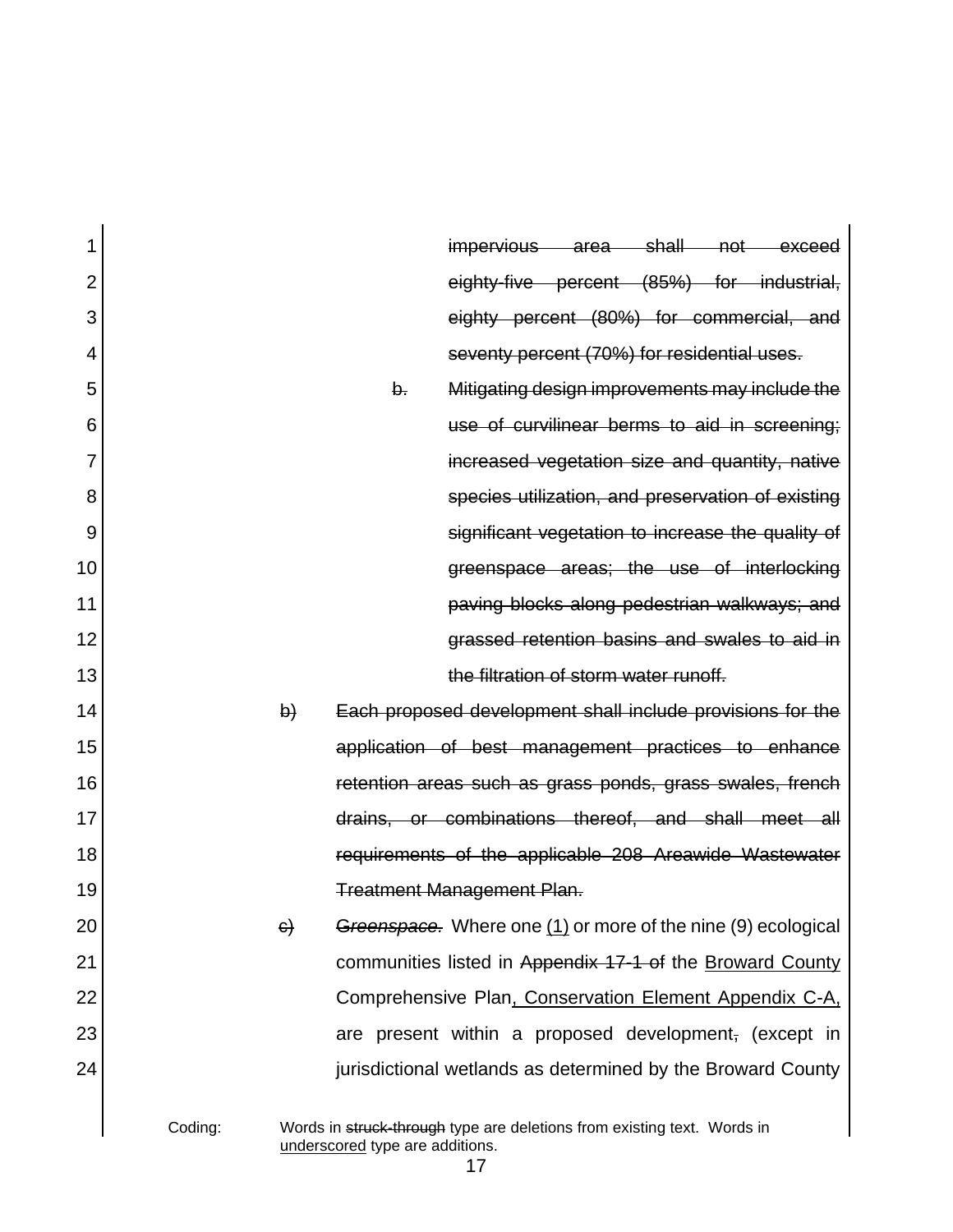~~impervious area shall not exceed eighty-five percent (85%) for industrial, eighty percent (80%) for commercial, and seventy percent (70%) for residential uses.~~

~~b.~~ ~~Mitigating design improvements may include the use of curvilinear berms to aid in screening; increased vegetation size and quantity, native species utilization, and preservation of existing significant vegetation to increase the quality of greenspace areas; the use of interlocking paving blocks along pedestrian walkways; and grassed retention basins and swales to aid in the filtration of storm water runoff.~~

~~b)~~ ~~Each proposed development shall include provisions for the application of best management practices to enhance retention areas such as grass ponds, grass swales, french drains, or combinations thereof, and shall meet all requirements of the applicable 208 Areawide Wastewater Treatment Management Plan.~~

~~c)~~ *~~Greenspace.~~* Where one <u>(1)</u> or more of the nine (9) ecological communities listed in ~~Appendix 17-1 of~~ the <u>Broward County</u> Comprehensive Plan<u>, Conservation Element Appendix C-A,</u> are present within a proposed development~~,~~ (except in jurisdictional wetlands as determined by the Broward County

Coding: Words in ~~struck-through~~ type are deletions from existing text. Words in <u>underscored</u> type are additions.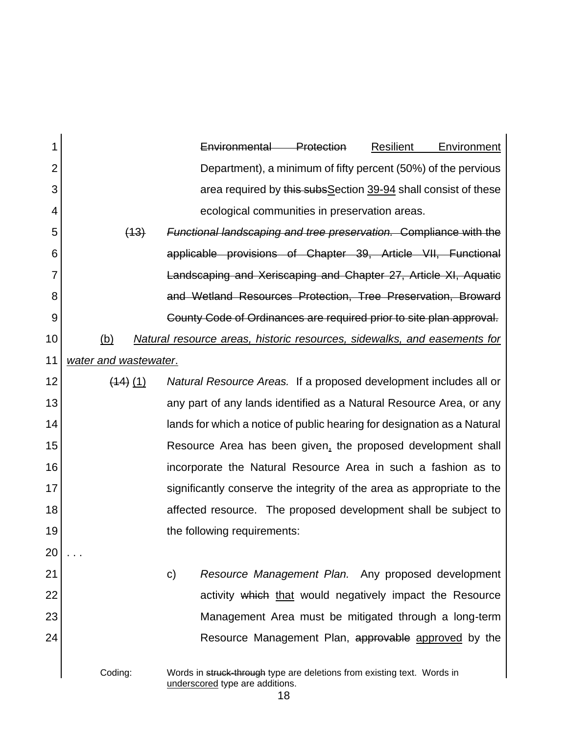~~Environmental Protection~~ <u>Resilient Environment</u> Department), a minimum of fifty percent (50%) of the pervious area required by ~~this subs~~<u>S</u>ection <u>39-94</u> shall consist of these ecological communities in preservation areas.

~~(13) *Functional landscaping and tree preservation.* Compliance with the applicable provisions of Chapter 39, Article VII, Functional Landscaping and Xeriscaping and Chapter 27, Article XI, Aquatic and Wetland Resources Protection, Tree Preservation, Broward County Code of Ordinances are required prior to site plan approval.~~

<u>(b)</u> <u>*Natural resource areas, historic resources, sidewalks, and easements for water and wastewater*</u>.

~~(14)~~ <u>(1)</u> *Natural Resource Areas.* If a proposed development includes all or any part of any lands identified as a Natural Resource Area, or any lands for which a notice of public hearing for designation as a Natural Resource Area has been given<u>,</u> the proposed development shall incorporate the Natural Resource Area in such a fashion as to significantly conserve the integrity of the area as appropriate to the affected resource. The proposed development shall be subject to the following requirements:

. . .

c) *Resource Management Plan.* Any proposed development activity ~~which~~ <u>that</u> would negatively impact the Resource Management Area must be mitigated through a long-term Resource Management Plan, ~~approvable~~ <u>approved</u> by the

Coding: Words in ~~struck-through~~ type are deletions from existing text. Words in <u>underscored</u> type are additions.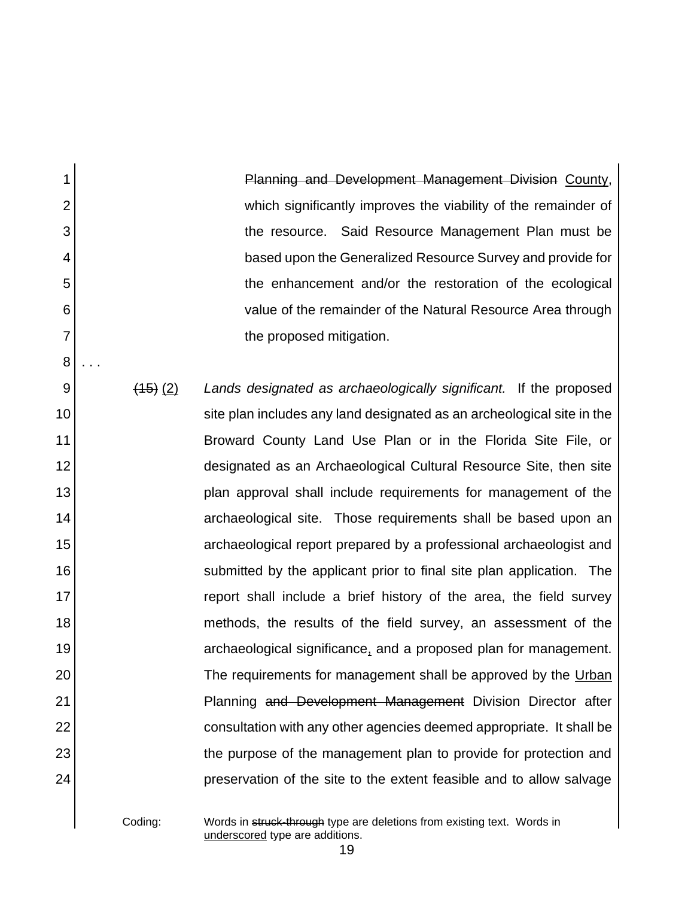~~Planning and Development Management Division~~ <u>County</u>, which significantly improves the viability of the remainder of the resource. Said Resource Management Plan must be based upon the Generalized Resource Survey and provide for the enhancement and/or the restoration of the ecological value of the remainder of the Natural Resource Area through the proposed mitigation.

. . .

~~(15)~~ <u>(2)</u> *Lands designated as archaeologically significant.* If the proposed site plan includes any land designated as an archeological site in the Broward County Land Use Plan or in the Florida Site File, or designated as an Archaeological Cultural Resource Site, then site plan approval shall include requirements for management of the archaeological site. Those requirements shall be based upon an archaeological report prepared by a professional archaeologist and submitted by the applicant prior to final site plan application. The report shall include a brief history of the area, the field survey methods, the results of the field survey, an assessment of the archaeological significance<u>,</u> and a proposed plan for management. The requirements for management shall be approved by the <u>Urban</u> Planning ~~and Development Management~~ Division Director after consultation with any other agencies deemed appropriate. It shall be the purpose of the management plan to provide for protection and preservation of the site to the extent feasible and to allow salvage

Coding: Words in ~~struck-through~~ type are deletions from existing text. Words in <u>underscored</u> type are additions.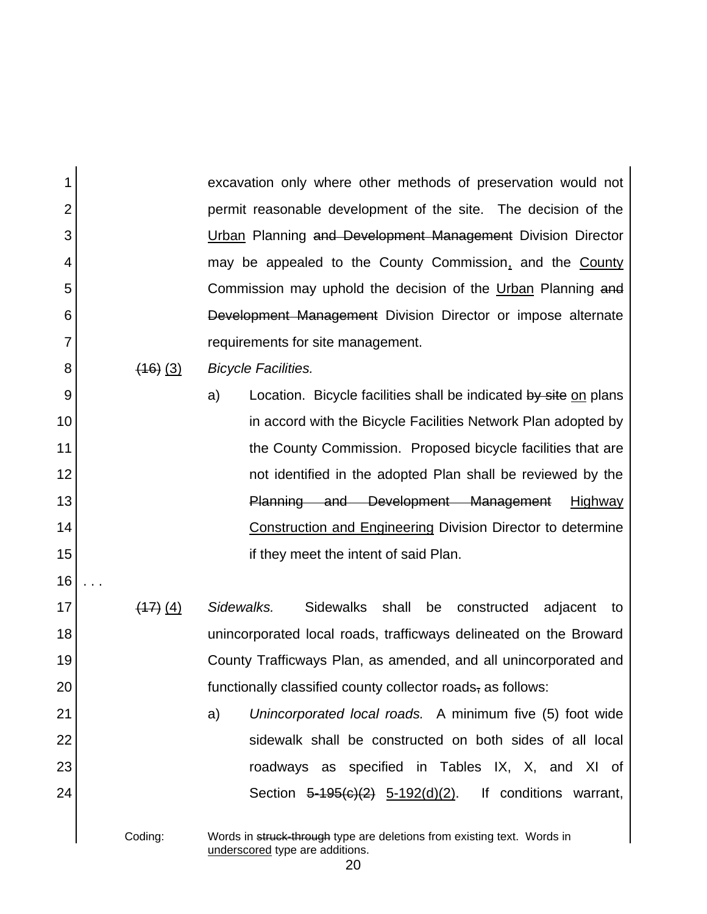excavation only where other methods of preservation would not permit reasonable development of the site. The decision of the <u>Urban</u> Planning ~~and Development Management~~ Division Director may be appealed to the County Commission<u>,</u> and the <u>County</u> Commission may uphold the decision of the <u>Urban</u> Planning ~~and Development Management~~ Division Director or impose alternate requirements for site management.

~~(16)~~ <u>(3)</u> *Bicycle Facilities.*

a) Location. Bicycle facilities shall be indicated ~~by site~~ <u>on</u> plans in accord with the Bicycle Facilities Network Plan adopted by the County Commission. Proposed bicycle facilities that are not identified in the adopted Plan shall be reviewed by the ~~Planning and Development Management~~ <u>Highway Construction and Engineering</u> Division Director to determine if they meet the intent of said Plan.

. . .

~~(17)~~ <u>(4)</u> *Sidewalks.* Sidewalks shall be constructed adjacent to unincorporated local roads, trafficways delineated on the Broward County Trafficways Plan, as amended, and all unincorporated and functionally classified county collector roads~~,~~ as follows:

a) *Unincorporated local roads.* A minimum five (5) foot wide sidewalk shall be constructed on both sides of all local roadways as specified in Tables IX, X, and XI of Section ~~5-195(c)(2)~~ <u>5-192(d)(2)</u>. If conditions warrant,

Coding: Words in ~~struck-through~~ type are deletions from existing text. Words in <u>underscored</u> type are additions.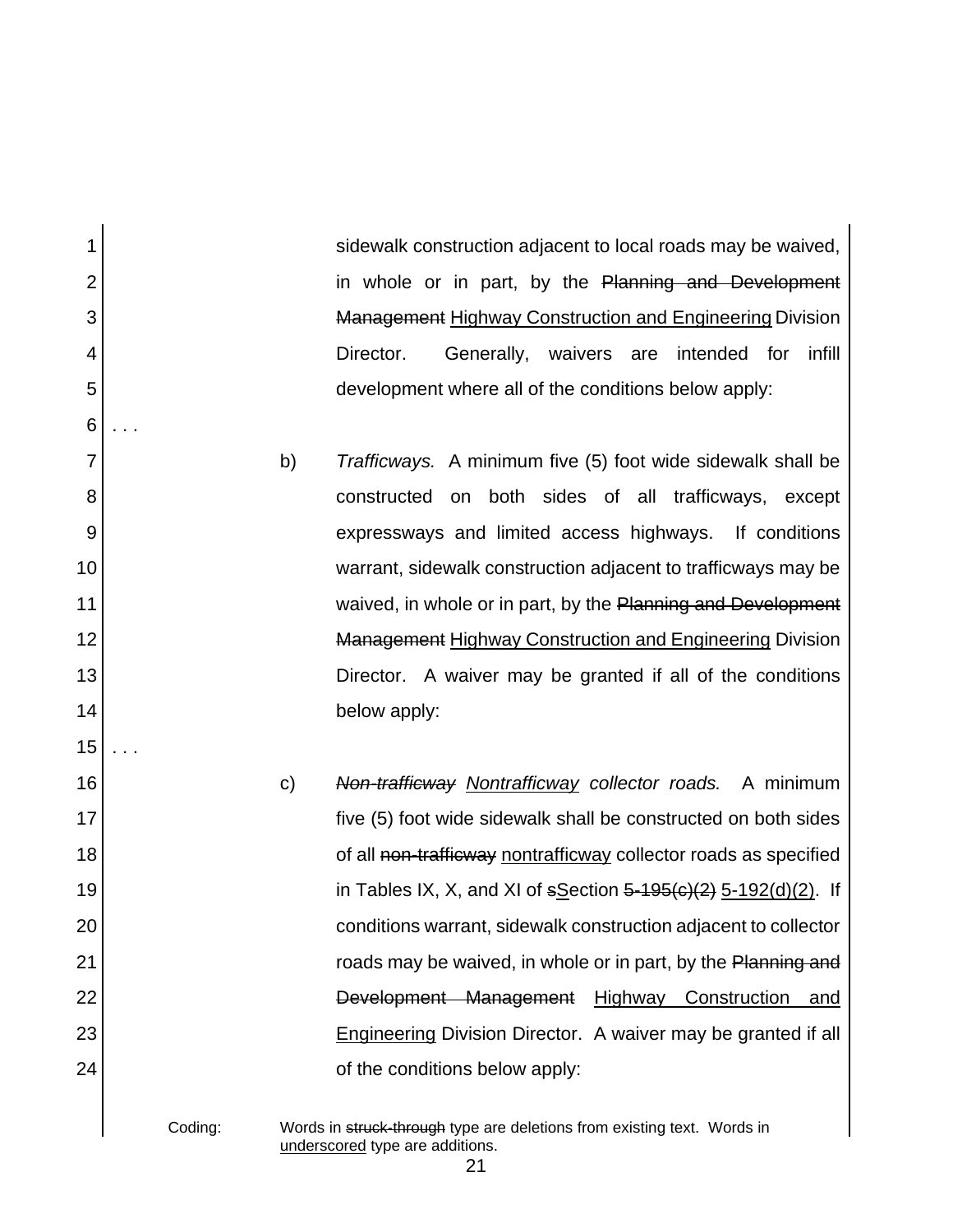sidewalk construction adjacent to local roads may be waived, in whole or in part, by the ~~Planning and Development Management~~ <u>Highway Construction and Engineering</u> Division Director. Generally, waivers are intended for infill development where all of the conditions below apply:

. . .

b) *Trafficways.* A minimum five (5) foot wide sidewalk shall be constructed on both sides of all trafficways, except expressways and limited access highways. If conditions warrant, sidewalk construction adjacent to trafficways may be waived, in whole or in part, by the ~~Planning and Development Management~~ <u>Highway Construction and Engineering</u> Division Director. A waiver may be granted if all of the conditions below apply:

. . .

c) ~~*Non-trafficway*~~ <u>*Nontrafficway*</u> *collector roads.* A minimum five (5) foot wide sidewalk shall be constructed on both sides of all ~~non-trafficway~~ <u>nontrafficway</u> collector roads as specified in Tables IX, X, and XI of ~~s~~<u>S</u>ection ~~5-195(c)(2)~~ <u>5-192(d)(2)</u>. If conditions warrant, sidewalk construction adjacent to collector roads may be waived, in whole or in part, by the ~~Planning and Development Management~~ <u>Highway Construction and Engineering</u> Division Director. A waiver may be granted if all of the conditions below apply:

Coding: Words in ~~struck-through~~ type are deletions from existing text. Words in <u>underscored</u> type are additions.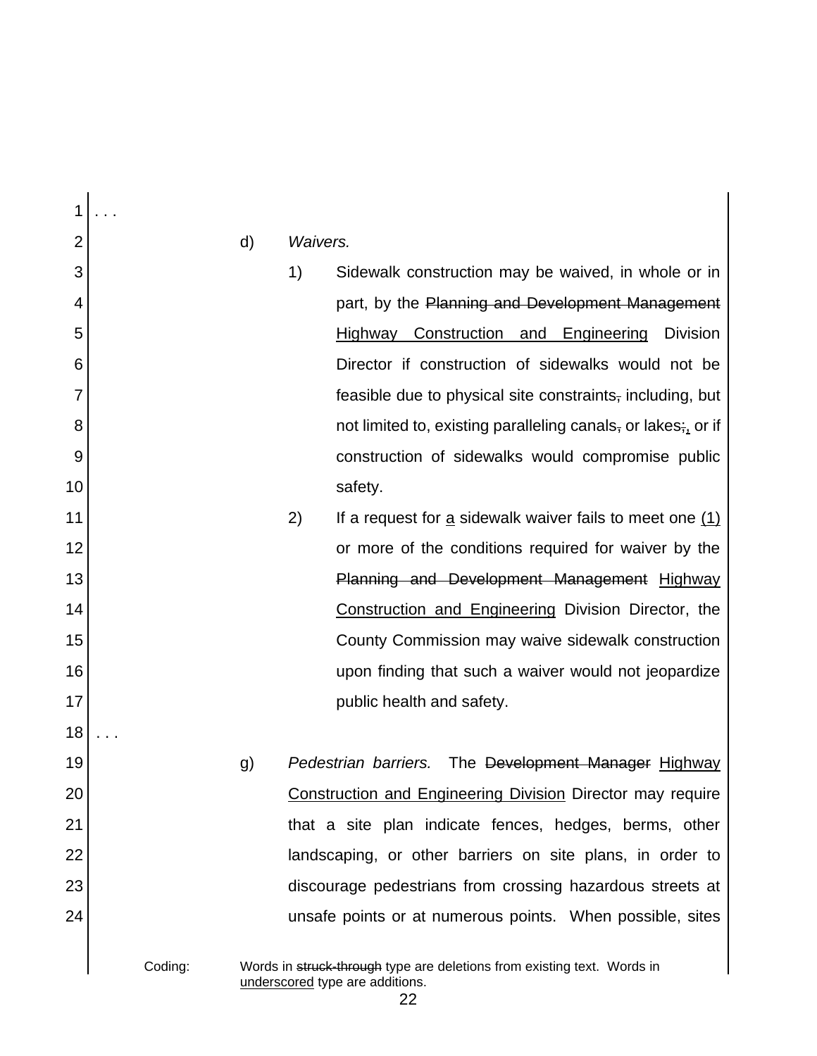. . .

d) *Waivers.*

1) Sidewalk construction may be waived, in whole or in part, by the ~~Planning and Development Management~~ <u>Highway Construction and Engineering</u> Division Director if construction of sidewalks would not be feasible due to physical site constraints~~,~~ including, but not limited to, existing paralleling canals~~,~~ or lakes~~;~~<u>,</u> or if construction of sidewalks would compromise public safety.

2) If a request for <u>a</u> sidewalk waiver fails to meet one <u>(1)</u> or more of the conditions required for waiver by the ~~Planning and Development Management~~ <u>Highway Construction and Engineering</u> Division Director, the County Commission may waive sidewalk construction upon finding that such a waiver would not jeopardize public health and safety.

. . .

g) *Pedestrian barriers.* The ~~Development Manager~~ <u>Highway Construction and Engineering Division</u> Director may require that a site plan indicate fences, hedges, berms, other landscaping, or other barriers on site plans, in order to discourage pedestrians from crossing hazardous streets at unsafe points or at numerous points. When possible, sites

Coding: Words in ~~struck-through~~ type are deletions from existing text. Words in <u>underscored</u> type are additions.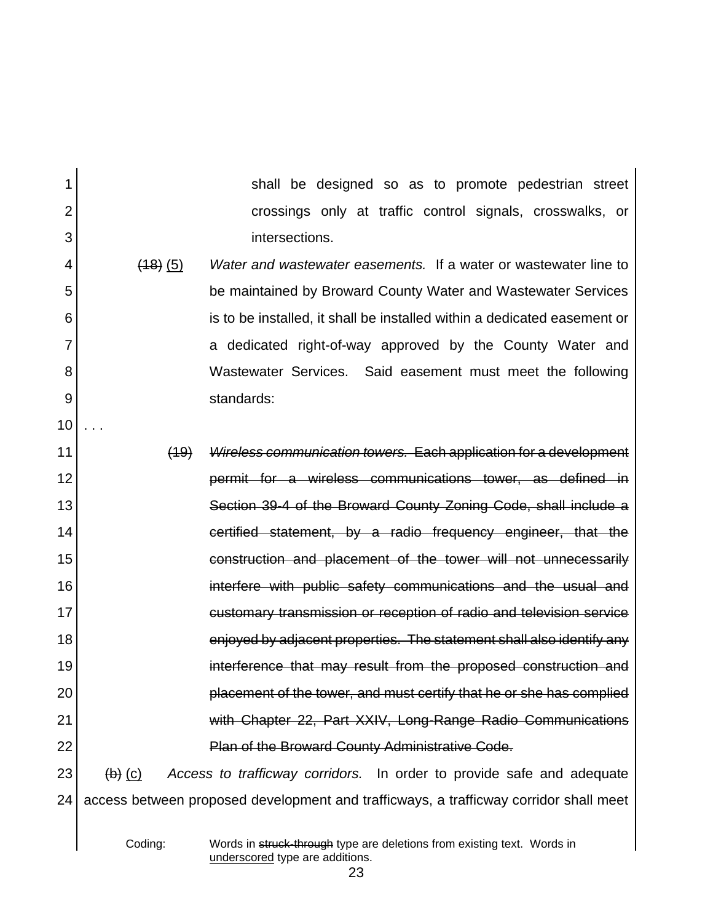shall be designed so as to promote pedestrian street crossings only at traffic control signals, crosswalks, or intersections.

~~(18)~~ <u>(5)</u> *Water and wastewater easements.* If a water or wastewater line to be maintained by Broward County Water and Wastewater Services is to be installed, it shall be installed within a dedicated easement or a dedicated right-of-way approved by the County Water and Wastewater Services. Said easement must meet the following standards:

. . .

~~(19) *Wireless communication towers.* Each application for a development permit for a wireless communications tower, as defined in Section 39-4 of the Broward County Zoning Code, shall include a certified statement, by a radio frequency engineer, that the construction and placement of the tower will not unnecessarily interfere with public safety communications and the usual and customary transmission or reception of radio and television service enjoyed by adjacent properties. The statement shall also identify any interference that may result from the proposed construction and placement of the tower, and must certify that he or she has complied with Chapter 22, Part XXIV, Long-Range Radio Communications Plan of the Broward County Administrative Code.~~

~~(b)~~ <u>(c)</u> *Access to trafficway corridors.* In order to provide safe and adequate access between proposed development and trafficways, a trafficway corridor shall meet

Coding: Words in ~~struck-through~~ type are deletions from existing text. Words in <u>underscored</u> type are additions.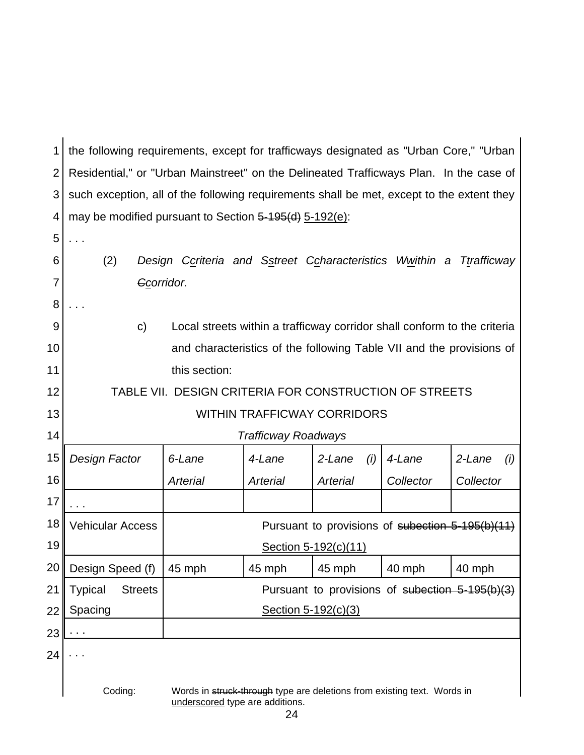the following requirements, except for trafficways designated as "Urban Core," "Urban Residential," or "Urban Mainstreet" on the Delineated Trafficways Plan. In the case of such exception, all of the following requirements shall be met, except to the extent they may be modified pursuant to Section ~~5-195(d)~~ <u>5-192(e)</u>:

. . .

(2) *Design ~~C~~<u>c</u>riteria and ~~S~~<u>s</u>treet ~~C~~<u>c</u>haracteristics ~~W~~<u>w</u>ithin a ~~T~~<u>t</u>rafficway ~~C~~<u>c</u>orridor.*

. . .

c) Local streets within a trafficway corridor shall conform to the criteria and characteristics of the following Table VII and the provisions of this section:

TABLE VII. DESIGN CRITERIA FOR CONSTRUCTION OF STREETS WITHIN TRAFFICWAY CORRIDORS

*Trafficway Roadways*

| *Design Factor* | *6-Lane Arterial* | *4-Lane Arterial* | *2-Lane (i) Arterial* | *4-Lane Collector* | *2-Lane (i) Collector* |
|---|---|---|---|---|---|
| . . . | | | | | |
| Vehicular Access | Pursuant to provisions of ~~subection 5-195(b)(11)~~ <u>Section 5-192(c)(11)</u> | | | | |
| Design Speed (f) | 45 mph | 45 mph | 45 mph | 40 mph | 40 mph |
| Typical Streets Spacing | Pursuant to provisions of ~~subection 5-195(b)(3)~~ <u>Section 5-192(c)(3)</u> | | | | |
| . . . | | | | | |

. . .

Coding: Words in ~~struck-through~~ type are deletions from existing text. Words in <u>underscored</u> type are additions.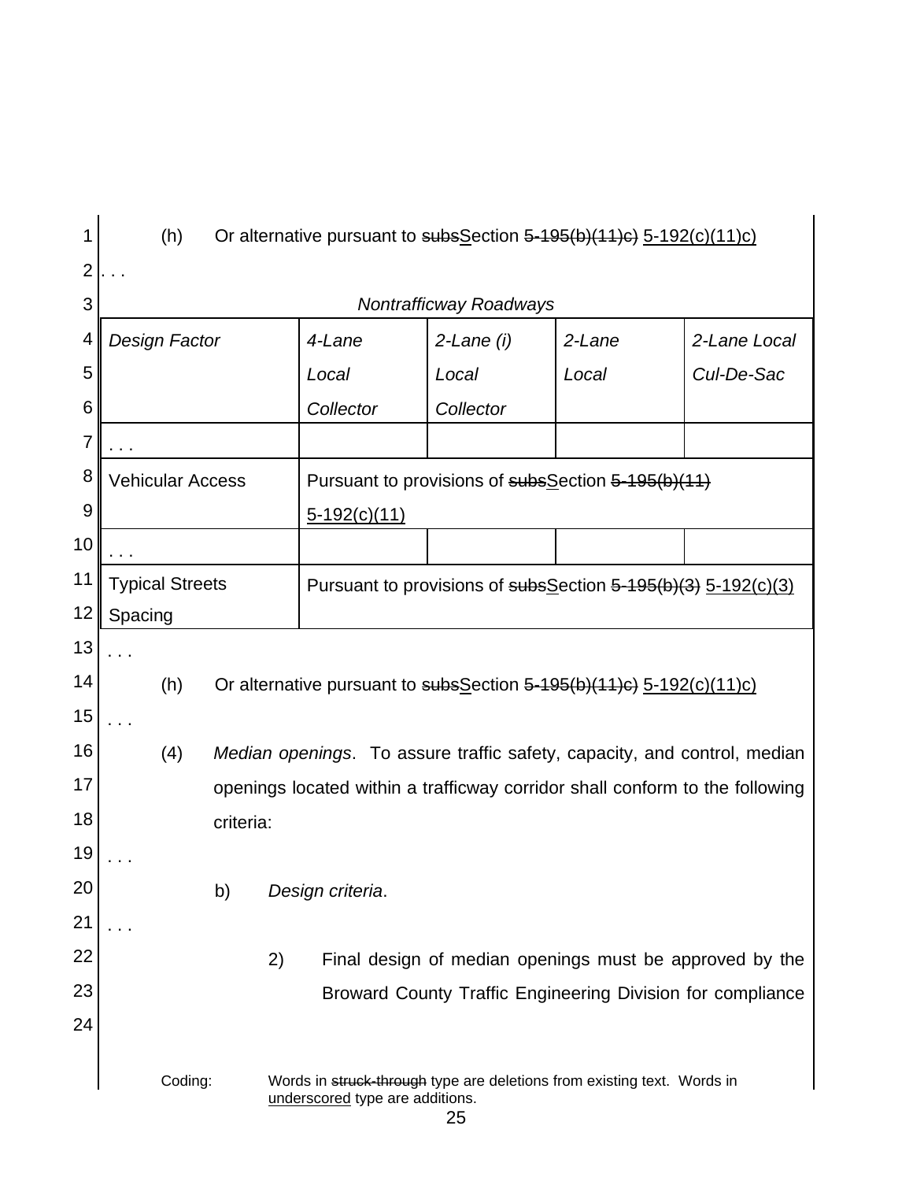(h) Or alternative pursuant to ~~subs~~Section ~~5-195(b)(11)c)~~ 5-192(c)(11)c)

. . .

*Nontrafficway Roadways*

| *Design Factor* | *4-Lane Local Collector* | *2-Lane (i) Local Collector* | *2-Lane Local* | *2-Lane Local Cul-De-Sac* |
|---|---|---|---|---|
| . . . | | | | |
| Vehicular Access | Pursuant to provisions of ~~subs~~Section ~~5-195(b)(11)~~ 5-192(c)(11) | | | |
| . . . | | | | |
| Typical Streets Spacing | Pursuant to provisions of ~~subs~~Section ~~5-195(b)(3)~~ 5-192(c)(3) | | | |

. . .

(h) Or alternative pursuant to ~~subs~~Section ~~5-195(b)(11)c)~~ 5-192(c)(11)c)

. . .

(4) *Median openings*. To assure traffic safety, capacity, and control, median openings located within a trafficway corridor shall conform to the following criteria:

. . .

b) *Design criteria*.

. . .

2) Final design of median openings must be approved by the Broward County Traffic Engineering Division for compliance

Coding: Words in ~~struck-through~~ type are deletions from existing text. Words in underscored type are additions.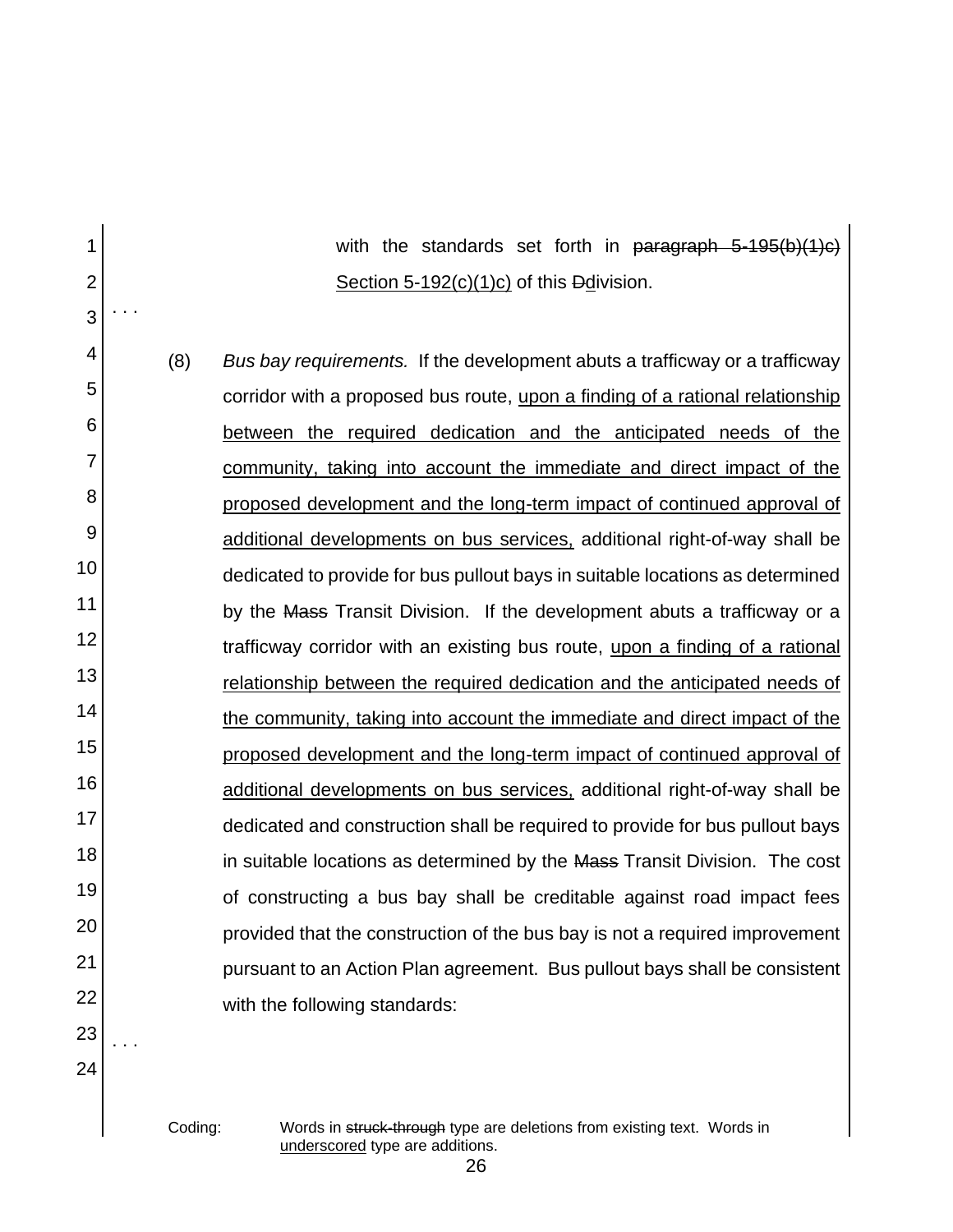with the standards set forth in ~~paragraph 5-195(b)(1)c)~~ <u>Section 5-192(c)(1)c)</u> of this ~~D~~<u>d</u>ivision.

. . .

(8) *Bus bay requirements.* If the development abuts a trafficway or a trafficway corridor with a proposed bus route, <u>upon a finding of a rational relationship between the required dedication and the anticipated needs of the community, taking into account the immediate and direct impact of the proposed development and the long-term impact of continued approval of additional developments on bus services,</u> additional right-of-way shall be dedicated to provide for bus pullout bays in suitable locations as determined by the ~~Mass~~ Transit Division. If the development abuts a trafficway or a trafficway corridor with an existing bus route, <u>upon a finding of a rational relationship between the required dedication and the anticipated needs of the community, taking into account the immediate and direct impact of the proposed development and the long-term impact of continued approval of additional developments on bus services,</u> additional right-of-way shall be dedicated and construction shall be required to provide for bus pullout bays in suitable locations as determined by the ~~Mass~~ Transit Division. The cost of constructing a bus bay shall be creditable against road impact fees provided that the construction of the bus bay is not a required improvement pursuant to an Action Plan agreement. Bus pullout bays shall be consistent with the following standards:

. . .

Coding: Words in ~~struck-through~~ type are deletions from existing text. Words in <u>underscored</u> type are additions.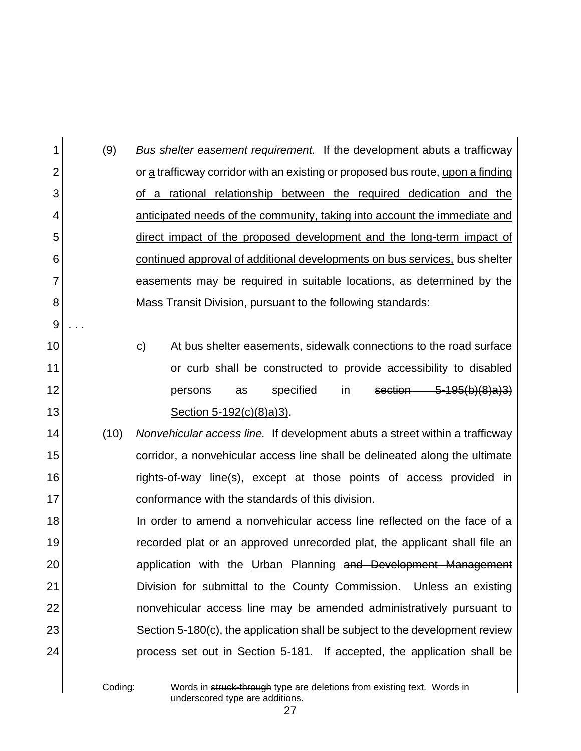(9) *Bus shelter easement requirement.* If the development abuts a trafficway or <u>a</u> trafficway corridor with an existing or proposed bus route, <u>upon a finding of a rational relationship between the required dedication and the anticipated needs of the community, taking into account the immediate and direct impact of the proposed development and the long-term impact of continued approval of additional developments on bus services,</u> bus shelter easements may be required in suitable locations, as determined by the ~~Mass~~ Transit Division, pursuant to the following standards:

. . .

c) At bus shelter easements, sidewalk connections to the road surface or curb shall be constructed to provide accessibility to disabled persons as specified in ~~section 5-195(b)(8)a)3)~~ <u>Section 5-192(c)(8)a)3)</u>.

(10) *Nonvehicular access line.* If development abuts a street within a trafficway corridor, a nonvehicular access line shall be delineated along the ultimate rights-of-way line(s), except at those points of access provided in conformance with the standards of this division.

In order to amend a nonvehicular access line reflected on the face of a recorded plat or an approved unrecorded plat, the applicant shall file an application with the <u>Urban</u> Planning ~~and Development Management~~ Division for submittal to the County Commission. Unless an existing nonvehicular access line may be amended administratively pursuant to Section 5-180(c), the application shall be subject to the development review process set out in Section 5-181. If accepted, the application shall be

Coding: Words in ~~struck-through~~ type are deletions from existing text. Words in <u>underscored</u> type are additions.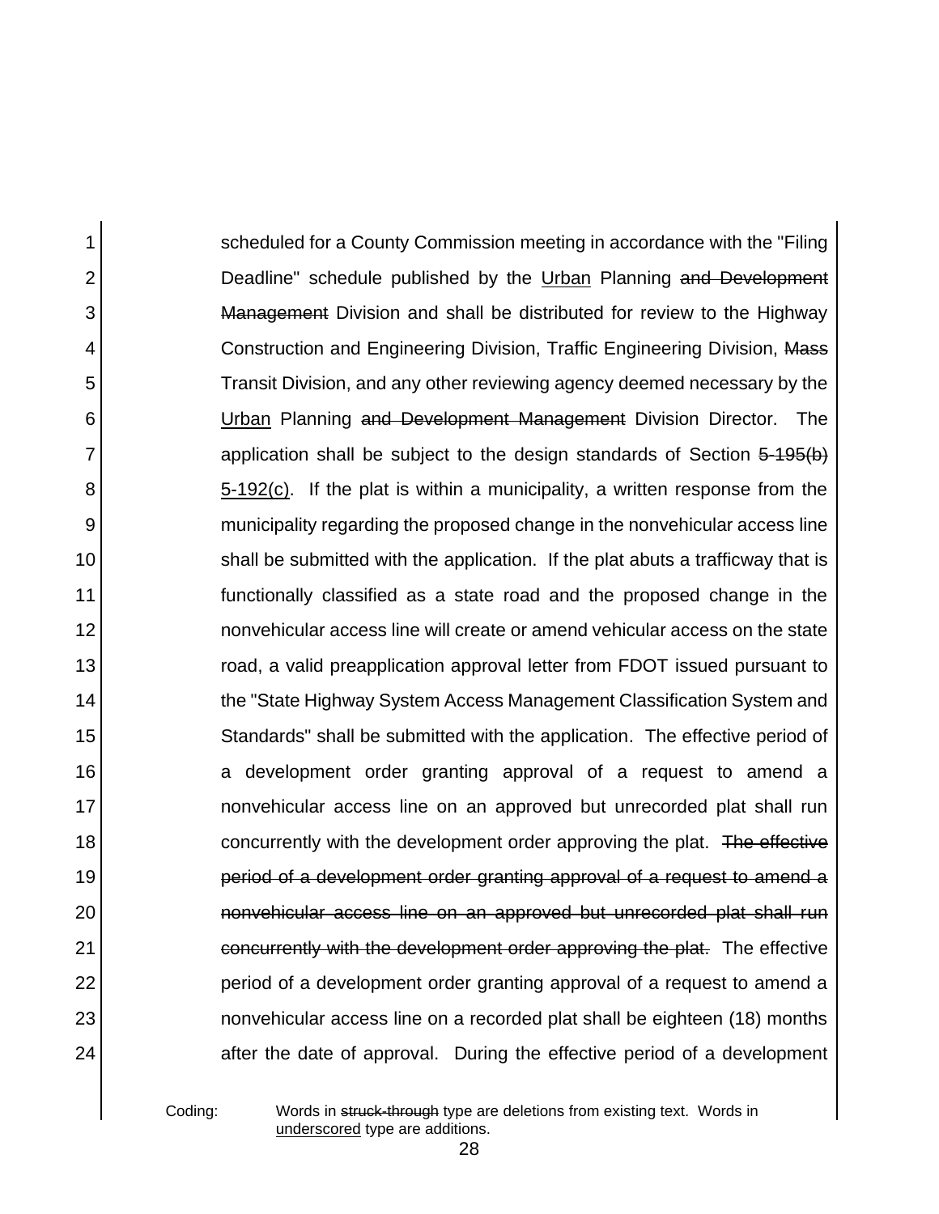scheduled for a County Commission meeting in accordance with the "Filing Deadline" schedule published by the <u>Urban</u> Planning ~~and Development Management~~ Division and shall be distributed for review to the Highway Construction and Engineering Division, Traffic Engineering Division, ~~Mass~~ Transit Division, and any other reviewing agency deemed necessary by the <u>Urban</u> Planning ~~and Development Management~~ Division Director. The application shall be subject to the design standards of Section ~~5-195(b)~~ <u>5-192(c)</u>. If the plat is within a municipality, a written response from the municipality regarding the proposed change in the nonvehicular access line shall be submitted with the application. If the plat abuts a trafficway that is functionally classified as a state road and the proposed change in the nonvehicular access line will create or amend vehicular access on the state road, a valid preapplication approval letter from FDOT issued pursuant to the "State Highway System Access Management Classification System and Standards" shall be submitted with the application. The effective period of a development order granting approval of a request to amend a nonvehicular access line on an approved but unrecorded plat shall run concurrently with the development order approving the plat. ~~The effective period of a development order granting approval of a request to amend a nonvehicular access line on an approved but unrecorded plat shall run concurrently with the development order approving the plat.~~ The effective period of a development order granting approval of a request to amend a nonvehicular access line on a recorded plat shall be eighteen (18) months after the date of approval. During the effective period of a development

Coding: Words in ~~struck-through~~ type are deletions from existing text. Words in <u>underscored</u> type are additions.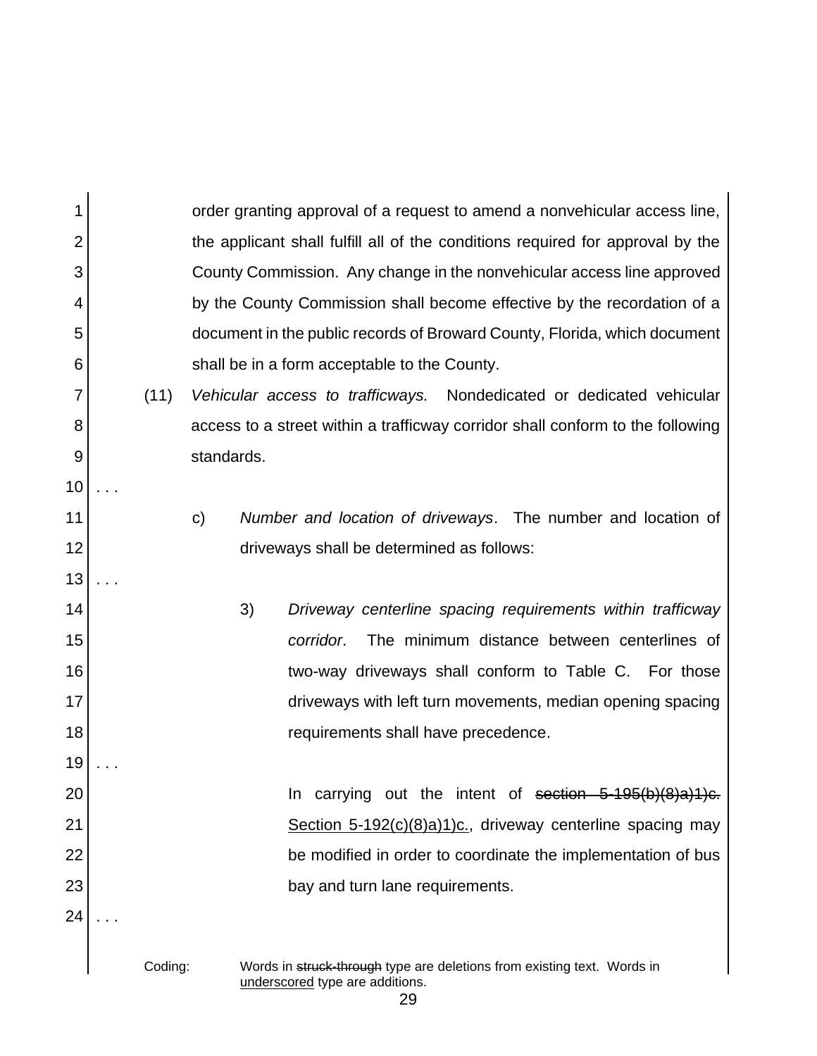order granting approval of a request to amend a nonvehicular access line, the applicant shall fulfill all of the conditions required for approval by the County Commission. Any change in the nonvehicular access line approved by the County Commission shall become effective by the recordation of a document in the public records of Broward County, Florida, which document shall be in a form acceptable to the County.

(11) *Vehicular access to trafficways.* Nondedicated or dedicated vehicular access to a street within a trafficway corridor shall conform to the following standards.

. . .

c) *Number and location of driveways*. The number and location of driveways shall be determined as follows:

. . .

3) *Driveway centerline spacing requirements within trafficway corridor*. The minimum distance between centerlines of two-way driveways shall conform to Table C. For those driveways with left turn movements, median opening spacing requirements shall have precedence.

. . .

In carrying out the intent of ~~section 5-195(b)(8)a)1)c.~~ <u>Section 5-192(c)(8)a)1)c.</u>, driveway centerline spacing may be modified in order to coordinate the implementation of bus bay and turn lane requirements.

. . .

Coding: Words in ~~struck-through~~ type are deletions from existing text. Words in <u>underscored</u> type are additions.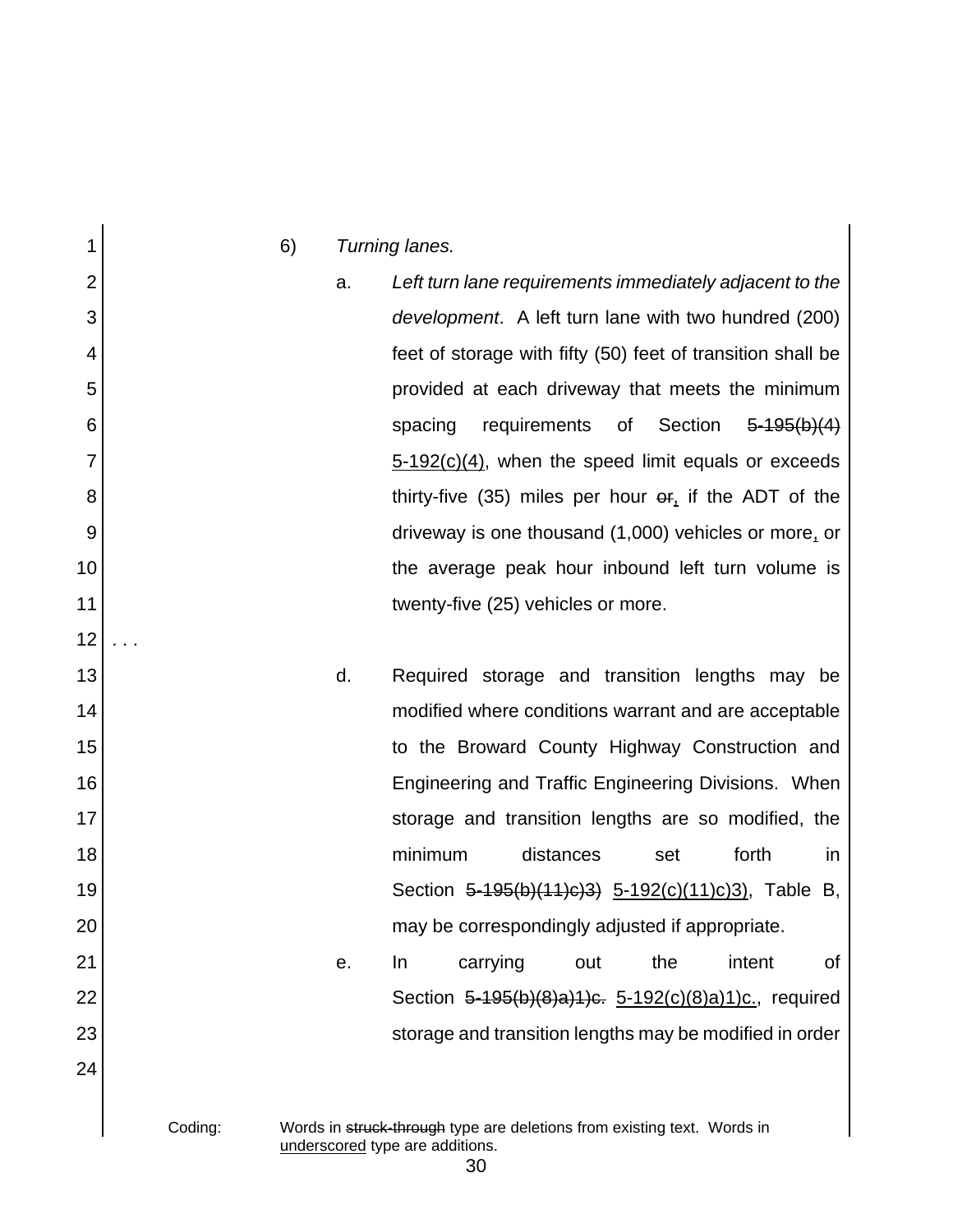6) *Turning lanes.*

a. *Left turn lane requirements immediately adjacent to the development*. A left turn lane with two hundred (200) feet of storage with fifty (50) feet of transition shall be provided at each driveway that meets the minimum spacing requirements of Section ~~5-195(b)(4)~~ <u>5-192(c)(4)</u>, when the speed limit equals or exceeds thirty-five (35) miles per hour ~~or~~<u>,</u> if the ADT of the driveway is one thousand (1,000) vehicles or more<u>,</u> or the average peak hour inbound left turn volume is twenty-five (25) vehicles or more.

. . .

d. Required storage and transition lengths may be modified where conditions warrant and are acceptable to the Broward County Highway Construction and Engineering and Traffic Engineering Divisions. When storage and transition lengths are so modified, the minimum distances set forth in Section ~~5-195(b)(11)c)3)~~ <u>5-192(c)(11)c)3)</u>, Table B, may be correspondingly adjusted if appropriate.

e. In carrying out the intent of Section ~~5-195(b)(8)a)1)c.~~ <u>5-192(c)(8)a)1)c.</u>, required storage and transition lengths may be modified in order

Coding: Words in ~~struck-through~~ type are deletions from existing text. Words in <u>underscored</u> type are additions.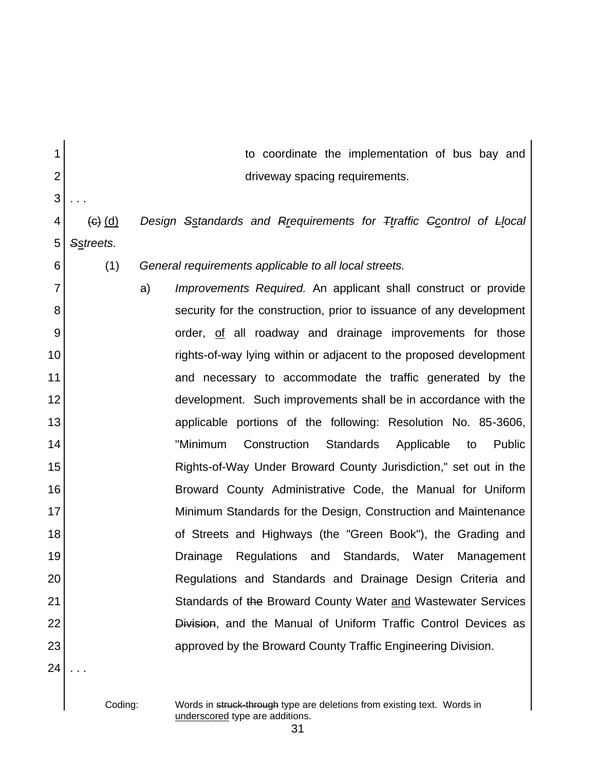to coordinate the implementation of bus bay and driveway spacing requirements.

. . .

~~(c)~~ <u>(d)</u> *Design ~~S~~<u>s</u>tandards and ~~R~~<u>r</u>equirements for ~~T~~<u>t</u>raffic ~~C~~<u>c</u>ontrol of ~~L~~<u>l</u>ocal ~~S~~<u>s</u>treets.*

(1) *General requirements applicable to all local streets.*

a) *Improvements Required.* An applicant shall construct or provide security for the construction, prior to issuance of any development order, <u>of</u> all roadway and drainage improvements for those rights-of-way lying within or adjacent to the proposed development and necessary to accommodate the traffic generated by the development. Such improvements shall be in accordance with the applicable portions of the following: Resolution No. 85-3606, "Minimum Construction Standards Applicable to Public Rights-of-Way Under Broward County Jurisdiction," set out in the Broward County Administrative Code, the Manual for Uniform Minimum Standards for the Design, Construction and Maintenance of Streets and Highways (the "Green Book"), the Grading and Drainage Regulations and Standards, Water Management Regulations and Standards and Drainage Design Criteria and Standards of ~~the~~ Broward County Water <u>and</u> Wastewater Services ~~Division~~, and the Manual of Uniform Traffic Control Devices as approved by the Broward County Traffic Engineering Division.

. . .

Coding: Words in ~~struck-through~~ type are deletions from existing text. Words in <u>underscored</u> type are additions.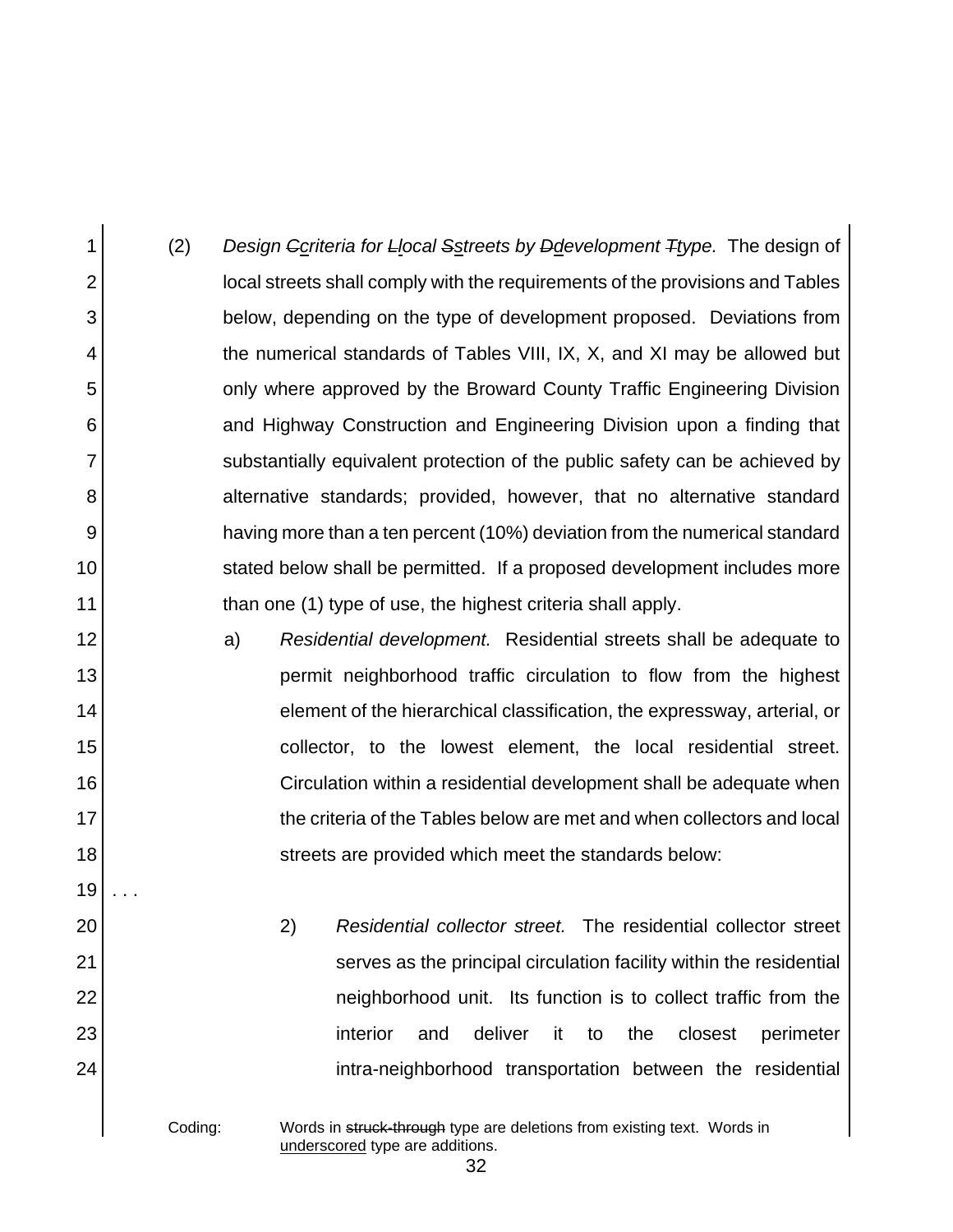(2) *Design ~~C~~criteria for ~~L~~local ~~S~~streets by ~~D~~development ~~T~~type.* The design of local streets shall comply with the requirements of the provisions and Tables below, depending on the type of development proposed. Deviations from the numerical standards of Tables VIII, IX, X, and XI may be allowed but only where approved by the Broward County Traffic Engineering Division and Highway Construction and Engineering Division upon a finding that substantially equivalent protection of the public safety can be achieved by alternative standards; provided, however, that no alternative standard having more than a ten percent (10%) deviation from the numerical standard stated below shall be permitted. If a proposed development includes more than one (1) type of use, the highest criteria shall apply.

a) *Residential development.* Residential streets shall be adequate to permit neighborhood traffic circulation to flow from the highest element of the hierarchical classification, the expressway, arterial, or collector, to the lowest element, the local residential street. Circulation within a residential development shall be adequate when the criteria of the Tables below are met and when collectors and local streets are provided which meet the standards below:

. . .

2) *Residential collector street.* The residential collector street serves as the principal circulation facility within the residential neighborhood unit. Its function is to collect traffic from the interior and deliver it to the closest perimeter intra-neighborhood transportation between the residential

Coding: Words in ~~struck-through~~ type are deletions from existing text. Words in <u>underscored</u> type are additions.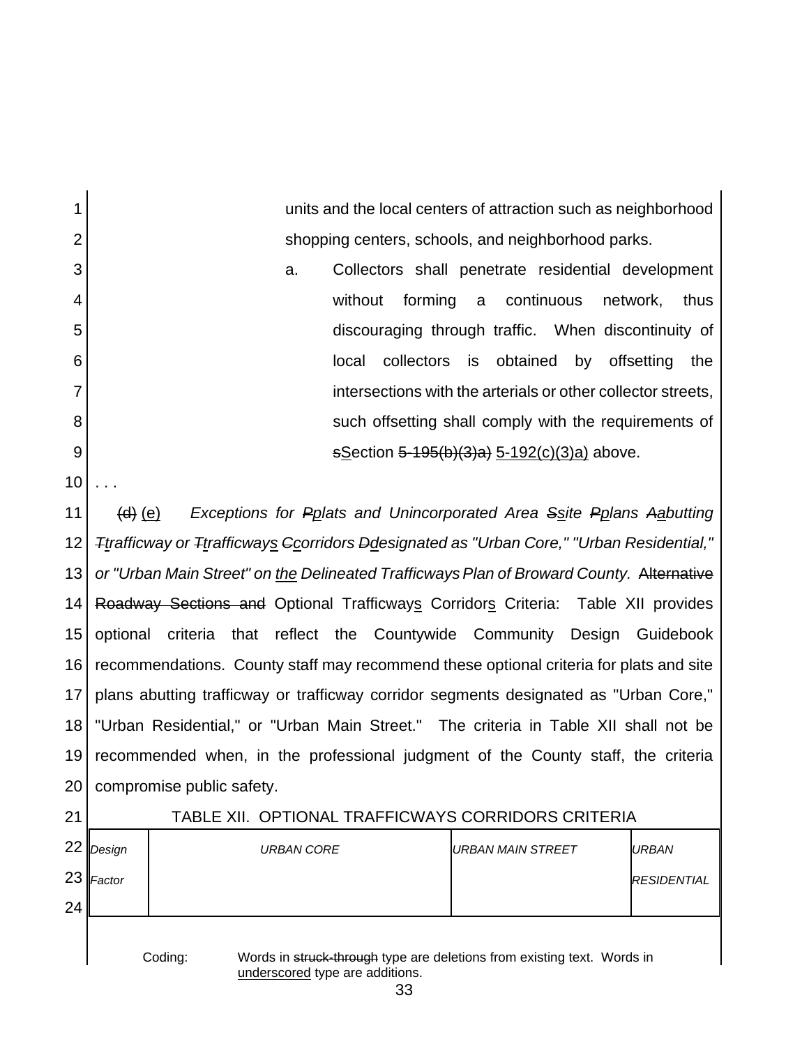units and the local centers of attraction such as neighborhood shopping centers, schools, and neighborhood parks.

a. Collectors shall penetrate residential development without forming a continuous network, thus discouraging through traffic. When discontinuity of local collectors is obtained by offsetting the intersections with the arterials or other collector streets, such offsetting shall comply with the requirements of ~~s~~<u>S</u>ection ~~5-195(b)(3)a)~~ <u>5-192(c)(3)a)</u> above.

. . .

~~(d)~~ <u>(e)</u> *Exceptions for ~~P~~<u>p</u>lats and Unincorporated Area ~~S~~<u>s</u>ite ~~P~~<u>p</u>lans ~~A~~<u>a</u>butting ~~T~~<u>t</u>rafficway or ~~T~~<u>t</u>rafficway<u>s</u> ~~C~~<u>c</u>orridors ~~D~~<u>d</u>esignated as "Urban Core," "Urban Residential," or "Urban Main Street" on <u>the</u> Delineated Trafficways Plan of Broward County.* ~~Alternative Roadway Sections and~~ Optional Trafficway<u>s</u> Corridor<u>s</u> Criteria: Table XII provides optional criteria that reflect the Countywide Community Design Guidebook recommendations. County staff may recommend these optional criteria for plats and site plans abutting trafficway or trafficway corridor segments designated as "Urban Core," "Urban Residential," or "Urban Main Street." The criteria in Table XII shall not be recommended when, in the professional judgment of the County staff, the criteria compromise public safety.

TABLE XII. OPTIONAL TRAFFICWAYS CORRIDORS CRITERIA

| *Design Factor* | *URBAN CORE* | *URBAN MAIN STREET* | *URBAN RESIDENTIAL* |
|---|---|---|---|

Coding: Words in ~~struck-through~~ type are deletions from existing text. Words in <u>underscored</u> type are additions.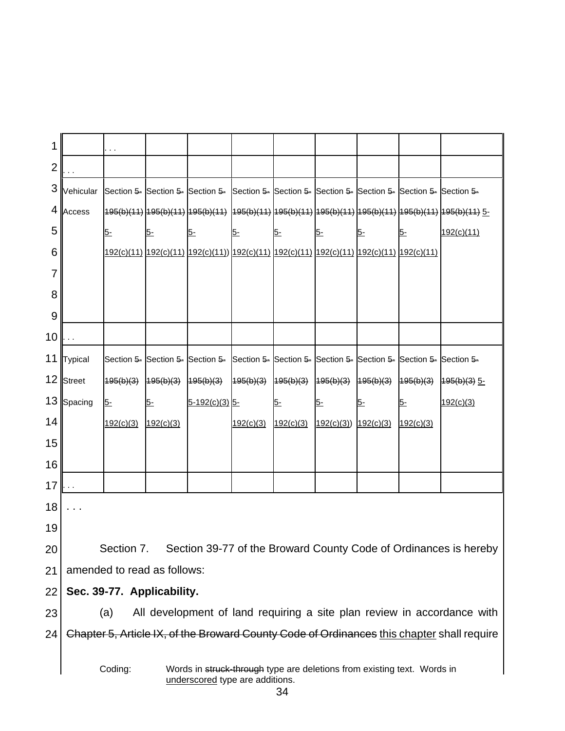| | . . . | | | | | | | | |
|---|---|---|---|---|---|---|---|---|---|
| . . . | | | | | | | | | |
| Vehicular Access | Section ~~5-195(b)(11)~~ 5-192(c)(11) | Section ~~5-195(b)(11)~~ 5-192(c)(11) | Section ~~5-195(b)(11)~~ 5-192(c)(11)) | Section ~~5-195(b)(11)~~ 5-192(c)(11) | Section ~~5-195(b)(11)~~ 5-192(c)(11) | Section ~~5-195(b)(11)~~ 5-192(c)(11) | Section ~~5-195(b)(11)~~ 5-192(c)(11) | Section ~~5-195(b)(11)~~ 5-192(c)(11) | Section ~~5-195(b)(11)~~ 5-192(c)(11) |
| . . . | | | | | | | | | |
| Typical Street Spacing | Section ~~5-195(b)(3)~~ 5-192(c)(3) | Section ~~5-195(b)(3)~~ 5-192(c)(3) | Section ~~5-195(b)(3)~~ 5-192(c)(3) | Section ~~5-195(b)(3)~~ 5-192(c)(3) | Section ~~5-195(b)(3)~~ 5-192(c)(3) | Section ~~5-195(b)(3)~~ 5-192(c)(3)) | Section ~~5-195(b)(3)~~ 5-192(c)(3) | Section ~~5-195(b)(3)~~ 5-192(c)(3) | Section ~~5-195(b)(3)~~ 5-192(c)(3) |
| . . . | | | | | | | | | |

. . .

Section 7. Section 39-77 of the Broward County Code of Ordinances is hereby amended to read as follows:

**Sec. 39-77. Applicability.**

(a) All development of land requiring a site plan review in accordance with ~~Chapter 5, Article IX, of the Broward County Code of Ordinances~~ this chapter shall require

Coding: Words in ~~struck-through~~ type are deletions from existing text. Words in underscored type are additions.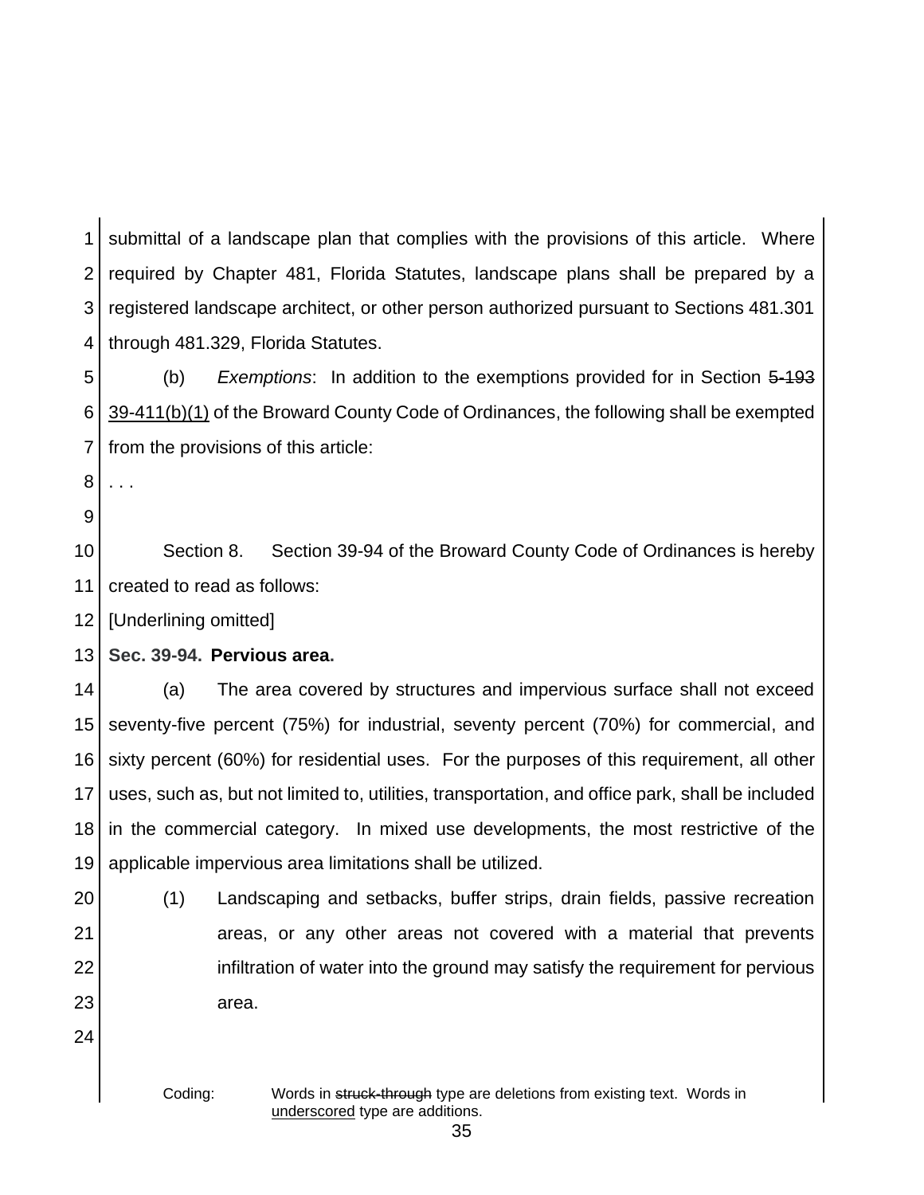submittal of a landscape plan that complies with the provisions of this article. Where required by Chapter 481, Florida Statutes, landscape plans shall be prepared by a registered landscape architect, or other person authorized pursuant to Sections 481.301 through 481.329, Florida Statutes.

(b) *Exemptions*: In addition to the exemptions provided for in Section ~~5-193~~ <u>39-411(b)(1)</u> of the Broward County Code of Ordinances, the following shall be exempted from the provisions of this article:

. . .

Section 8. Section 39-94 of the Broward County Code of Ordinances is hereby created to read as follows:

[Underlining omitted]

**Sec. 39-94. Pervious area.**

(a) The area covered by structures and impervious surface shall not exceed seventy-five percent (75%) for industrial, seventy percent (70%) for commercial, and sixty percent (60%) for residential uses. For the purposes of this requirement, all other uses, such as, but not limited to, utilities, transportation, and office park, shall be included in the commercial category. In mixed use developments, the most restrictive of the applicable impervious area limitations shall be utilized.

(1) Landscaping and setbacks, buffer strips, drain fields, passive recreation areas, or any other areas not covered with a material that prevents infiltration of water into the ground may satisfy the requirement for pervious area.

Coding: Words in ~~struck-through~~ type are deletions from existing text. Words in <u>underscored</u> type are additions.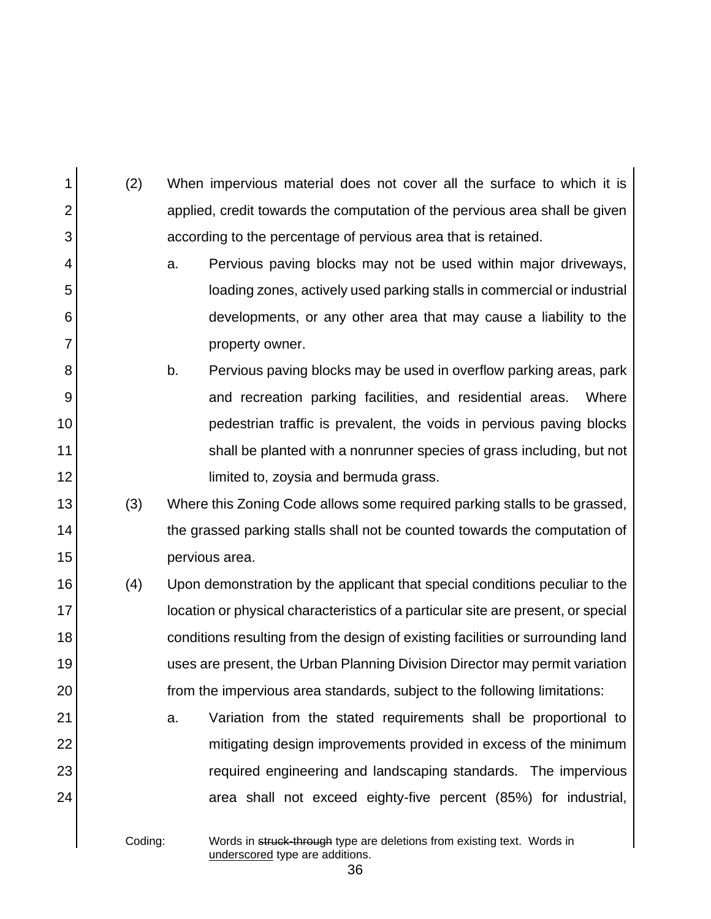(2) When impervious material does not cover all the surface to which it is applied, credit towards the computation of the pervious area shall be given according to the percentage of pervious area that is retained.

   a. Pervious paving blocks may not be used within major driveways, loading zones, actively used parking stalls in commercial or industrial developments, or any other area that may cause a liability to the property owner.

   b. Pervious paving blocks may be used in overflow parking areas, park and recreation parking facilities, and residential areas. Where pedestrian traffic is prevalent, the voids in pervious paving blocks shall be planted with a nonrunner species of grass including, but not limited to, zoysia and bermuda grass.

(3) Where this Zoning Code allows some required parking stalls to be grassed, the grassed parking stalls shall not be counted towards the computation of pervious area.

(4) Upon demonstration by the applicant that special conditions peculiar to the location or physical characteristics of a particular site are present, or special conditions resulting from the design of existing facilities or surrounding land uses are present, the Urban Planning Division Director may permit variation from the impervious area standards, subject to the following limitations:

   a. Variation from the stated requirements shall be proportional to mitigating design improvements provided in excess of the minimum required engineering and landscaping standards. The impervious area shall not exceed eighty-five percent (85%) for industrial,

Coding: Words in ~~struck-through~~ type are deletions from existing text. Words in <u>underscored</u> type are additions.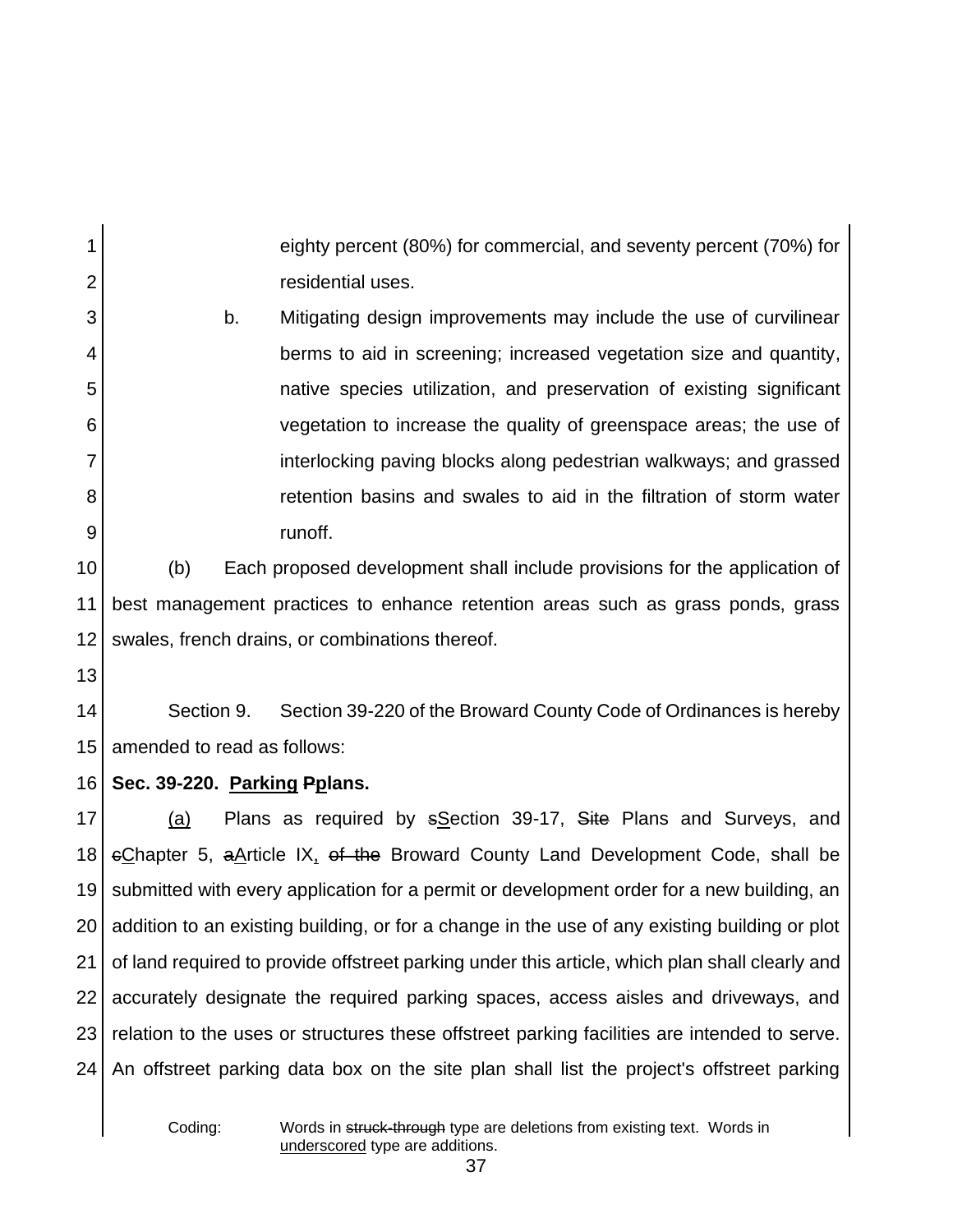eighty percent (80%) for commercial, and seventy percent (70%) for residential uses.

b. Mitigating design improvements may include the use of curvilinear berms to aid in screening; increased vegetation size and quantity, native species utilization, and preservation of existing significant vegetation to increase the quality of greenspace areas; the use of interlocking paving blocks along pedestrian walkways; and grassed retention basins and swales to aid in the filtration of storm water runoff.

(b) Each proposed development shall include provisions for the application of best management practices to enhance retention areas such as grass ponds, grass swales, french drains, or combinations thereof.

Section 9. Section 39-220 of the Broward County Code of Ordinances is hereby amended to read as follows:

**Sec. 39-220. <u>Parking</u> ~~P~~<u>p</u>lans.**

<u>(a)</u> Plans as required by ~~s~~<u>S</u>ection 39-17, ~~Site~~ Plans and Surveys, and ~~c~~<u>C</u>hapter 5, ~~a~~<u>A</u>rticle IX<u>,</u> ~~of the~~ Broward County Land Development Code, shall be submitted with every application for a permit or development order for a new building, an addition to an existing building, or for a change in the use of any existing building or plot of land required to provide offstreet parking under this article, which plan shall clearly and accurately designate the required parking spaces, access aisles and driveways, and relation to the uses or structures these offstreet parking facilities are intended to serve. An offstreet parking data box on the site plan shall list the project's offstreet parking

Coding: Words in ~~struck-through~~ type are deletions from existing text. Words in <u>underscored</u> type are additions.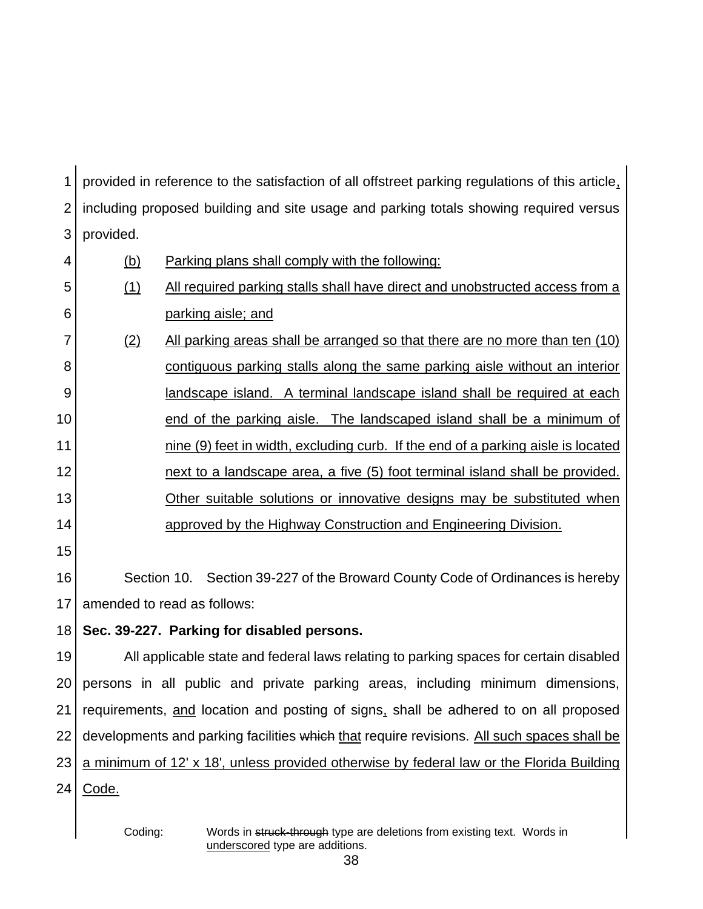provided in reference to the satisfaction of all offstreet parking regulations of this article, including proposed building and site usage and parking totals showing required versus provided.

(b) Parking plans shall comply with the following:

(1) All required parking stalls shall have direct and unobstructed access from a parking aisle; and

(2) All parking areas shall be arranged so that there are no more than ten (10) contiguous parking stalls along the same parking aisle without an interior landscape island. A terminal landscape island shall be required at each end of the parking aisle. The landscaped island shall be a minimum of nine (9) feet in width, excluding curb. If the end of a parking aisle is located next to a landscape area, a five (5) foot terminal island shall be provided. Other suitable solutions or innovative designs may be substituted when approved by the Highway Construction and Engineering Division.

Section 10. Section 39-227 of the Broward County Code of Ordinances is hereby amended to read as follows:

**Sec. 39-227. Parking for disabled persons.**

All applicable state and federal laws relating to parking spaces for certain disabled persons in all public and private parking areas, including minimum dimensions, requirements, and location and posting of signs, shall be adhered to on all proposed developments and parking facilities ~~which~~ that require revisions. All such spaces shall be a minimum of 12' x 18', unless provided otherwise by federal law or the Florida Building Code.

Coding: Words in ~~struck-through~~ type are deletions from existing text. Words in underscored type are additions.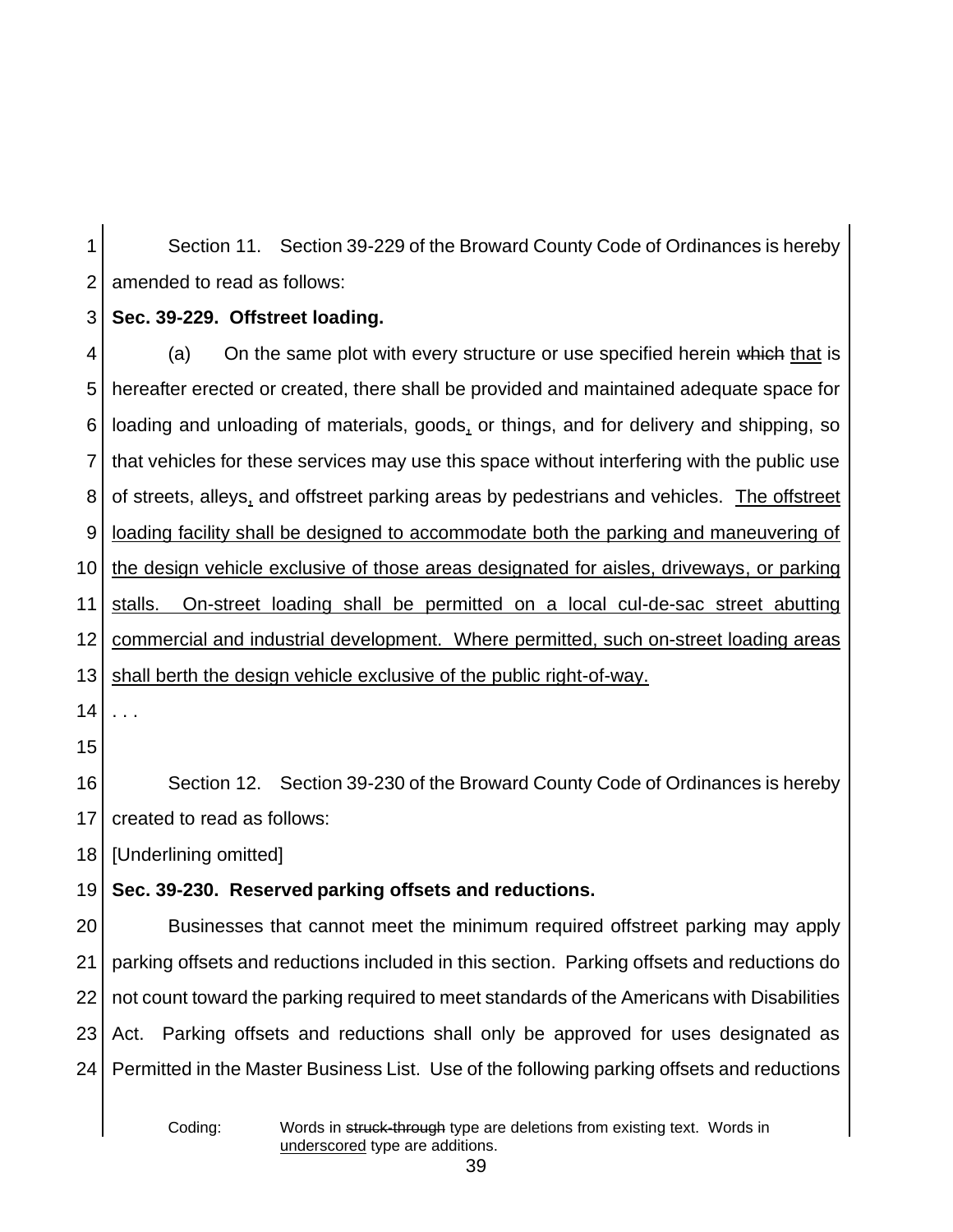Section 11. Section 39-229 of the Broward County Code of Ordinances is hereby amended to read as follows:

**Sec. 39-229. Offstreet loading.**

(a) On the same plot with every structure or use specified herein ~~which~~ <u>that</u> is hereafter erected or created, there shall be provided and maintained adequate space for loading and unloading of materials, goods<u>,</u> or things, and for delivery and shipping, so that vehicles for these services may use this space without interfering with the public use of streets, alleys<u>,</u> and offstreet parking areas by pedestrians and vehicles. <u>The offstreet loading facility shall be designed to accommodate both the parking and maneuvering of the design vehicle exclusive of those areas designated for aisles, driveways, or parking stalls. On-street loading shall be permitted on a local cul-de-sac street abutting commercial and industrial development. Where permitted, such on-street loading areas shall berth the design vehicle exclusive of the public right-of-way.</u>

. . .

Section 12. Section 39-230 of the Broward County Code of Ordinances is hereby created to read as follows:

[Underlining omitted]

**Sec. 39-230. Reserved parking offsets and reductions.**

Businesses that cannot meet the minimum required offstreet parking may apply parking offsets and reductions included in this section. Parking offsets and reductions do not count toward the parking required to meet standards of the Americans with Disabilities Act. Parking offsets and reductions shall only be approved for uses designated as Permitted in the Master Business List. Use of the following parking offsets and reductions

Coding: Words in ~~struck-through~~ type are deletions from existing text. Words in <u>underscored</u> type are additions.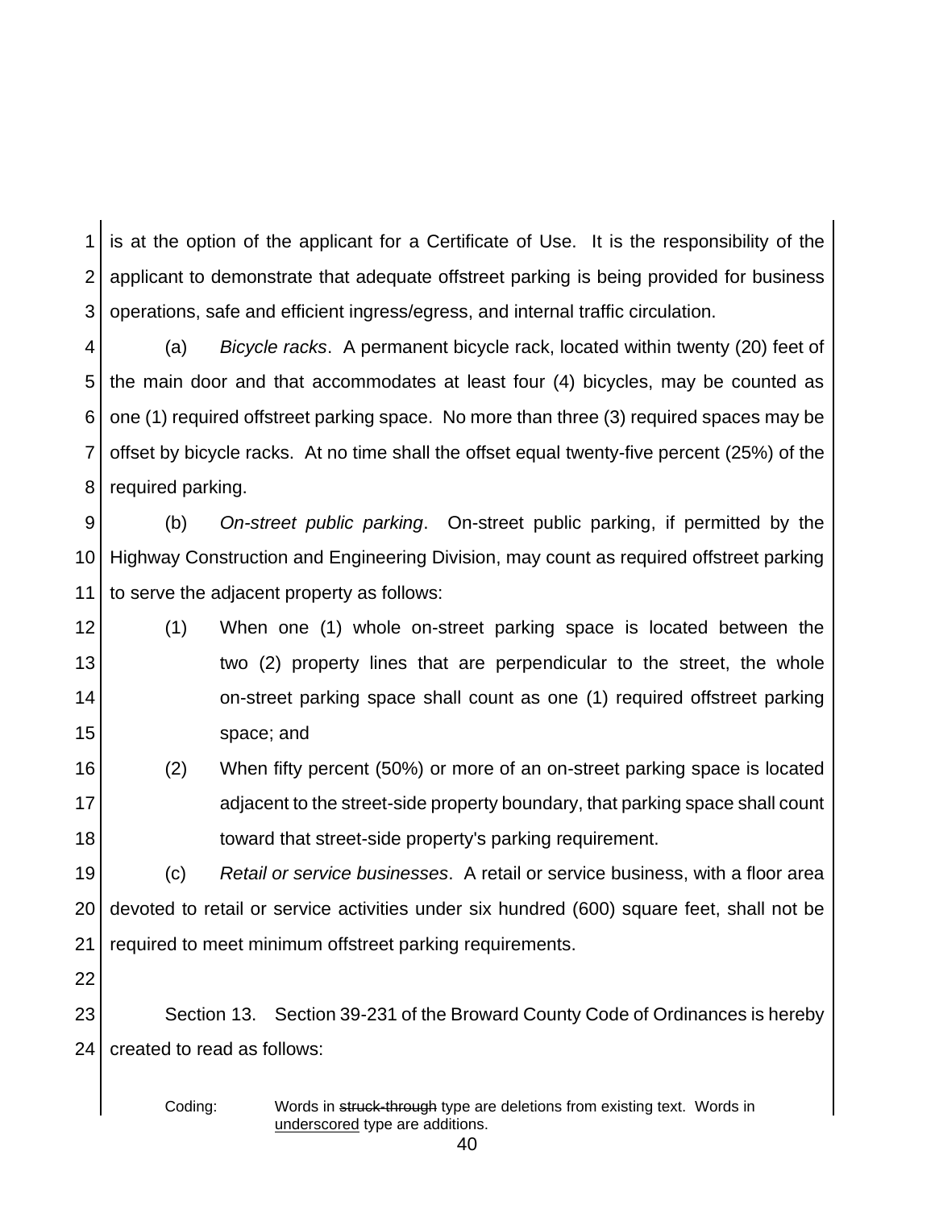is at the option of the applicant for a Certificate of Use. It is the responsibility of the applicant to demonstrate that adequate offstreet parking is being provided for business operations, safe and efficient ingress/egress, and internal traffic circulation.

(a) *Bicycle racks*. A permanent bicycle rack, located within twenty (20) feet of the main door and that accommodates at least four (4) bicycles, may be counted as one (1) required offstreet parking space. No more than three (3) required spaces may be offset by bicycle racks. At no time shall the offset equal twenty-five percent (25%) of the required parking.

(b) *On-street public parking*. On-street public parking, if permitted by the Highway Construction and Engineering Division, may count as required offstreet parking to serve the adjacent property as follows:

(1) When one (1) whole on-street parking space is located between the two (2) property lines that are perpendicular to the street, the whole on-street parking space shall count as one (1) required offstreet parking space; and

(2) When fifty percent (50%) or more of an on-street parking space is located adjacent to the street-side property boundary, that parking space shall count toward that street-side property's parking requirement.

(c) *Retail or service businesses*. A retail or service business, with a floor area devoted to retail or service activities under six hundred (600) square feet, shall not be required to meet minimum offstreet parking requirements.

Section 13. Section 39-231 of the Broward County Code of Ordinances is hereby created to read as follows:

Coding: Words in ~~struck-through~~ type are deletions from existing text. Words in <u>underscored</u> type are additions.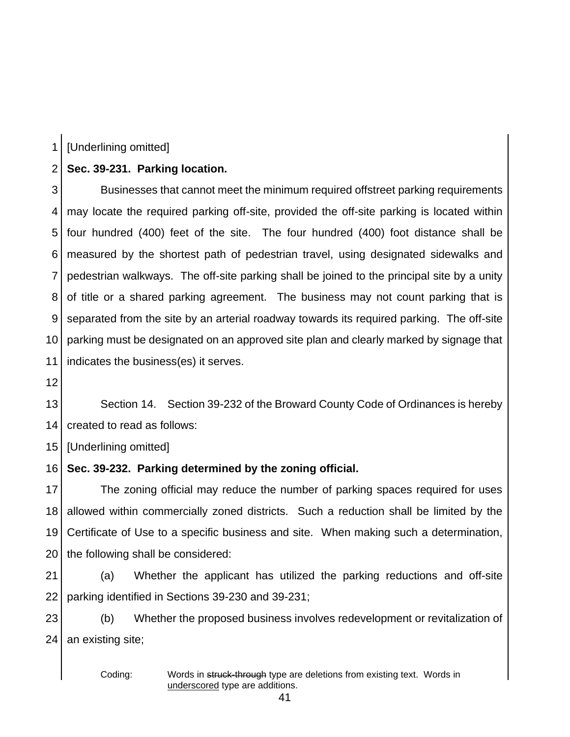[Underlining omitted]

**Sec. 39-231. Parking location.**

Businesses that cannot meet the minimum required offstreet parking requirements may locate the required parking off-site, provided the off-site parking is located within four hundred (400) feet of the site. The four hundred (400) foot distance shall be measured by the shortest path of pedestrian travel, using designated sidewalks and pedestrian walkways. The off-site parking shall be joined to the principal site by a unity of title or a shared parking agreement. The business may not count parking that is separated from the site by an arterial roadway towards its required parking. The off-site parking must be designated on an approved site plan and clearly marked by signage that indicates the business(es) it serves.

Section 14. Section 39-232 of the Broward County Code of Ordinances is hereby created to read as follows:

[Underlining omitted]

**Sec. 39-232. Parking determined by the zoning official.**

The zoning official may reduce the number of parking spaces required for uses allowed within commercially zoned districts. Such a reduction shall be limited by the Certificate of Use to a specific business and site. When making such a determination, the following shall be considered:

(a) Whether the applicant has utilized the parking reductions and off-site parking identified in Sections 39-230 and 39-231;

(b) Whether the proposed business involves redevelopment or revitalization of an existing site;

Coding: Words in ~~struck-through~~ type are deletions from existing text. Words in underscored type are additions.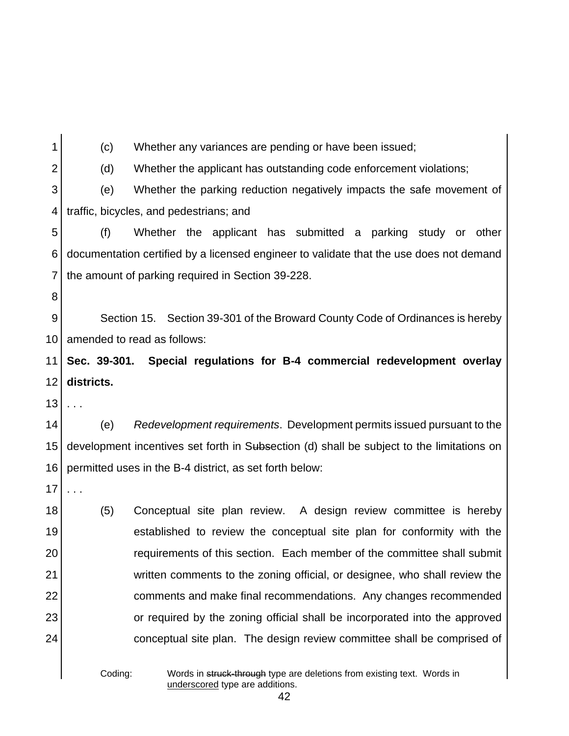(c) Whether any variances are pending or have been issued;

(d) Whether the applicant has outstanding code enforcement violations;

(e) Whether the parking reduction negatively impacts the safe movement of traffic, bicycles, and pedestrians; and

(f) Whether the applicant has submitted a parking study or other documentation certified by a licensed engineer to validate that the use does not demand the amount of parking required in Section 39-228.

Section 15. Section 39-301 of the Broward County Code of Ordinances is hereby amended to read as follows:

**Sec. 39-301. Special regulations for B-4 commercial redevelopment overlay districts.**

. . .

(e) *Redevelopment requirements*. Development permits issued pursuant to the development incentives set forth in S~~ubs~~ection (d) shall be subject to the limitations on permitted uses in the B-4 district, as set forth below:

. . .

(5) Conceptual site plan review. A design review committee is hereby established to review the conceptual site plan for conformity with the requirements of this section. Each member of the committee shall submit written comments to the zoning official, or designee, who shall review the comments and make final recommendations. Any changes recommended or required by the zoning official shall be incorporated into the approved conceptual site plan. The design review committee shall be comprised of

Coding: Words in ~~struck-through~~ type are deletions from existing text. Words in <u>underscored</u> type are additions.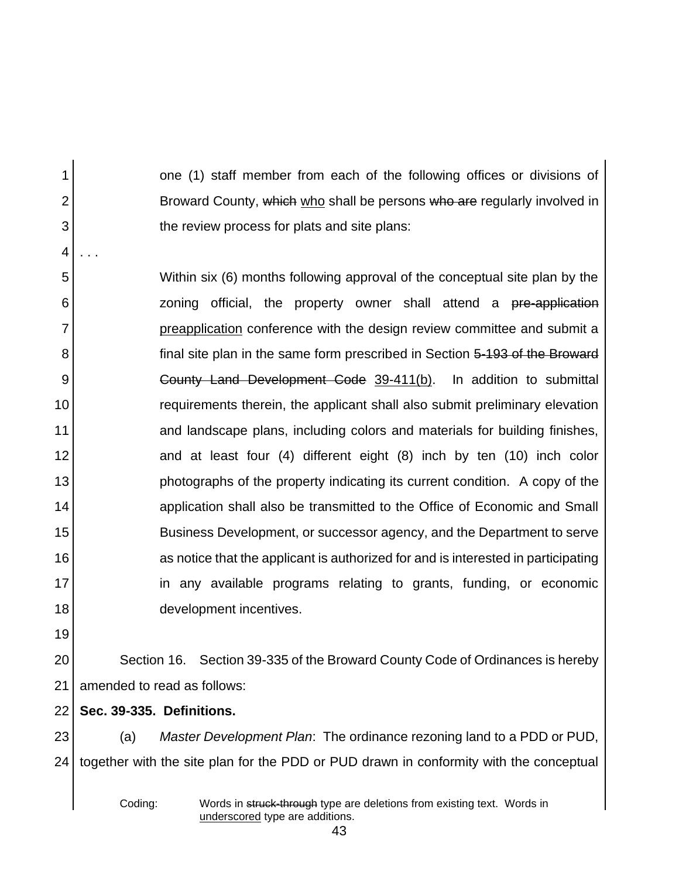one (1) staff member from each of the following offices or divisions of Broward County, ~~which~~ <u>who</u> shall be persons ~~who are~~ regularly involved in the review process for plats and site plans:

. . .

Within six (6) months following approval of the conceptual site plan by the zoning official, the property owner shall attend a ~~pre-application~~ <u>preapplication</u> conference with the design review committee and submit a final site plan in the same form prescribed in Section ~~5-193 of the Broward County Land Development Code~~ <u>39-411(b)</u>. In addition to submittal requirements therein, the applicant shall also submit preliminary elevation and landscape plans, including colors and materials for building finishes, and at least four (4) different eight (8) inch by ten (10) inch color photographs of the property indicating its current condition. A copy of the application shall also be transmitted to the Office of Economic and Small Business Development, or successor agency, and the Department to serve as notice that the applicant is authorized for and is interested in participating in any available programs relating to grants, funding, or economic development incentives.

Section 16. Section 39-335 of the Broward County Code of Ordinances is hereby amended to read as follows:

**Sec. 39-335. Definitions.**

(a) *Master Development Plan*: The ordinance rezoning land to a PDD or PUD, together with the site plan for the PDD or PUD drawn in conformity with the conceptual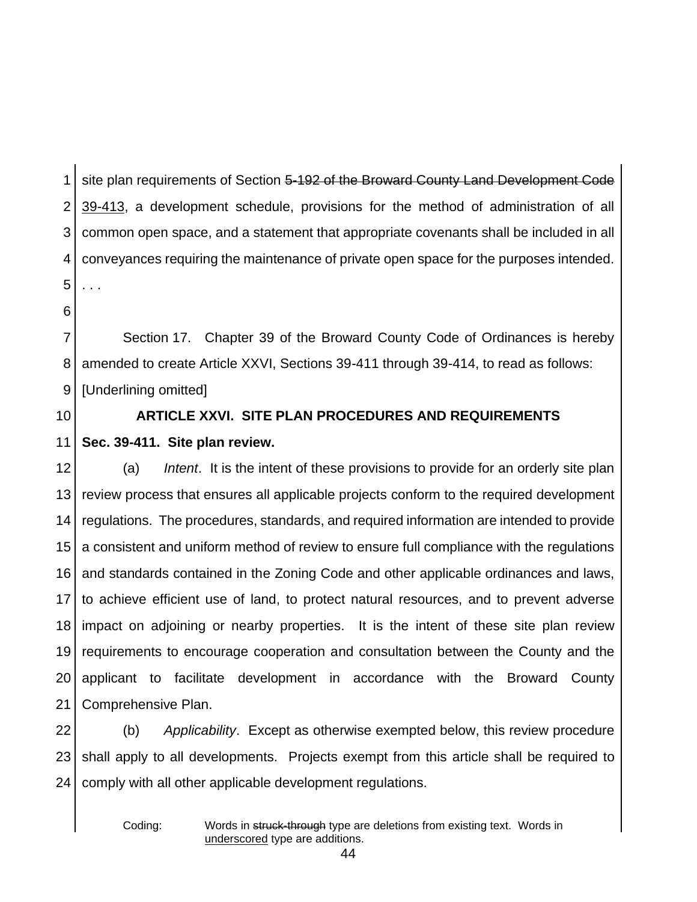site plan requirements of Section ~~5-192 of the Broward County Land Development Code~~ <u>39-413</u>, a development schedule, provisions for the method of administration of all common open space, and a statement that appropriate covenants shall be included in all conveyances requiring the maintenance of private open space for the purposes intended. . . .

Section 17. Chapter 39 of the Broward County Code of Ordinances is hereby amended to create Article XXVI, Sections 39-411 through 39-414, to read as follows: [Underlining omitted]

**ARTICLE XXVI. SITE PLAN PROCEDURES AND REQUIREMENTS**

**Sec. 39-411. Site plan review.**

(a) *Intent*. It is the intent of these provisions to provide for an orderly site plan review process that ensures all applicable projects conform to the required development regulations. The procedures, standards, and required information are intended to provide a consistent and uniform method of review to ensure full compliance with the regulations and standards contained in the Zoning Code and other applicable ordinances and laws, to achieve efficient use of land, to protect natural resources, and to prevent adverse impact on adjoining or nearby properties. It is the intent of these site plan review requirements to encourage cooperation and consultation between the County and the applicant to facilitate development in accordance with the Broward County Comprehensive Plan.

(b) *Applicability*. Except as otherwise exempted below, this review procedure shall apply to all developments. Projects exempt from this article shall be required to comply with all other applicable development regulations.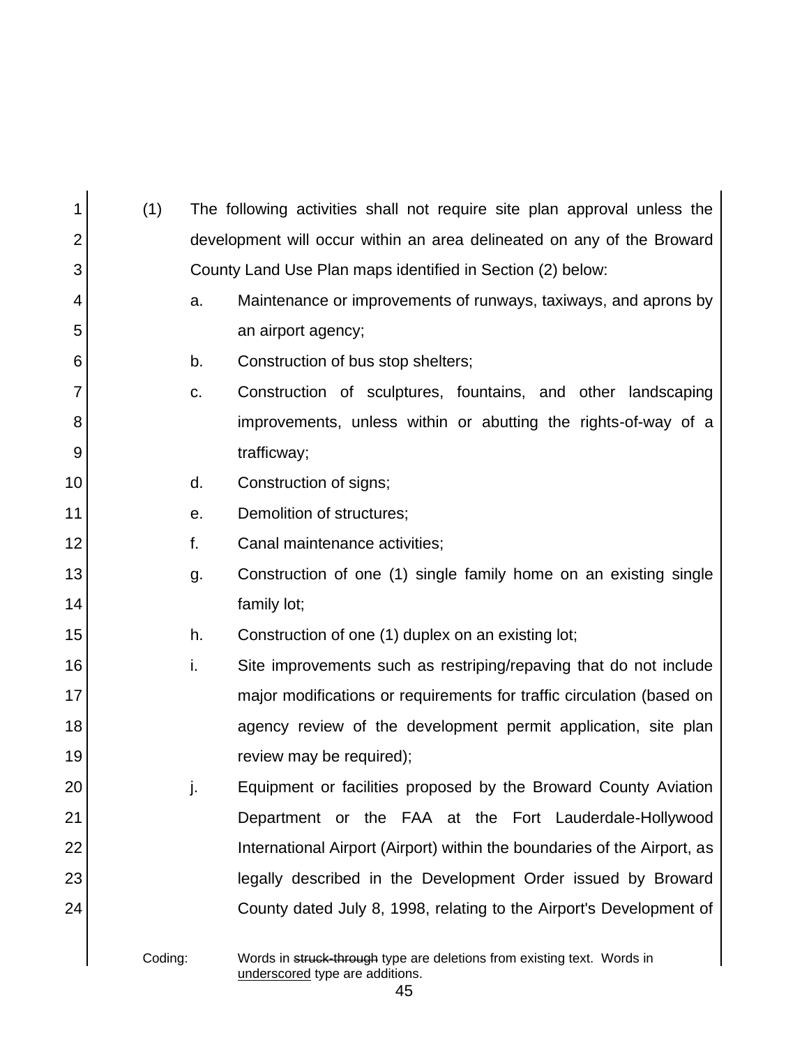(1) The following activities shall not require site plan approval unless the development will occur within an area delineated on any of the Broward County Land Use Plan maps identified in Section (2) below:

a. Maintenance or improvements of runways, taxiways, and aprons by an airport agency;

b. Construction of bus stop shelters;

c. Construction of sculptures, fountains, and other landscaping improvements, unless within or abutting the rights-of-way of a trafficway;

d. Construction of signs;

e. Demolition of structures;

f. Canal maintenance activities;

g. Construction of one (1) single family home on an existing single family lot;

h. Construction of one (1) duplex on an existing lot;

i. Site improvements such as restriping/repaving that do not include major modifications or requirements for traffic circulation (based on agency review of the development permit application, site plan review may be required);

j. Equipment or facilities proposed by the Broward County Aviation Department or the FAA at the Fort Lauderdale-Hollywood International Airport (Airport) within the boundaries of the Airport, as legally described in the Development Order issued by Broward County dated July 8, 1998, relating to the Airport's Development of

Coding: Words in ~~struck-through~~ type are deletions from existing text. Words in underscored type are additions.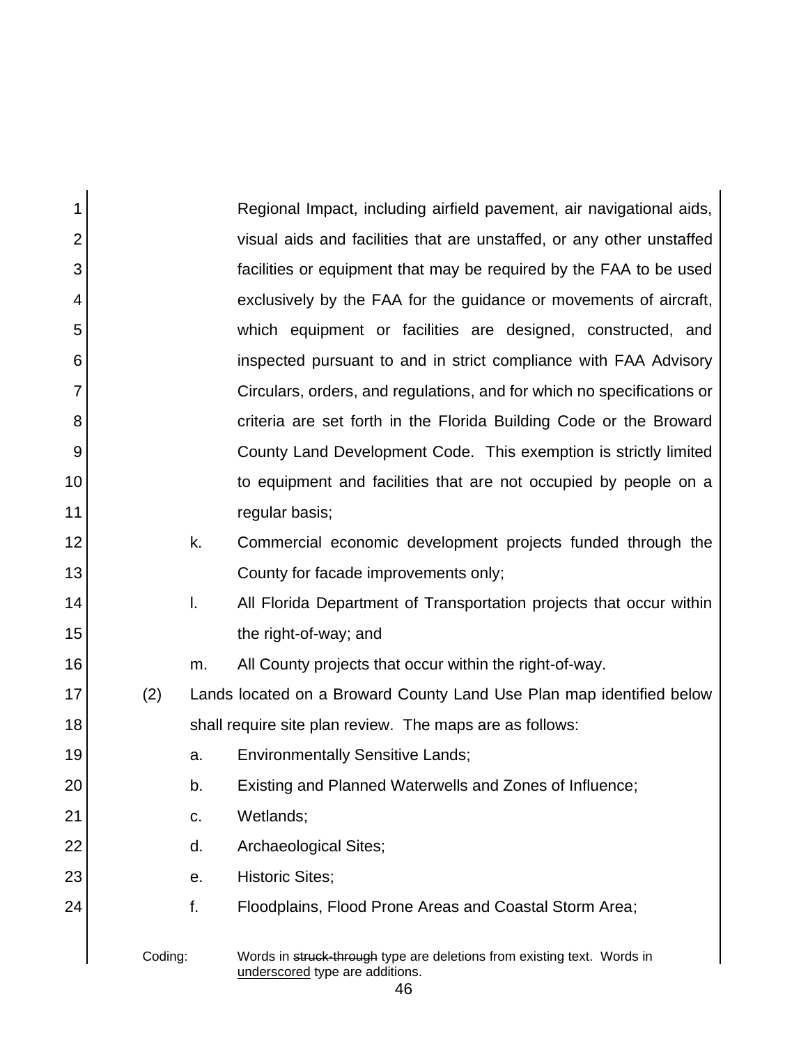Regional Impact, including airfield pavement, air navigational aids, visual aids and facilities that are unstaffed, or any other unstaffed facilities or equipment that may be required by the FAA to be used exclusively by the FAA for the guidance or movements of aircraft, which equipment or facilities are designed, constructed, and inspected pursuant to and in strict compliance with FAA Advisory Circulars, orders, and regulations, and for which no specifications or criteria are set forth in the Florida Building Code or the Broward County Land Development Code. This exemption is strictly limited to equipment and facilities that are not occupied by people on a regular basis;

k. Commercial economic development projects funded through the County for facade improvements only;

l. All Florida Department of Transportation projects that occur within the right-of-way; and

m. All County projects that occur within the right-of-way.

(2) Lands located on a Broward County Land Use Plan map identified below shall require site plan review. The maps are as follows:

a. Environmentally Sensitive Lands;

b. Existing and Planned Waterwells and Zones of Influence;

c. Wetlands;

d. Archaeological Sites;

e. Historic Sites;

f. Floodplains, Flood Prone Areas and Coastal Storm Area;

Coding: Words in ~~struck-through~~ type are deletions from existing text. Words in underscored type are additions.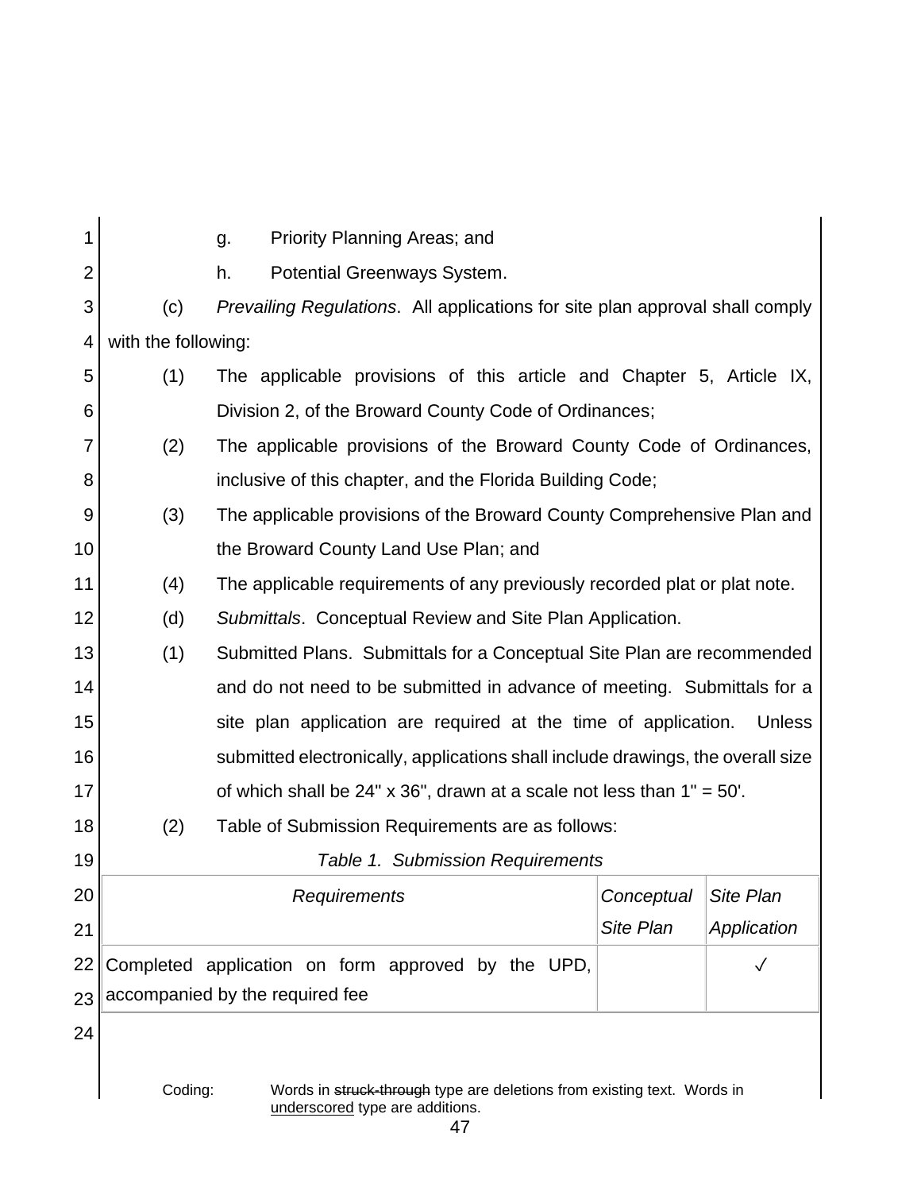g. Priority Planning Areas; and

h. Potential Greenways System.

(c) *Prevailing Regulations*. All applications for site plan approval shall comply with the following:

(1) The applicable provisions of this article and Chapter 5, Article IX, Division 2, of the Broward County Code of Ordinances;

(2) The applicable provisions of the Broward County Code of Ordinances, inclusive of this chapter, and the Florida Building Code;

(3) The applicable provisions of the Broward County Comprehensive Plan and the Broward County Land Use Plan; and

(4) The applicable requirements of any previously recorded plat or plat note.

(d) *Submittals*. Conceptual Review and Site Plan Application.

(1) Submitted Plans. Submittals for a Conceptual Site Plan are recommended and do not need to be submitted in advance of meeting. Submittals for a site plan application are required at the time of application. Unless submitted electronically, applications shall include drawings, the overall size of which shall be 24" x 36", drawn at a scale not less than 1" = 50'.

(2) Table of Submission Requirements are as follows:

*Table 1. Submission Requirements*

| *Requirements* | *Conceptual Site Plan* | *Site Plan Application* |
|---|---|---|
| Completed application on form approved by the UPD, accompanied by the required fee | | ✓ |

Coding: Words in ~~struck-through~~ type are deletions from existing text. Words in <u>underscored</u> type are additions.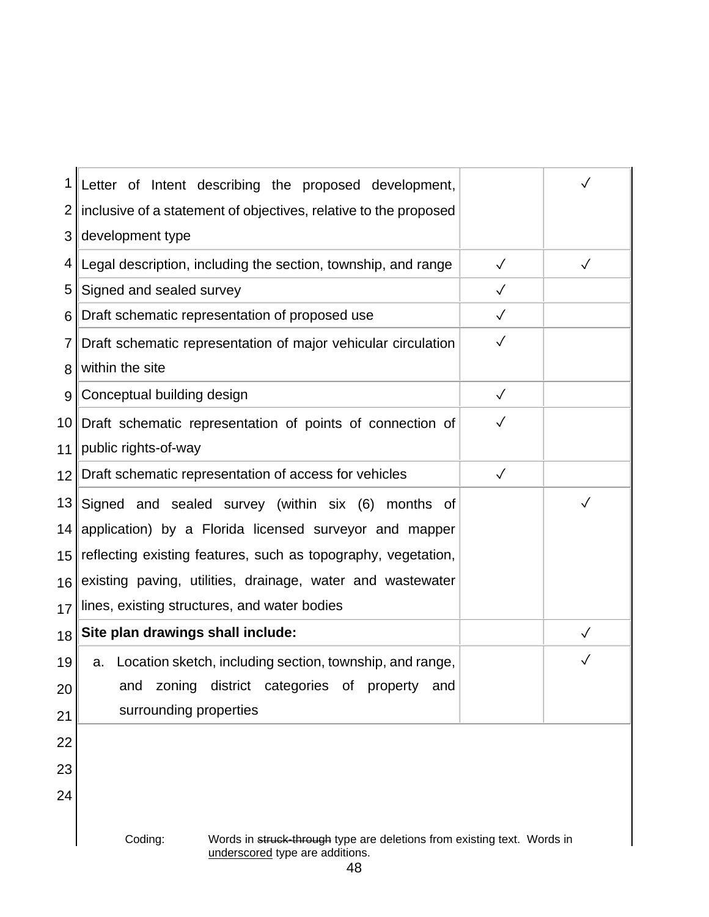| | | |
|---|---|---|
| Letter of Intent describing the proposed development, inclusive of a statement of objectives, relative to the proposed development type | | ✓ |
| Legal description, including the section, township, and range | ✓ | ✓ |
| Signed and sealed survey | ✓ | |
| Draft schematic representation of proposed use | ✓ | |
| Draft schematic representation of major vehicular circulation within the site | ✓ | |
| Conceptual building design | ✓ | |
| Draft schematic representation of points of connection of public rights-of-way | ✓ | |
| Draft schematic representation of access for vehicles | ✓ | |
| Signed and sealed survey (within six (6) months of application) by a Florida licensed surveyor and mapper reflecting existing features, such as topography, vegetation, existing paving, utilities, drainage, water and wastewater lines, existing structures, and water bodies | | ✓ |
| **Site plan drawings shall include:** | | ✓ |
| a. Location sketch, including section, township, and range, and zoning district categories of property and surrounding properties | | ✓ |

Coding: Words in ~~struck-through~~ type are deletions from existing text. Words in underscored type are additions.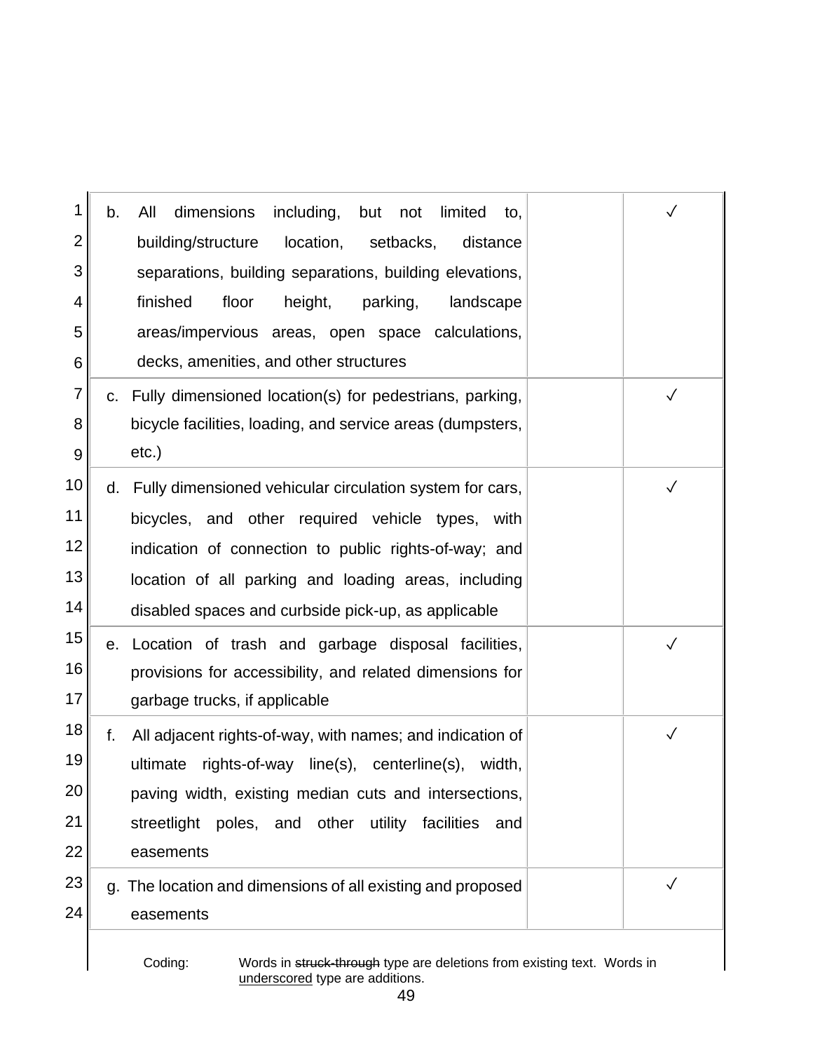| | | |
|---|---|---|
| b. All dimensions including, but not limited to, building/structure location, setbacks, distance separations, building separations, building elevations, finished floor height, parking, landscape areas/impervious areas, open space calculations, decks, amenities, and other structures | | ✓ |
| c. Fully dimensioned location(s) for pedestrians, parking, bicycle facilities, loading, and service areas (dumpsters, etc.) | | ✓ |
| d. Fully dimensioned vehicular circulation system for cars, bicycles, and other required vehicle types, with indication of connection to public rights-of-way; and location of all parking and loading areas, including disabled spaces and curbside pick-up, as applicable | | ✓ |
| e. Location of trash and garbage disposal facilities, provisions for accessibility, and related dimensions for garbage trucks, if applicable | | ✓ |
| f. All adjacent rights-of-way, with names; and indication of ultimate rights-of-way line(s), centerline(s), width, paving width, existing median cuts and intersections, streetlight poles, and other utility facilities and easements | | ✓ |
| g. The location and dimensions of all existing and proposed easements | | ✓ |

Coding: Words in ~~struck-through~~ type are deletions from existing text. Words in <u>underscored</u> type are additions.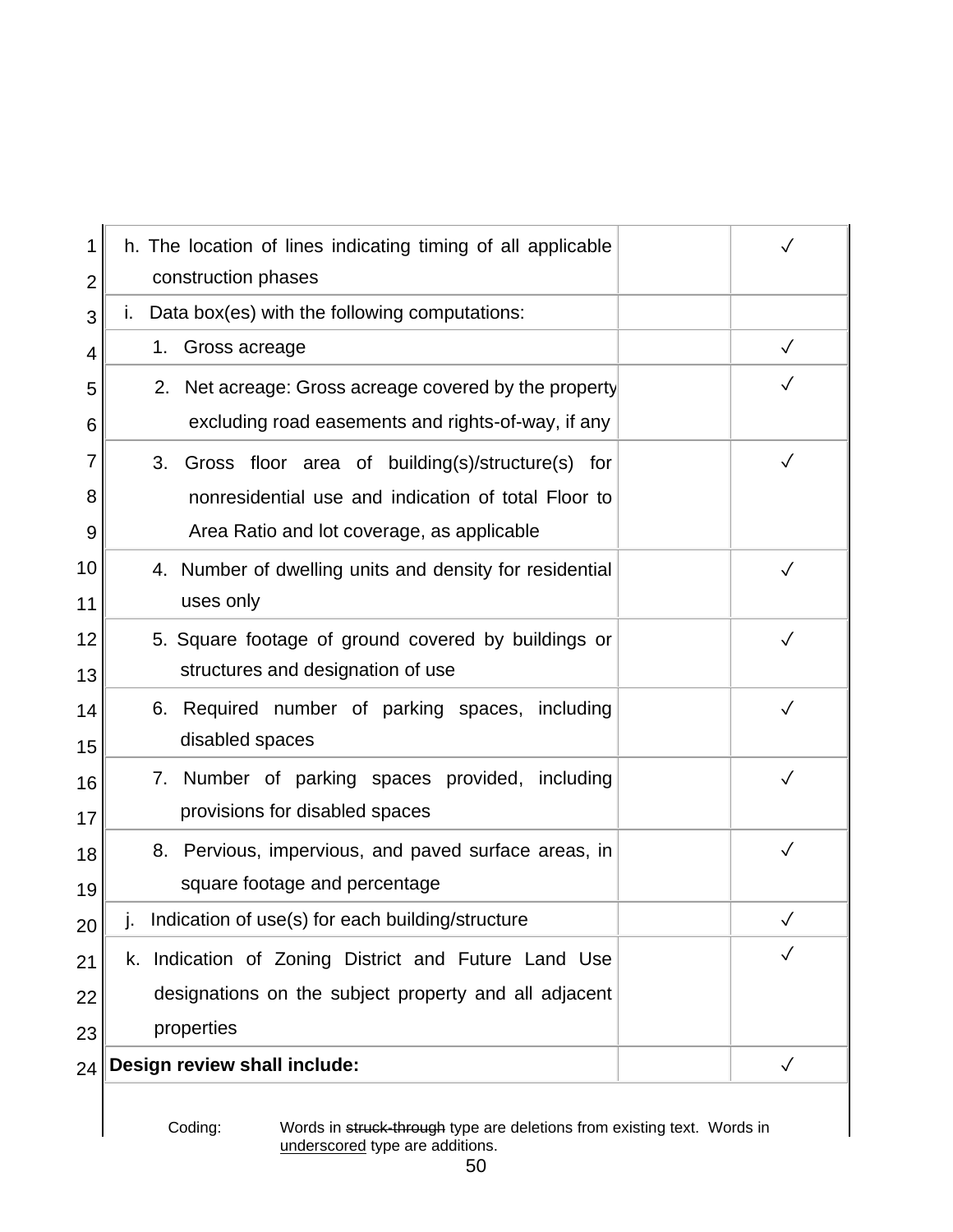| | | |
|---|---|---|
| h. The location of lines indicating timing of all applicable construction phases | | ✓ |
| i. Data box(es) with the following computations: | | |
| 1. Gross acreage | | ✓ |
| 2. Net acreage: Gross acreage covered by the property excluding road easements and rights-of-way, if any | | ✓ |
| 3. Gross floor area of building(s)/structure(s) for nonresidential use and indication of total Floor to Area Ratio and lot coverage, as applicable | | ✓ |
| 4. Number of dwelling units and density for residential uses only | | ✓ |
| 5. Square footage of ground covered by buildings or structures and designation of use | | ✓ |
| 6. Required number of parking spaces, including disabled spaces | | ✓ |
| 7. Number of parking spaces provided, including provisions for disabled spaces | | ✓ |
| 8. Pervious, impervious, and paved surface areas, in square footage and percentage | | ✓ |
| j. Indication of use(s) for each building/structure | | ✓ |
| k. Indication of Zoning District and Future Land Use designations on the subject property and all adjacent properties | | ✓ |
| **Design review shall include:** | | ✓ |

Coding: Words in ~~struck-through~~ type are deletions from existing text. Words in <u>underscored</u> type are additions.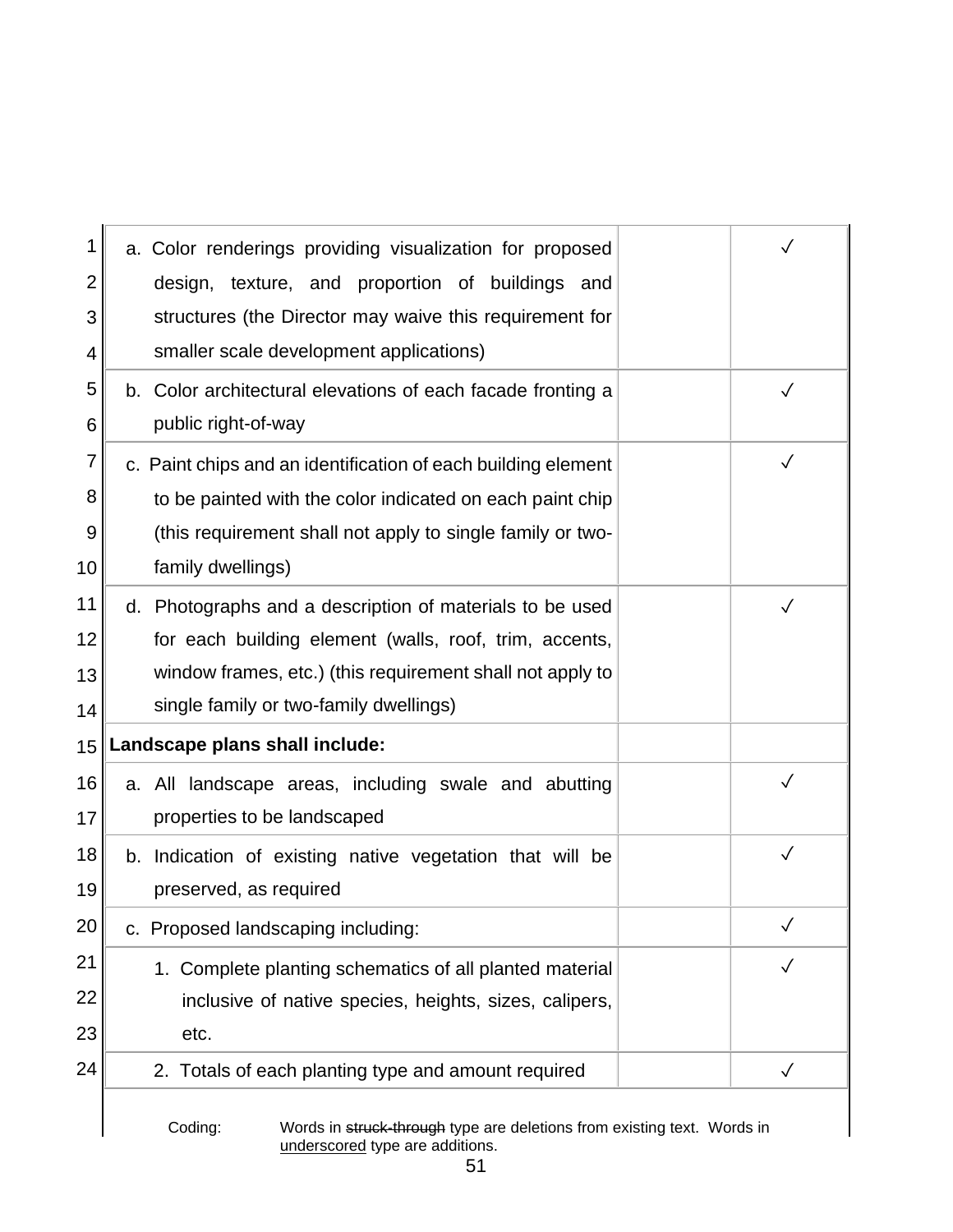| | | |
|---|---|---|
| a. Color renderings providing visualization for proposed design, texture, and proportion of buildings and structures (the Director may waive this requirement for smaller scale development applications) | | ✓ |
| b. Color architectural elevations of each facade fronting a public right-of-way | | ✓ |
| c. Paint chips and an identification of each building element to be painted with the color indicated on each paint chip (this requirement shall not apply to single family or two-family dwellings) | | ✓ |
| d. Photographs and a description of materials to be used for each building element (walls, roof, trim, accents, window frames, etc.) (this requirement shall not apply to single family or two-family dwellings) | | ✓ |
| **Landscape plans shall include:** | | |
| a. All landscape areas, including swale and abutting properties to be landscaped | | ✓ |
| b. Indication of existing native vegetation that will be preserved, as required | | ✓ |
| c. Proposed landscaping including: | | ✓ |
| 1. Complete planting schematics of all planted material inclusive of native species, heights, sizes, calipers, etc. | | ✓ |
| 2. Totals of each planting type and amount required | | ✓ |

Coding: Words in ~~struck-through~~ type are deletions from existing text. Words in <u>underscored</u> type are additions.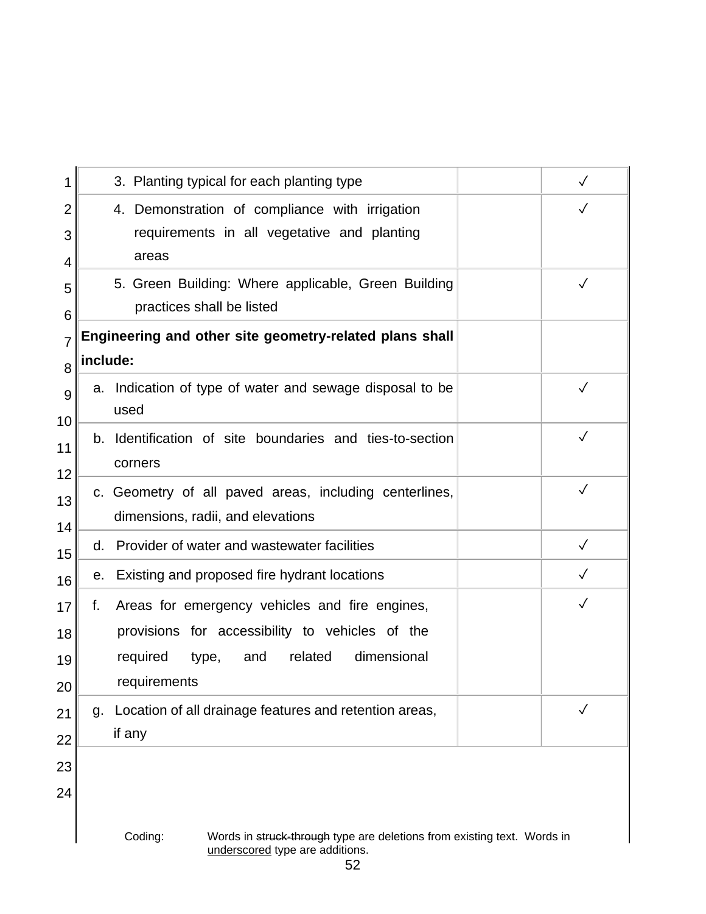| | | |
|---|---|---|
| 3. Planting typical for each planting type | | ✓ |
| 4. Demonstration of compliance with irrigation requirements in all vegetative and planting areas | | ✓ |
| 5. Green Building: Where applicable, Green Building practices shall be listed | | ✓ |
| **Engineering and other site geometry-related plans shall include:** | | |
| a. Indication of type of water and sewage disposal to be used | | ✓ |
| b. Identification of site boundaries and ties-to-section corners | | ✓ |
| c. Geometry of all paved areas, including centerlines, dimensions, radii, and elevations | | ✓ |
| d. Provider of water and wastewater facilities | | ✓ |
| e. Existing and proposed fire hydrant locations | | ✓ |
| f. Areas for emergency vehicles and fire engines, provisions for accessibility to vehicles of the required type, and related dimensional requirements | | ✓ |
| g. Location of all drainage features and retention areas, if any | | ✓ |

Coding: Words in ~~struck-through~~ type are deletions from existing text. Words in <u>underscored</u> type are additions.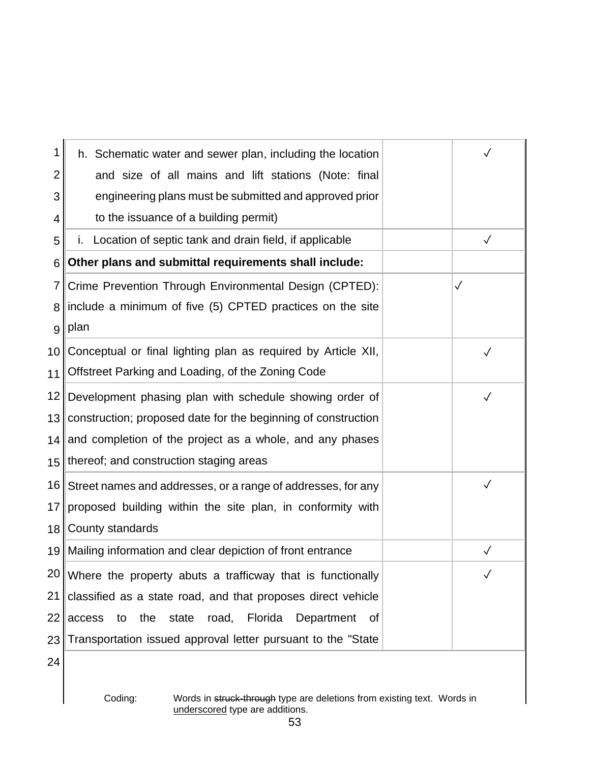| | | |
|---|---|---|
| h. Schematic water and sewer plan, including the location and size of all mains and lift stations (Note: final engineering plans must be submitted and approved prior to the issuance of a building permit) | | ✓ |
| i. Location of septic tank and drain field, if applicable | | ✓ |
| **Other plans and submittal requirements shall include:** | | |
| Crime Prevention Through Environmental Design (CPTED): include a minimum of five (5) CPTED practices on the site plan | | ✓ |
| Conceptual or final lighting plan as required by Article XII, Offstreet Parking and Loading, of the Zoning Code | | ✓ |
| Development phasing plan with schedule showing order of construction; proposed date for the beginning of construction and completion of the project as a whole, and any phases thereof; and construction staging areas | | ✓ |
| Street names and addresses, or a range of addresses, for any proposed building within the site plan, in conformity with County standards | | ✓ |
| Mailing information and clear depiction of front entrance | | ✓ |
| Where the property abuts a trafficway that is functionally classified as a state road, and that proposes direct vehicle access to the state road, Florida Department of Transportation issued approval letter pursuant to the "State | | ✓ |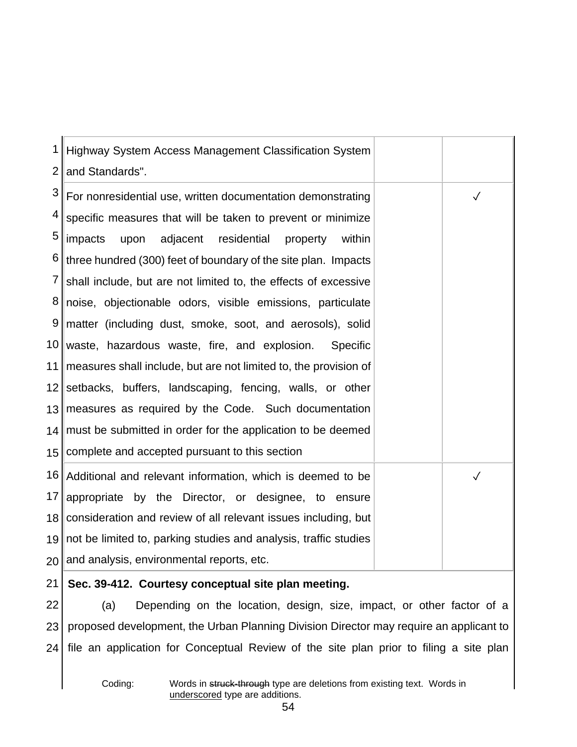| | | |
|---|---|---|
| Highway System Access Management Classification System and Standards". | | |
| For nonresidential use, written documentation demonstrating specific measures that will be taken to prevent or minimize impacts upon adjacent residential property within three hundred (300) feet of boundary of the site plan. Impacts shall include, but are not limited to, the effects of excessive noise, objectionable odors, visible emissions, particulate matter (including dust, smoke, soot, and aerosols), solid waste, hazardous waste, fire, and explosion. Specific measures shall include, but are not limited to, the provision of setbacks, buffers, landscaping, fencing, walls, or other measures as required by the Code. Such documentation must be submitted in order for the application to be deemed complete and accepted pursuant to this section | | ✓ |
| Additional and relevant information, which is deemed to be appropriate by the Director, or designee, to ensure consideration and review of all relevant issues including, but not be limited to, parking studies and analysis, traffic studies and analysis, environmental reports, etc. | | ✓ |

**Sec. 39-412. Courtesy conceptual site plan meeting.**

(a) Depending on the location, design, size, impact, or other factor of a proposed development, the Urban Planning Division Director may require an applicant to file an application for Conceptual Review of the site plan prior to filing a site plan

Coding: Words in ~~struck-through~~ type are deletions from existing text. Words in underscored type are additions.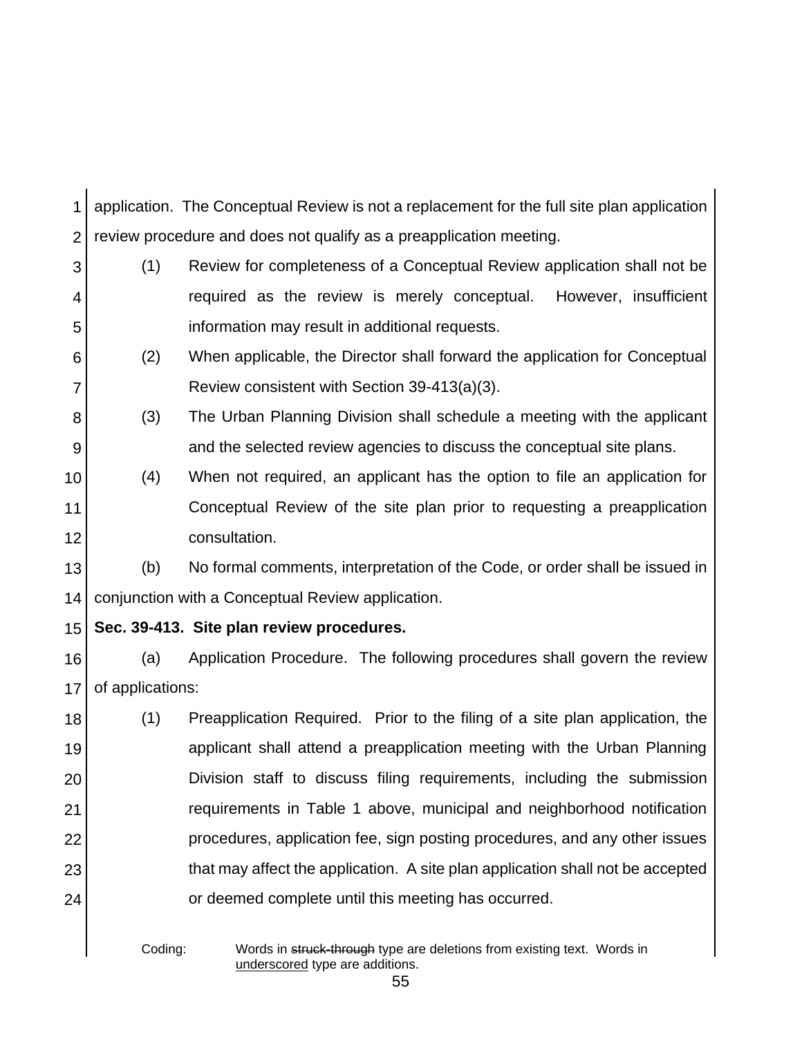application. The Conceptual Review is not a replacement for the full site plan application review procedure and does not qualify as a preapplication meeting.

(1) Review for completeness of a Conceptual Review application shall not be required as the review is merely conceptual. However, insufficient information may result in additional requests.

(2) When applicable, the Director shall forward the application for Conceptual Review consistent with Section 39-413(a)(3).

(3) The Urban Planning Division shall schedule a meeting with the applicant and the selected review agencies to discuss the conceptual site plans.

(4) When not required, an applicant has the option to file an application for Conceptual Review of the site plan prior to requesting a preapplication consultation.

(b) No formal comments, interpretation of the Code, or order shall be issued in conjunction with a Conceptual Review application.

**Sec. 39-413. Site plan review procedures.**

(a) Application Procedure. The following procedures shall govern the review of applications:

(1) Preapplication Required. Prior to the filing of a site plan application, the applicant shall attend a preapplication meeting with the Urban Planning Division staff to discuss filing requirements, including the submission requirements in Table 1 above, municipal and neighborhood notification procedures, application fee, sign posting procedures, and any other issues that may affect the application. A site plan application shall not be accepted or deemed complete until this meeting has occurred.

Coding: Words in ~~struck-through~~ type are deletions from existing text. Words in <u>underscored</u> type are additions.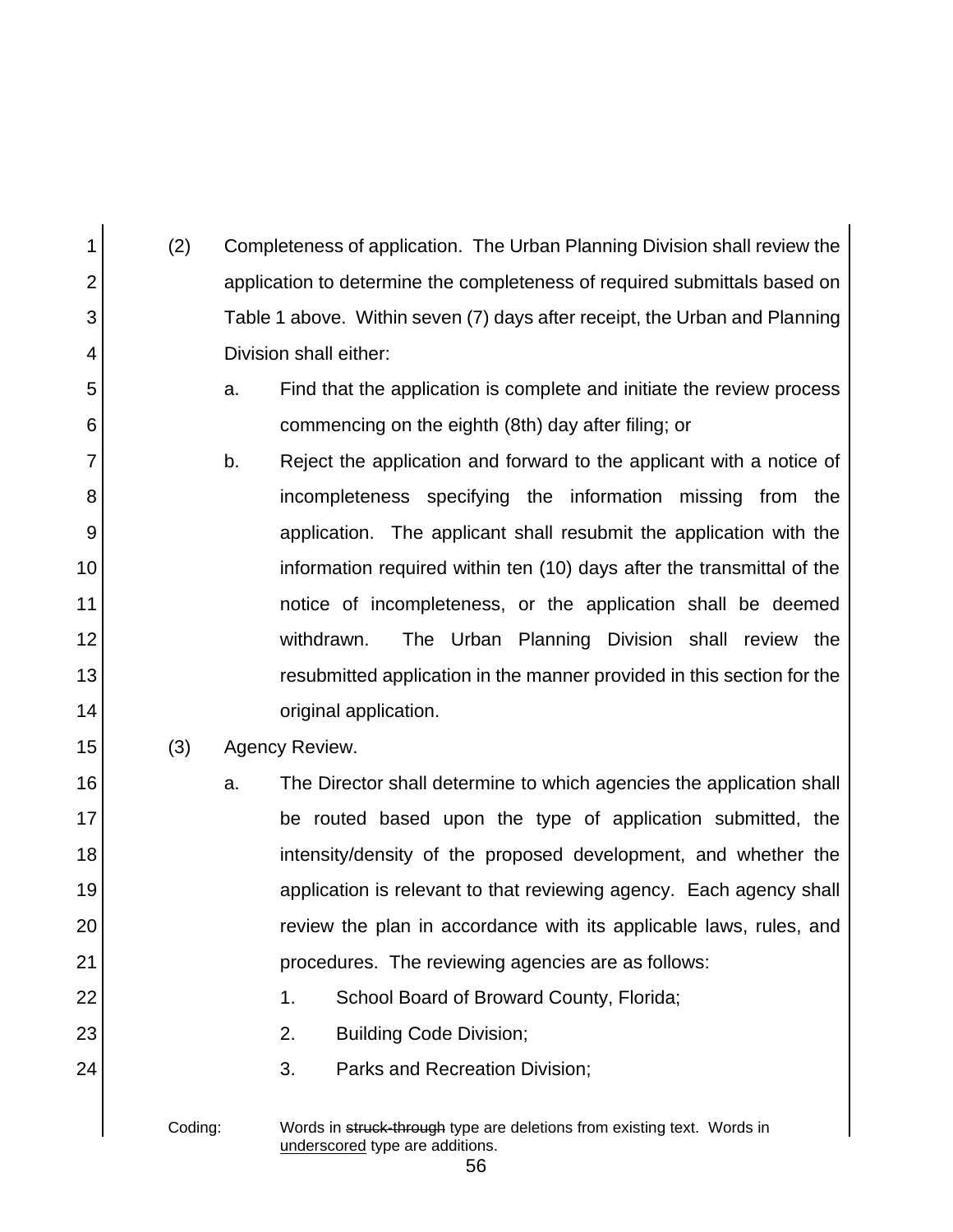(2) Completeness of application. The Urban Planning Division shall review the application to determine the completeness of required submittals based on Table 1 above. Within seven (7) days after receipt, the Urban and Planning Division shall either:

a. Find that the application is complete and initiate the review process commencing on the eighth (8th) day after filing; or

b. Reject the application and forward to the applicant with a notice of incompleteness specifying the information missing from the application. The applicant shall resubmit the application with the information required within ten (10) days after the transmittal of the notice of incompleteness, or the application shall be deemed withdrawn. The Urban Planning Division shall review the resubmitted application in the manner provided in this section for the original application.

(3) Agency Review.

a. The Director shall determine to which agencies the application shall be routed based upon the type of application submitted, the intensity/density of the proposed development, and whether the application is relevant to that reviewing agency. Each agency shall review the plan in accordance with its applicable laws, rules, and procedures. The reviewing agencies are as follows:

1. School Board of Broward County, Florida;
2. Building Code Division;
3. Parks and Recreation Division;

Coding: Words in ~~struck-through~~ type are deletions from existing text. Words in <u>underscored</u> type are additions.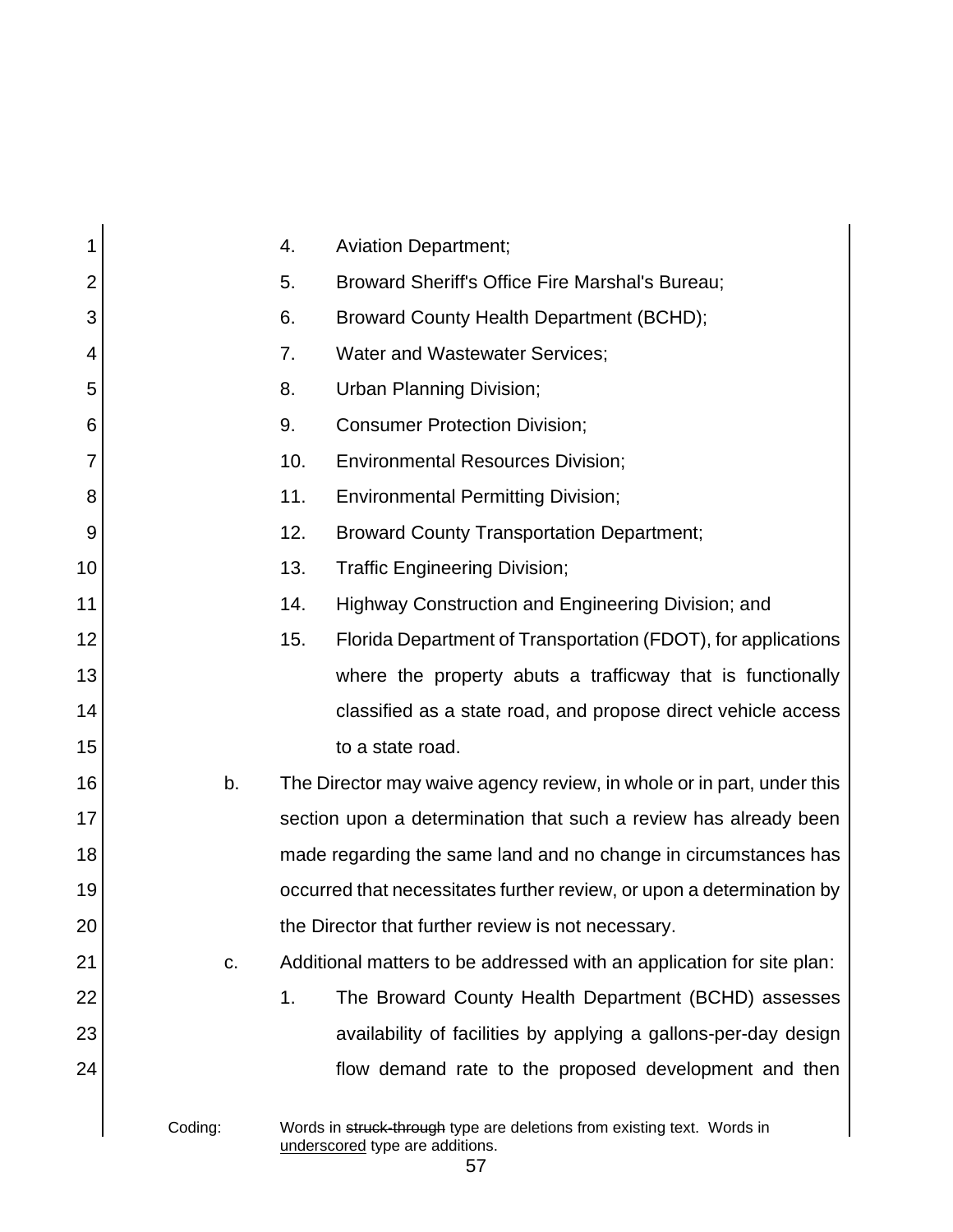4. Aviation Department;
5. Broward Sheriff's Office Fire Marshal's Bureau;
6. Broward County Health Department (BCHD);
7. Water and Wastewater Services;
8. Urban Planning Division;
9. Consumer Protection Division;
10. Environmental Resources Division;
11. Environmental Permitting Division;
12. Broward County Transportation Department;
13. Traffic Engineering Division;
14. Highway Construction and Engineering Division; and
15. Florida Department of Transportation (FDOT), for applications where the property abuts a trafficway that is functionally classified as a state road, and propose direct vehicle access to a state road.

b. The Director may waive agency review, in whole or in part, under this section upon a determination that such a review has already been made regarding the same land and no change in circumstances has occurred that necessitates further review, or upon a determination by the Director that further review is not necessary.

c. Additional matters to be addressed with an application for site plan:

1. The Broward County Health Department (BCHD) assesses availability of facilities by applying a gallons-per-day design flow demand rate to the proposed development and then

Coding: Words in ~~struck-through~~ type are deletions from existing text. Words in underscored type are additions.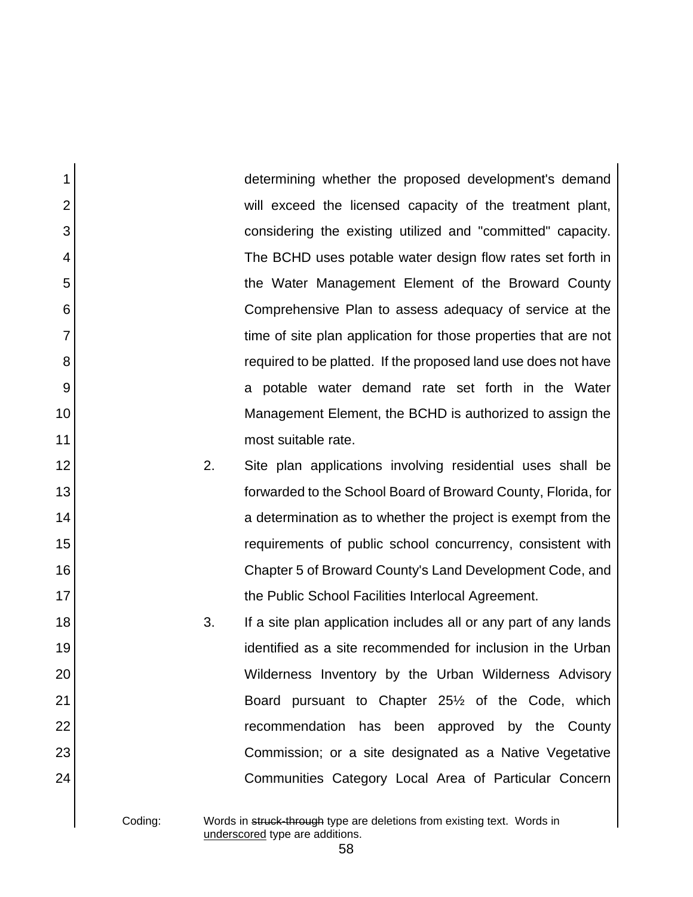determining whether the proposed development's demand will exceed the licensed capacity of the treatment plant, considering the existing utilized and "committed" capacity. The BCHD uses potable water design flow rates set forth in the Water Management Element of the Broward County Comprehensive Plan to assess adequacy of service at the time of site plan application for those properties that are not required to be platted. If the proposed land use does not have a potable water demand rate set forth in the Water Management Element, the BCHD is authorized to assign the most suitable rate.

2. Site plan applications involving residential uses shall be forwarded to the School Board of Broward County, Florida, for a determination as to whether the project is exempt from the requirements of public school concurrency, consistent with Chapter 5 of Broward County's Land Development Code, and the Public School Facilities Interlocal Agreement.

3. If a site plan application includes all or any part of any lands identified as a site recommended for inclusion in the Urban Wilderness Inventory by the Urban Wilderness Advisory Board pursuant to Chapter 25½ of the Code, which recommendation has been approved by the County Commission; or a site designated as a Native Vegetative Communities Category Local Area of Particular Concern

Coding: Words in ~~struck-through~~ type are deletions from existing text. Words in underscored type are additions.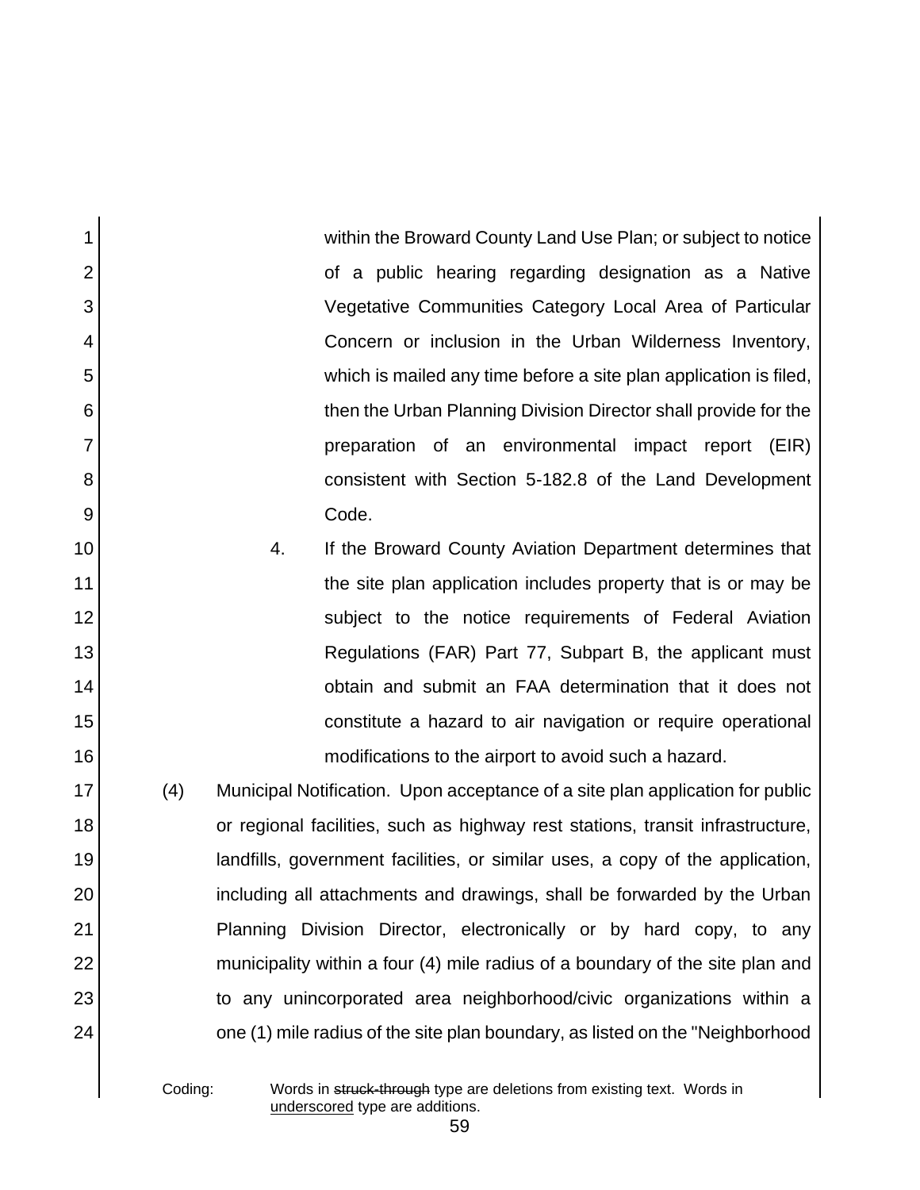within the Broward County Land Use Plan; or subject to notice of a public hearing regarding designation as a Native Vegetative Communities Category Local Area of Particular Concern or inclusion in the Urban Wilderness Inventory, which is mailed any time before a site plan application is filed, then the Urban Planning Division Director shall provide for the preparation of an environmental impact report (EIR) consistent with Section 5-182.8 of the Land Development Code.

4. If the Broward County Aviation Department determines that the site plan application includes property that is or may be subject to the notice requirements of Federal Aviation Regulations (FAR) Part 77, Subpart B, the applicant must obtain and submit an FAA determination that it does not constitute a hazard to air navigation or require operational modifications to the airport to avoid such a hazard.

(4) Municipal Notification. Upon acceptance of a site plan application for public or regional facilities, such as highway rest stations, transit infrastructure, landfills, government facilities, or similar uses, a copy of the application, including all attachments and drawings, shall be forwarded by the Urban Planning Division Director, electronically or by hard copy, to any municipality within a four (4) mile radius of a boundary of the site plan and to any unincorporated area neighborhood/civic organizations within a one (1) mile radius of the site plan boundary, as listed on the "Neighborhood

Coding: Words in ~~struck-through~~ type are deletions from existing text. Words in <u>underscored</u> type are additions.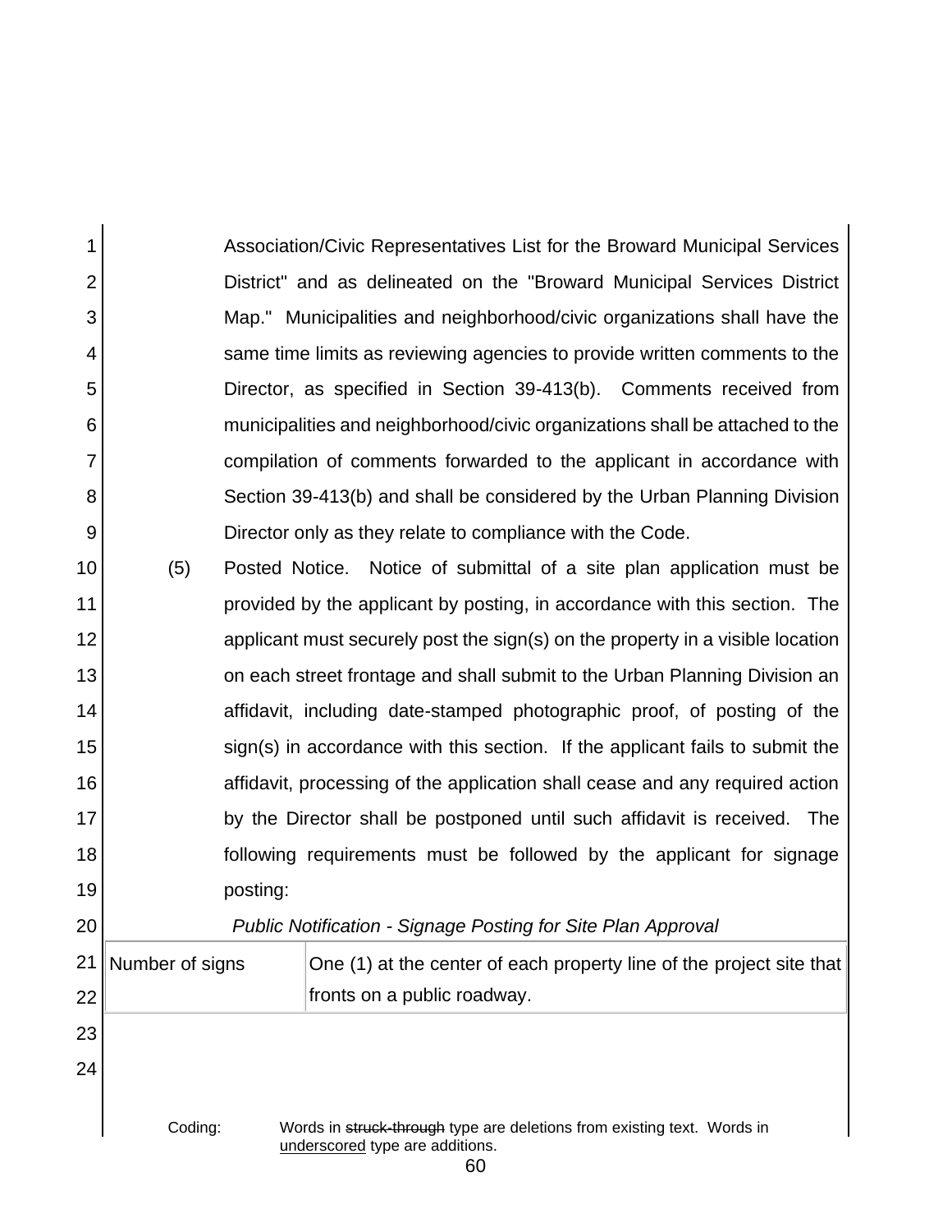Association/Civic Representatives List for the Broward Municipal Services District" and as delineated on the "Broward Municipal Services District Map." Municipalities and neighborhood/civic organizations shall have the same time limits as reviewing agencies to provide written comments to the Director, as specified in Section 39-413(b). Comments received from municipalities and neighborhood/civic organizations shall be attached to the compilation of comments forwarded to the applicant in accordance with Section 39-413(b) and shall be considered by the Urban Planning Division Director only as they relate to compliance with the Code.

(5) Posted Notice. Notice of submittal of a site plan application must be provided by the applicant by posting, in accordance with this section. The applicant must securely post the sign(s) on the property in a visible location on each street frontage and shall submit to the Urban Planning Division an affidavit, including date-stamped photographic proof, of posting of the sign(s) in accordance with this section. If the applicant fails to submit the affidavit, processing of the application shall cease and any required action by the Director shall be postponed until such affidavit is received. The following requirements must be followed by the applicant for signage posting:

*Public Notification - Signage Posting for Site Plan Approval*

| | |
|---|---|
| Number of signs | One (1) at the center of each property line of the project site that fronts on a public roadway. |

Coding: Words in ~~struck-through~~ type are deletions from existing text. Words in <u>underscored</u> type are additions.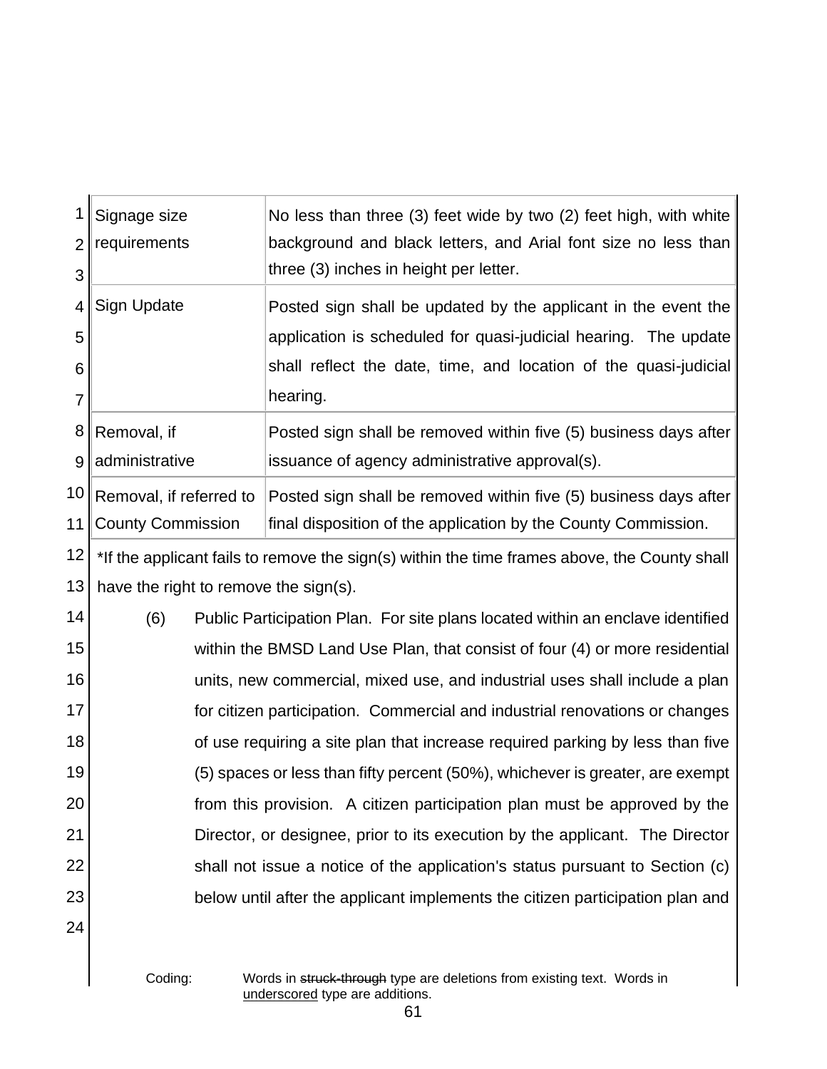| | |
|---|---|
| Signage size requirements | No less than three (3) feet wide by two (2) feet high, with white background and black letters, and Arial font size no less than three (3) inches in height per letter. |
| Sign Update | Posted sign shall be updated by the applicant in the event the application is scheduled for quasi-judicial hearing. The update shall reflect the date, time, and location of the quasi-judicial hearing. |
| Removal, if administrative | Posted sign shall be removed within five (5) business days after issuance of agency administrative approval(s). |
| Removal, if referred to County Commission | Posted sign shall be removed within five (5) business days after final disposition of the application by the County Commission. |

*If the applicant fails to remove the sign(s) within the time frames above, the County shall have the right to remove the sign(s).

(6) Public Participation Plan. For site plans located within an enclave identified within the BMSD Land Use Plan, that consist of four (4) or more residential units, new commercial, mixed use, and industrial uses shall include a plan for citizen participation. Commercial and industrial renovations or changes of use requiring a site plan that increase required parking by less than five (5) spaces or less than fifty percent (50%), whichever is greater, are exempt from this provision. A citizen participation plan must be approved by the Director, or designee, prior to its execution by the applicant. The Director shall not issue a notice of the application's status pursuant to Section (c) below until after the applicant implements the citizen participation plan and

Coding: Words in ~~struck-through~~ type are deletions from existing text. Words in <u>underscored</u> type are additions.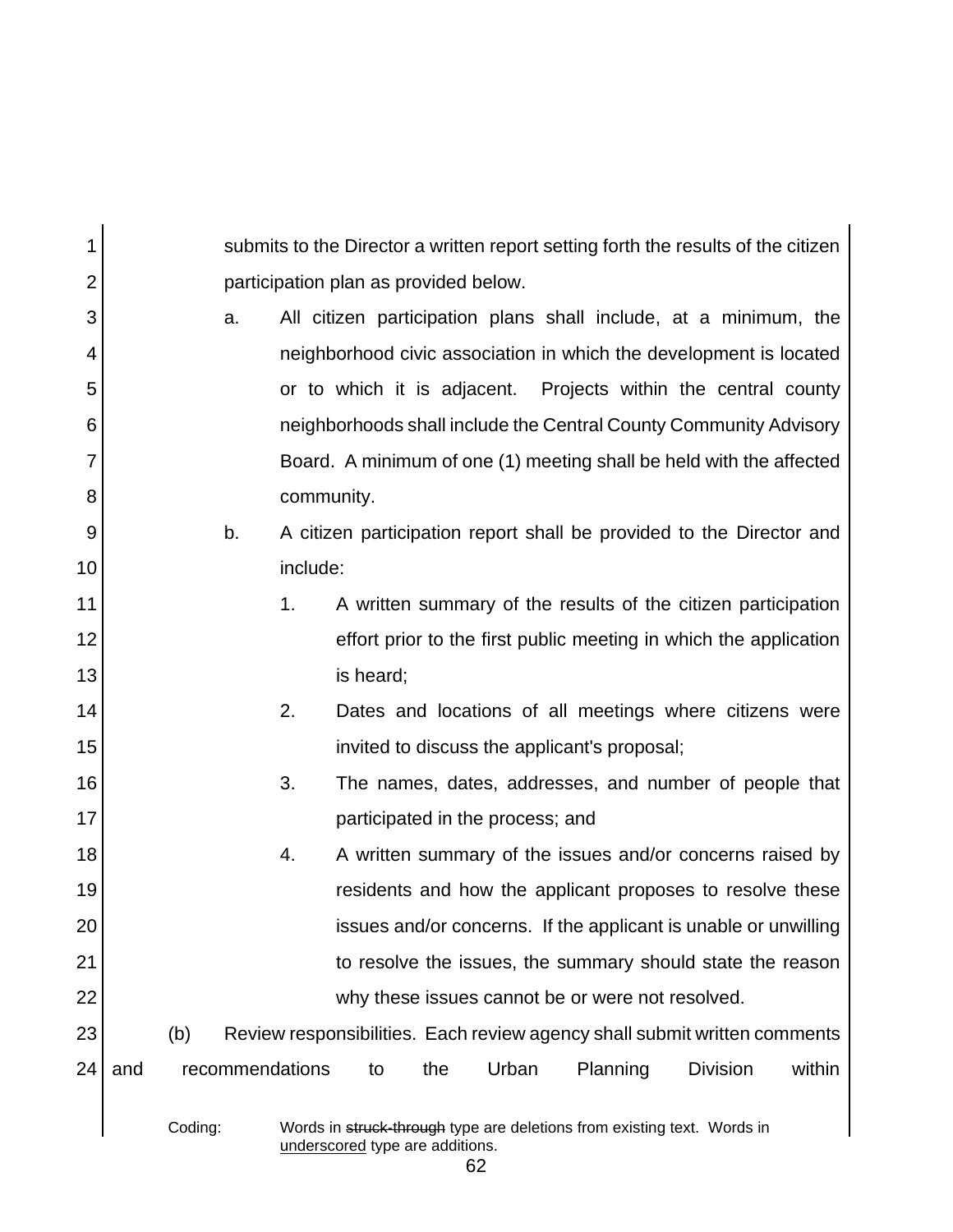submits to the Director a written report setting forth the results of the citizen participation plan as provided below.

a. All citizen participation plans shall include, at a minimum, the neighborhood civic association in which the development is located or to which it is adjacent. Projects within the central county neighborhoods shall include the Central County Community Advisory Board. A minimum of one (1) meeting shall be held with the affected community.

b. A citizen participation report shall be provided to the Director and include:

   1. A written summary of the results of the citizen participation effort prior to the first public meeting in which the application is heard;

   2. Dates and locations of all meetings where citizens were invited to discuss the applicant's proposal;

   3. The names, dates, addresses, and number of people that participated in the process; and

   4. A written summary of the issues and/or concerns raised by residents and how the applicant proposes to resolve these issues and/or concerns. If the applicant is unable or unwilling to resolve the issues, the summary should state the reason why these issues cannot be or were not resolved.

(b) Review responsibilities. Each review agency shall submit written comments and recommendations to the Urban Planning Division within

Coding: Words in ~~struck-through~~ type are deletions from existing text. Words in <u>underscored</u> type are additions.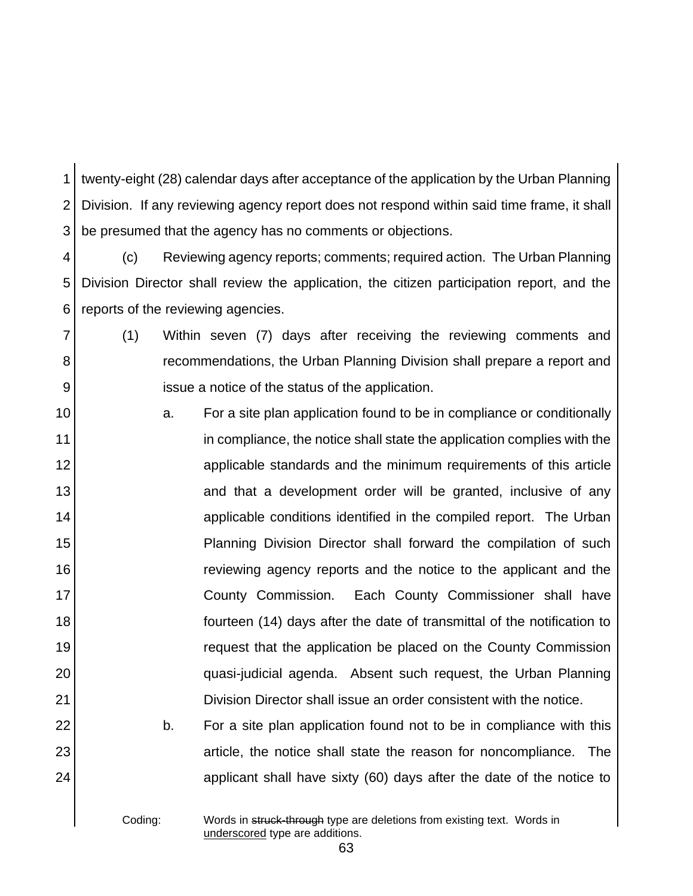twenty-eight (28) calendar days after acceptance of the application by the Urban Planning Division. If any reviewing agency report does not respond within said time frame, it shall be presumed that the agency has no comments or objections.

(c) Reviewing agency reports; comments; required action. The Urban Planning Division Director shall review the application, the citizen participation report, and the reports of the reviewing agencies.

(1) Within seven (7) days after receiving the reviewing comments and recommendations, the Urban Planning Division shall prepare a report and issue a notice of the status of the application.

a. For a site plan application found to be in compliance or conditionally in compliance, the notice shall state the application complies with the applicable standards and the minimum requirements of this article and that a development order will be granted, inclusive of any applicable conditions identified in the compiled report. The Urban Planning Division Director shall forward the compilation of such reviewing agency reports and the notice to the applicant and the County Commission. Each County Commissioner shall have fourteen (14) days after the date of transmittal of the notification to request that the application be placed on the County Commission quasi-judicial agenda. Absent such request, the Urban Planning Division Director shall issue an order consistent with the notice.

b. For a site plan application found not to be in compliance with this article, the notice shall state the reason for noncompliance. The applicant shall have sixty (60) days after the date of the notice to

Coding: Words in ~~struck-through~~ type are deletions from existing text. Words in <u>underscored</u> type are additions.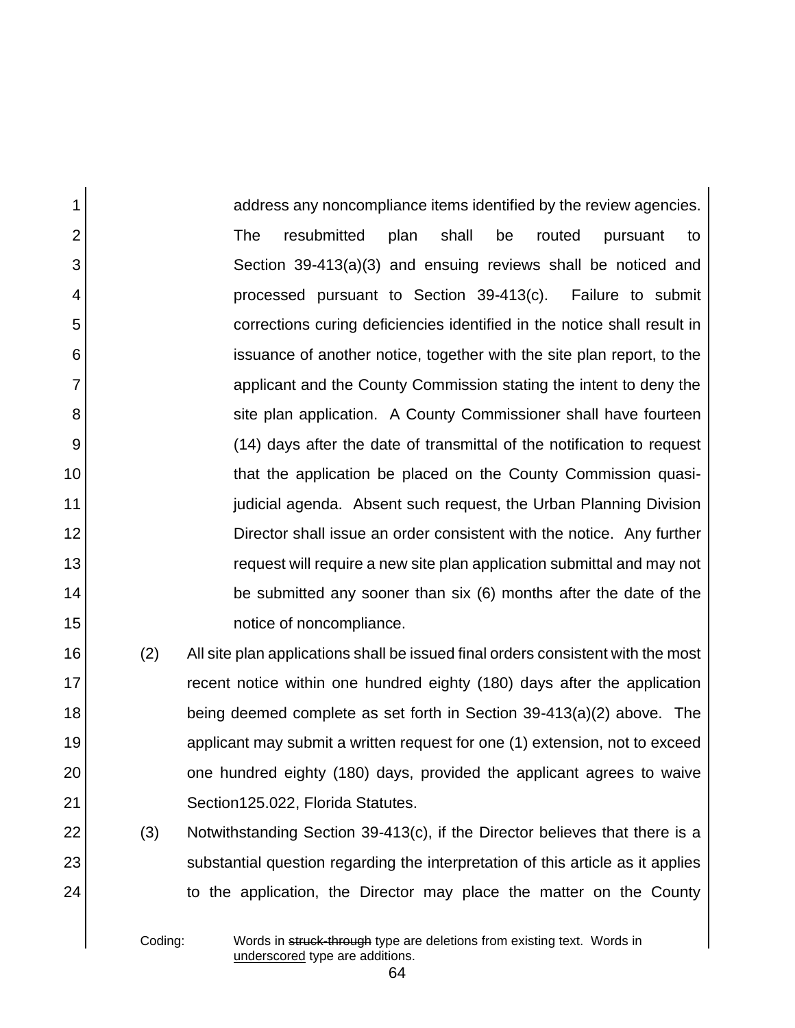address any noncompliance items identified by the review agencies. The resubmitted plan shall be routed pursuant to Section 39-413(a)(3) and ensuing reviews shall be noticed and processed pursuant to Section 39-413(c). Failure to submit corrections curing deficiencies identified in the notice shall result in issuance of another notice, together with the site plan report, to the applicant and the County Commission stating the intent to deny the site plan application. A County Commissioner shall have fourteen (14) days after the date of transmittal of the notification to request that the application be placed on the County Commission quasi-judicial agenda. Absent such request, the Urban Planning Division Director shall issue an order consistent with the notice. Any further request will require a new site plan application submittal and may not be submitted any sooner than six (6) months after the date of the notice of noncompliance.

(2) All site plan applications shall be issued final orders consistent with the most recent notice within one hundred eighty (180) days after the application being deemed complete as set forth in Section 39-413(a)(2) above. The applicant may submit a written request for one (1) extension, not to exceed one hundred eighty (180) days, provided the applicant agrees to waive Section125.022, Florida Statutes.

(3) Notwithstanding Section 39-413(c), if the Director believes that there is a substantial question regarding the interpretation of this article as it applies to the application, the Director may place the matter on the County

Coding: Words in ~~struck-through~~ type are deletions from existing text. Words in underscored type are additions.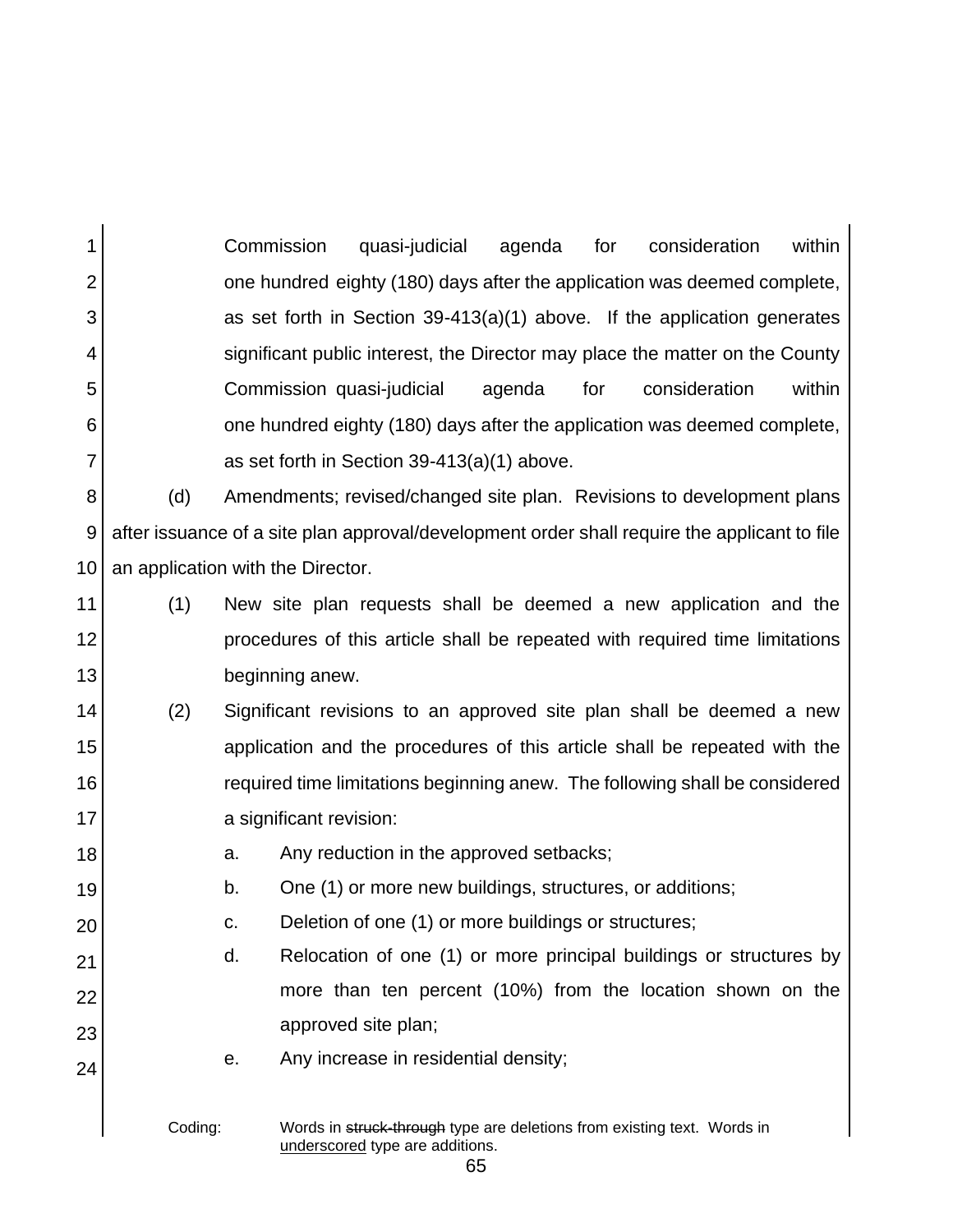Commission quasi-judicial agenda for consideration within one hundred eighty (180) days after the application was deemed complete, as set forth in Section 39-413(a)(1) above. If the application generates significant public interest, the Director may place the matter on the County Commission quasi-judicial agenda for consideration within one hundred eighty (180) days after the application was deemed complete, as set forth in Section 39-413(a)(1) above.

(d) Amendments; revised/changed site plan. Revisions to development plans after issuance of a site plan approval/development order shall require the applicant to file an application with the Director.

(1) New site plan requests shall be deemed a new application and the procedures of this article shall be repeated with required time limitations beginning anew.

(2) Significant revisions to an approved site plan shall be deemed a new application and the procedures of this article shall be repeated with the required time limitations beginning anew. The following shall be considered a significant revision:

a. Any reduction in the approved setbacks;

b. One (1) or more new buildings, structures, or additions;

c. Deletion of one (1) or more buildings or structures;

d. Relocation of one (1) or more principal buildings or structures by more than ten percent (10%) from the location shown on the approved site plan;

e. Any increase in residential density;

Coding: Words in ~~struck-through~~ type are deletions from existing text. Words in <u>underscored</u> type are additions.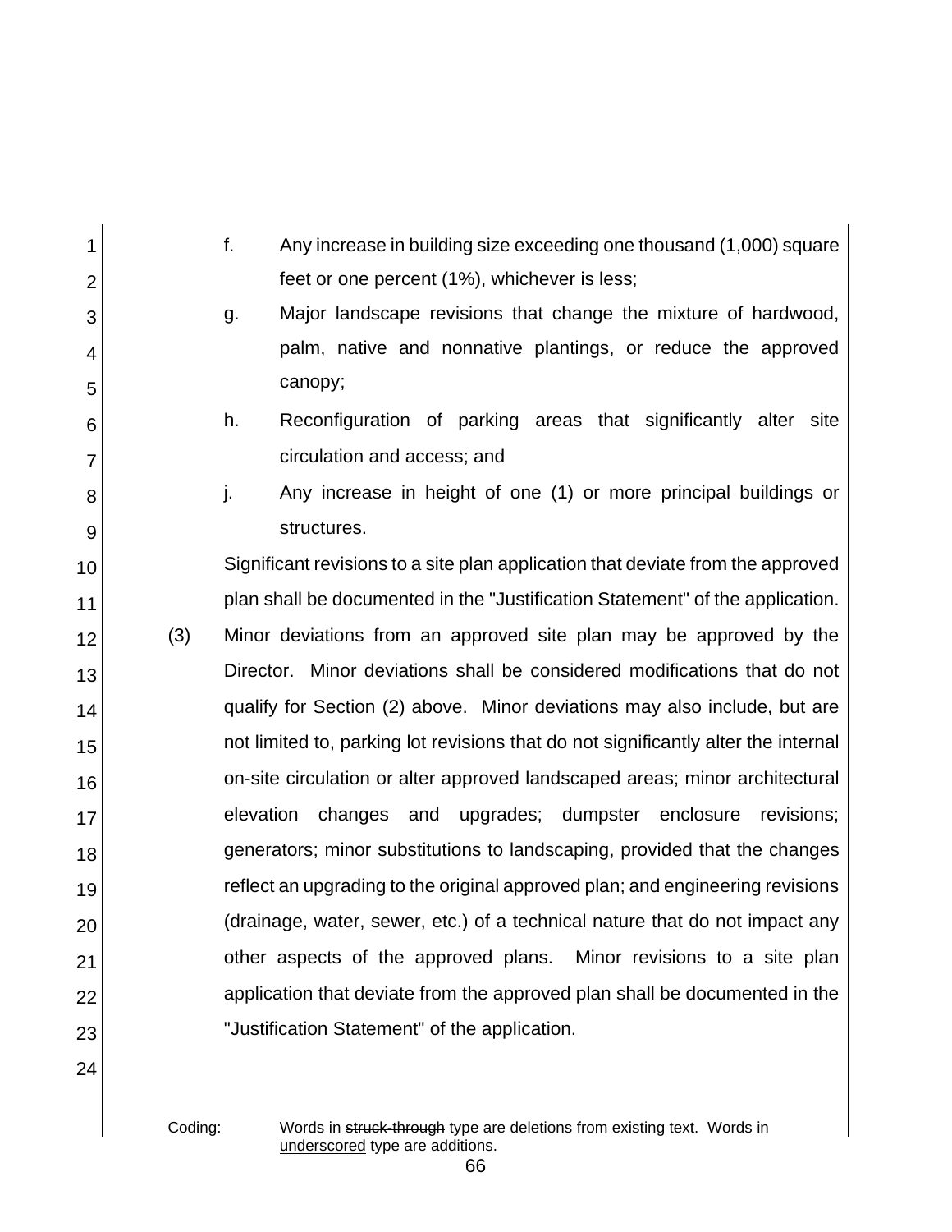f. Any increase in building size exceeding one thousand (1,000) square feet or one percent (1%), whichever is less;

g. Major landscape revisions that change the mixture of hardwood, palm, native and nonnative plantings, or reduce the approved canopy;

h. Reconfiguration of parking areas that significantly alter site circulation and access; and

j. Any increase in height of one (1) or more principal buildings or structures.

Significant revisions to a site plan application that deviate from the approved plan shall be documented in the "Justification Statement" of the application.

(3) Minor deviations from an approved site plan may be approved by the Director. Minor deviations shall be considered modifications that do not qualify for Section (2) above. Minor deviations may also include, but are not limited to, parking lot revisions that do not significantly alter the internal on-site circulation or alter approved landscaped areas; minor architectural elevation changes and upgrades; dumpster enclosure revisions; generators; minor substitutions to landscaping, provided that the changes reflect an upgrading to the original approved plan; and engineering revisions (drainage, water, sewer, etc.) of a technical nature that do not impact any other aspects of the approved plans. Minor revisions to a site plan application that deviate from the approved plan shall be documented in the "Justification Statement" of the application.

Coding: Words in ~~struck-through~~ type are deletions from existing text. Words in <u>underscored</u> type are additions.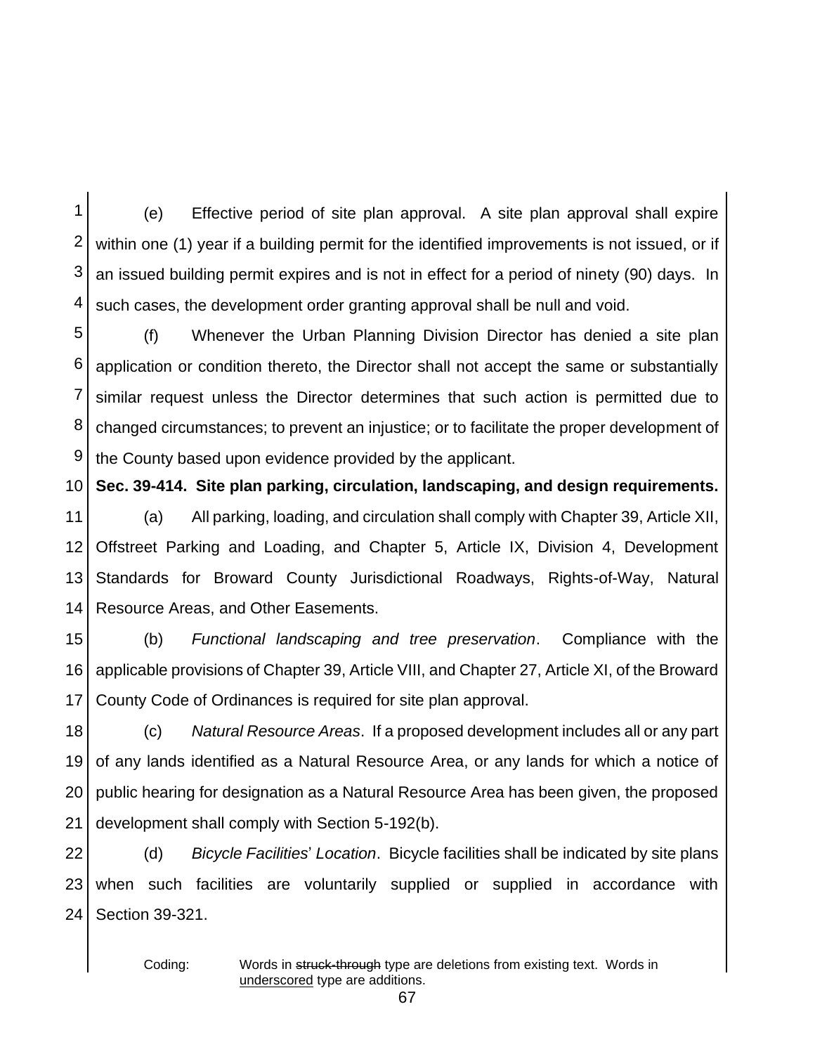(e) Effective period of site plan approval. A site plan approval shall expire within one (1) year if a building permit for the identified improvements is not issued, or if an issued building permit expires and is not in effect for a period of ninety (90) days. In such cases, the development order granting approval shall be null and void.

(f) Whenever the Urban Planning Division Director has denied a site plan application or condition thereto, the Director shall not accept the same or substantially similar request unless the Director determines that such action is permitted due to changed circumstances; to prevent an injustice; or to facilitate the proper development of the County based upon evidence provided by the applicant.

**Sec. 39-414. Site plan parking, circulation, landscaping, and design requirements.**

(a) All parking, loading, and circulation shall comply with Chapter 39, Article XII, Offstreet Parking and Loading, and Chapter 5, Article IX, Division 4, Development Standards for Broward County Jurisdictional Roadways, Rights-of-Way, Natural Resource Areas, and Other Easements.

(b) *Functional landscaping and tree preservation*. Compliance with the applicable provisions of Chapter 39, Article VIII, and Chapter 27, Article XI, of the Broward County Code of Ordinances is required for site plan approval.

(c) *Natural Resource Areas*. If a proposed development includes all or any part of any lands identified as a Natural Resource Area, or any lands for which a notice of public hearing for designation as a Natural Resource Area has been given, the proposed development shall comply with Section 5-192(b).

(d) *Bicycle Facilities' Location*. Bicycle facilities shall be indicated by site plans when such facilities are voluntarily supplied or supplied in accordance with Section 39-321.

Coding: Words in ~~struck-through~~ type are deletions from existing text. Words in <u>underscored</u> type are additions.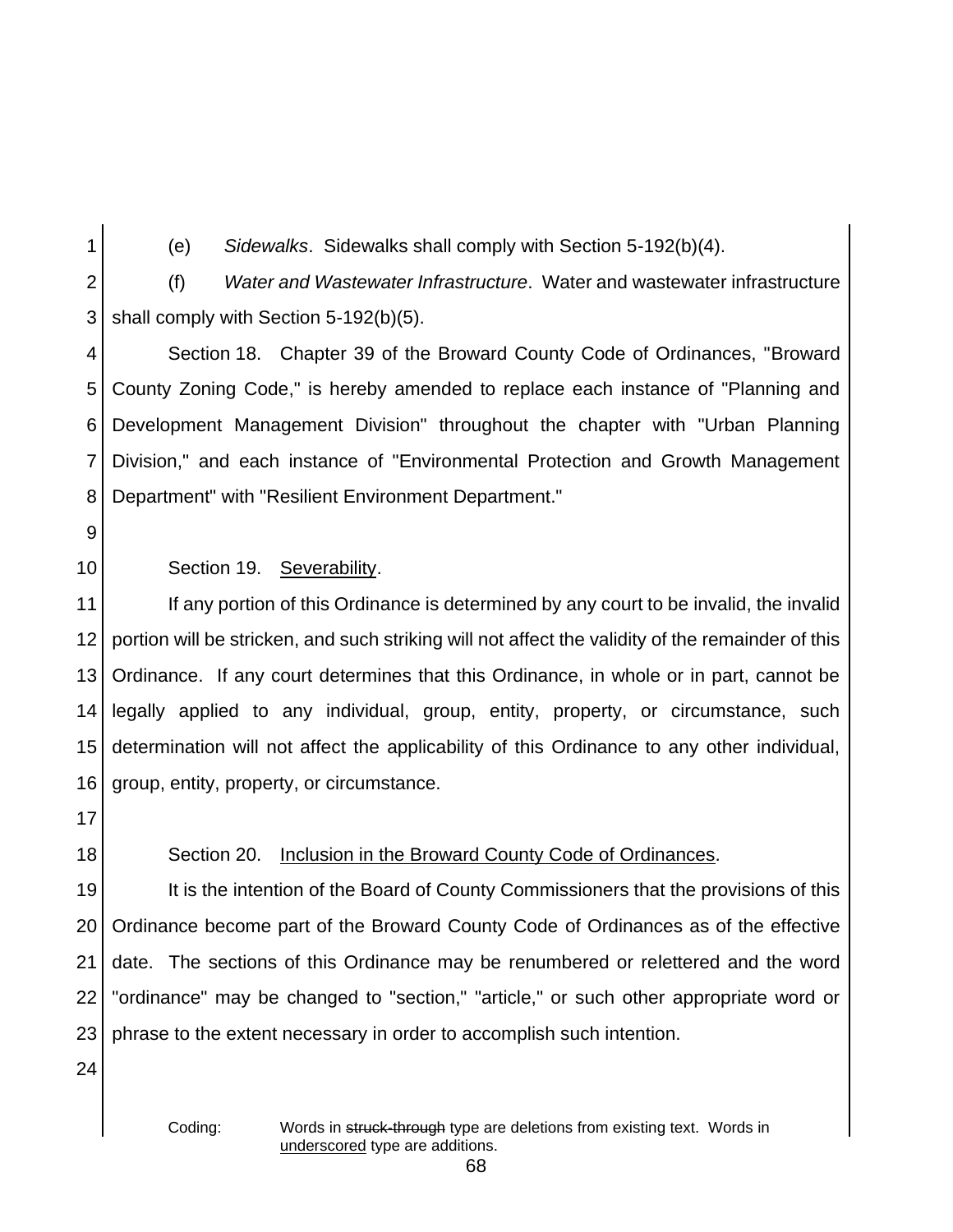(e) *Sidewalks*. Sidewalks shall comply with Section 5-192(b)(4).

(f) *Water and Wastewater Infrastructure*. Water and wastewater infrastructure shall comply with Section 5-192(b)(5).

Section 18. Chapter 39 of the Broward County Code of Ordinances, "Broward County Zoning Code," is hereby amended to replace each instance of "Planning and Development Management Division" throughout the chapter with "Urban Planning Division," and each instance of "Environmental Protection and Growth Management Department" with "Resilient Environment Department."

Section 19. <u>Severability</u>.

If any portion of this Ordinance is determined by any court to be invalid, the invalid portion will be stricken, and such striking will not affect the validity of the remainder of this Ordinance. If any court determines that this Ordinance, in whole or in part, cannot be legally applied to any individual, group, entity, property, or circumstance, such determination will not affect the applicability of this Ordinance to any other individual, group, entity, property, or circumstance.

Section 20. <u>Inclusion in the Broward County Code of Ordinances</u>.

It is the intention of the Board of County Commissioners that the provisions of this Ordinance become part of the Broward County Code of Ordinances as of the effective date. The sections of this Ordinance may be renumbered or relettered and the word "ordinance" may be changed to "section," "article," or such other appropriate word or phrase to the extent necessary in order to accomplish such intention.

Coding: Words in ~~struck-through~~ type are deletions from existing text. Words in <u>underscored</u> type are additions.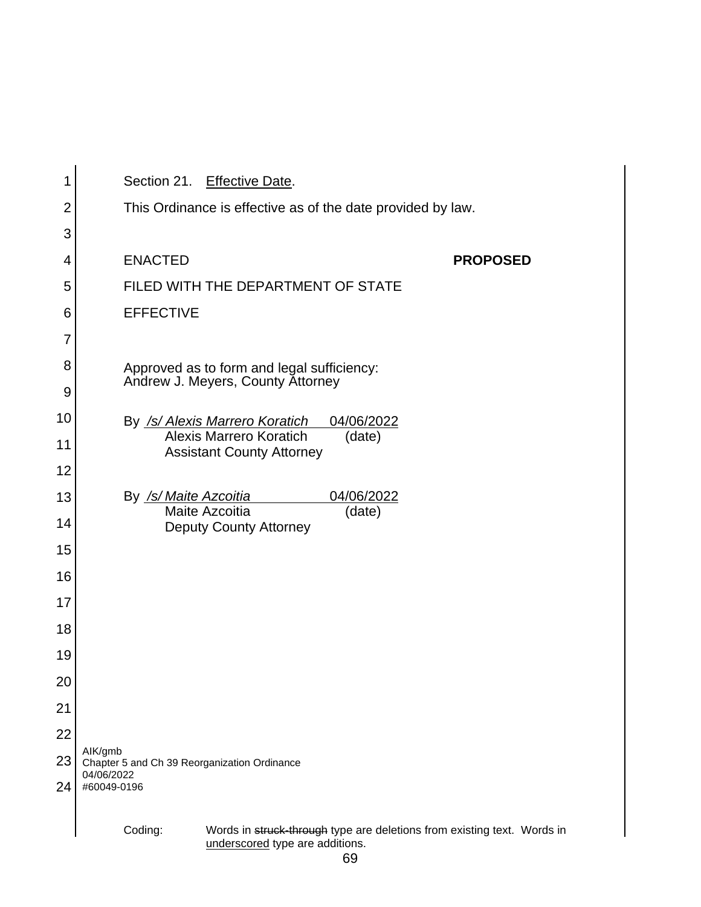Section 21. <u>Effective Date</u>.

This Ordinance is effective as of the date provided by law.

ENACTED **PROPOSED**

FILED WITH THE DEPARTMENT OF STATE

EFFECTIVE

Approved as to form and legal sufficiency:
Andrew J. Meyers, County Attorney

By */s/ Alexis Marrero Koratich* 04/06/2022
Alexis Marrero Koratich (date)
Assistant County Attorney

By */s/ Maite Azcoitia* 04/06/2022
Maite Azcoitia (date)
Deputy County Attorney

AIK/gmb
Chapter 5 and Ch 39 Reorganization Ordinance
04/06/2022
#60049-0196

Coding: Words in ~~struck-through~~ type are deletions from existing text. Words in <u>underscored</u> type are additions.